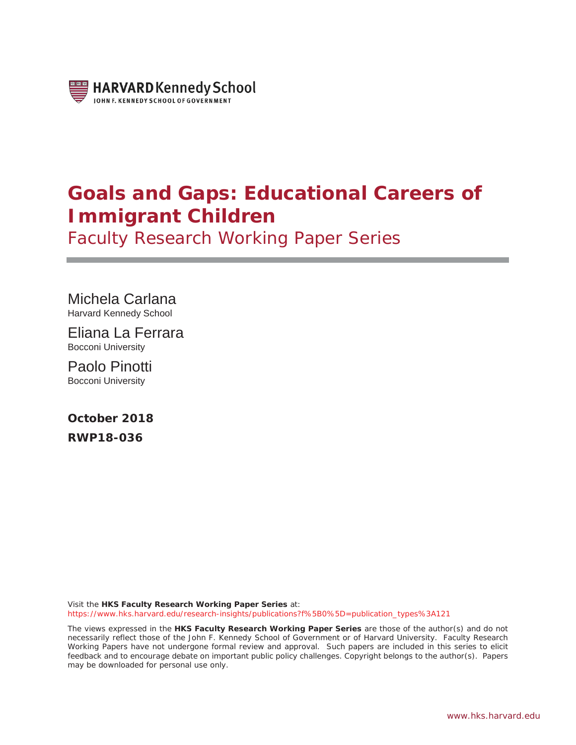HARVARD Kennedy School
JOHN F. KENNEDY SCHOOL OF GOVERNMENT

# Goals and Gaps: Educational Careers of Immigrant Children

Faculty Research Working Paper Series

Michela Carlana
Harvard Kennedy School

Eliana La Ferrara
Bocconi University

Paolo Pinotti
Bocconi University

**October 2018**

**RWP18-036**

Visit the **HKS Faculty Research Working Paper Series** at:
https://www.hks.harvard.edu/research-insights/publications?f%5B0%5D=publication_types%3A121

The views expressed in the **HKS Faculty Research Working Paper Series** are those of the author(s) and do not necessarily reflect those of the John F. Kennedy School of Government or of Harvard University. Faculty Research Working Papers have not undergone formal review and approval. Such papers are included in this series to elicit feedback and to encourage debate on important public policy challenges. Copyright belongs to the author(s). Papers may be downloaded for personal use only.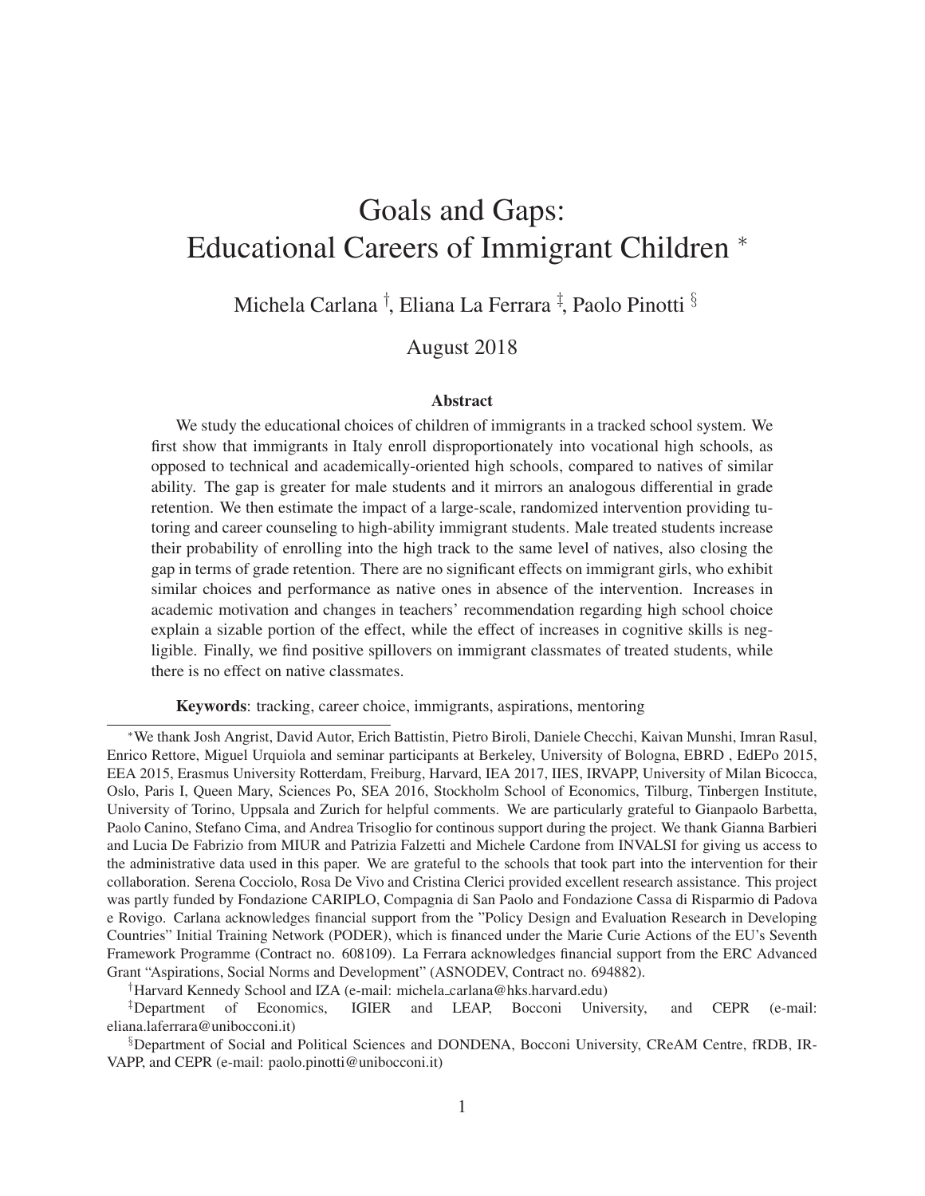# Goals and Gaps: Educational Careers of Immigrant Children *

Michela Carlana †, Eliana La Ferrara ‡, Paolo Pinotti §

August 2018

### Abstract

We study the educational choices of children of immigrants in a tracked school system. We first show that immigrants in Italy enroll disproportionately into vocational high schools, as opposed to technical and academically-oriented high schools, compared to natives of similar ability. The gap is greater for male students and it mirrors an analogous differential in grade retention. We then estimate the impact of a large-scale, randomized intervention providing tutoring and career counseling to high-ability immigrant students. Male treated students increase their probability of enrolling into the high track to the same level of natives, also closing the gap in terms of grade retention. There are no significant effects on immigrant girls, who exhibit similar choices and performance as native ones in absence of the intervention. Increases in academic motivation and changes in teachers' recommendation regarding high school choice explain a sizable portion of the effect, while the effect of increases in cognitive skills is negligible. Finally, we find positive spillovers on immigrant classmates of treated students, while there is no effect on native classmates.

**Keywords**: tracking, career choice, immigrants, aspirations, mentoring

---

*We thank Josh Angrist, David Autor, Erich Battistin, Pietro Biroli, Daniele Checchi, Kaivan Munshi, Imran Rasul, Enrico Rettore, Miguel Urquiola and seminar participants at Berkeley, University of Bologna, EBRD , EdEPo 2015, EEA 2015, Erasmus University Rotterdam, Freiburg, Harvard, IEA 2017, IIES, IRVAPP, University of Milan Bicocca, Oslo, Paris I, Queen Mary, Sciences Po, SEA 2016, Stockholm School of Economics, Tilburg, Tinbergen Institute, University of Torino, Uppsala and Zurich for helpful comments. We are particularly grateful to Gianpaolo Barbetta, Paolo Canino, Stefano Cima, and Andrea Trisoglio for continous support during the project. We thank Gianna Barbieri and Lucia De Fabrizio from MIUR and Patrizia Falzetti and Michele Cardone from INVALSI for giving us access to the administrative data used in this paper. We are grateful to the schools that took part into the intervention for their collaboration. Serena Cocciolo, Rosa De Vivo and Cristina Clerici provided excellent research assistance. This project was partly funded by Fondazione CARIPLO, Compagnia di San Paolo and Fondazione Cassa di Risparmio di Padova e Rovigo. Carlana acknowledges financial support from the "Policy Design and Evaluation Research in Developing Countries" Initial Training Network (PODER), which is financed under the Marie Curie Actions of the EU's Seventh Framework Programme (Contract no. 608109). La Ferrara acknowledges financial support from the ERC Advanced Grant "Aspirations, Social Norms and Development" (ASNODEV, Contract no. 694882).

†Harvard Kennedy School and IZA (e-mail: michela_carlana@hks.harvard.edu)

‡Department of Economics, IGIER and LEAP, Bocconi University, and CEPR (e-mail: eliana.laferrara@unibocconi.it)

§Department of Social and Political Sciences and DONDENA, Bocconi University, CReAM Centre, fRDB, IRVAPP, and CEPR (e-mail: paolo.pinotti@unibocconi.it)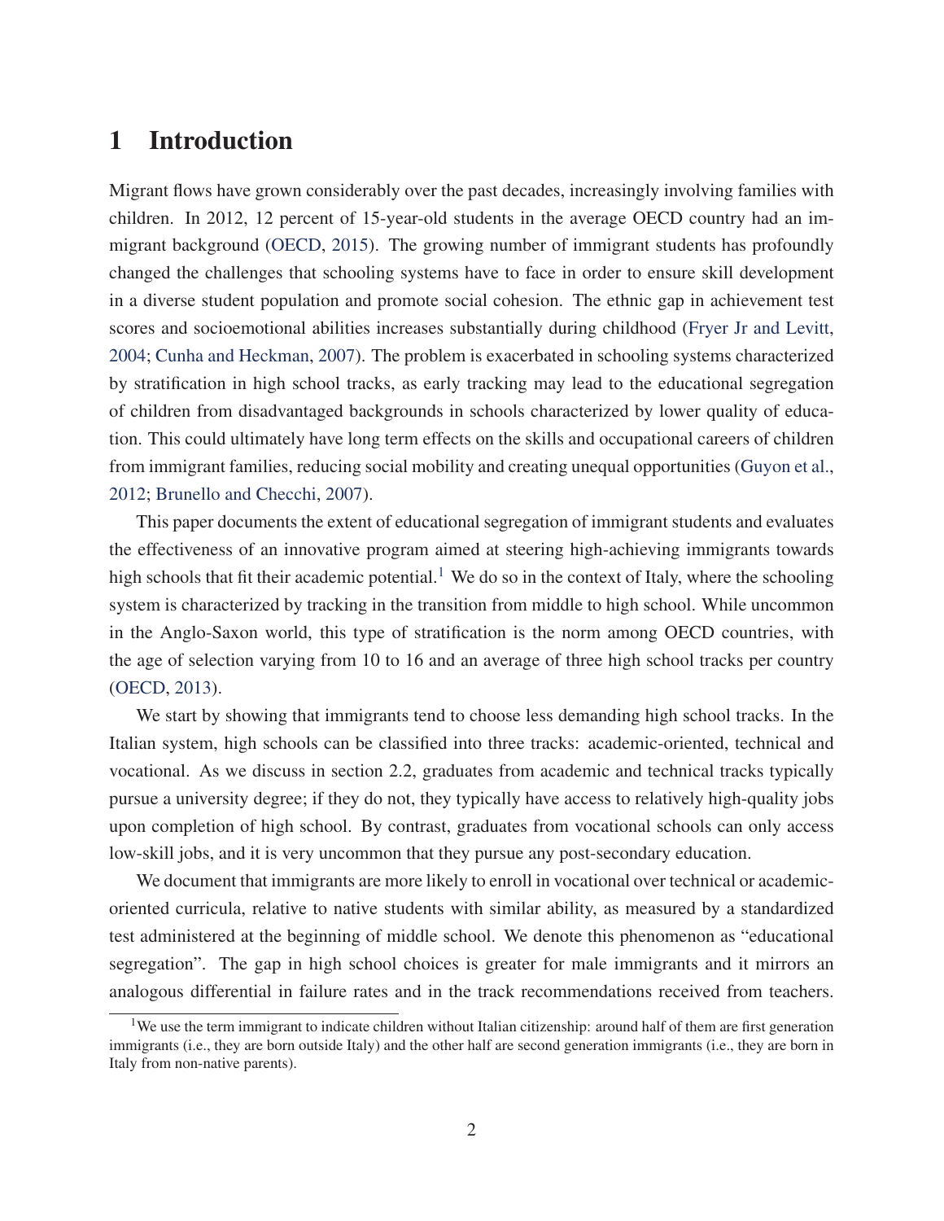# 1 Introduction

Migrant flows have grown considerably over the past decades, increasingly involving families with children. In 2012, 12 percent of 15-year-old students in the average OECD country had an immigrant background (OECD, 2015). The growing number of immigrant students has profoundly changed the challenges that schooling systems have to face in order to ensure skill development in a diverse student population and promote social cohesion. The ethnic gap in achievement test scores and socioemotional abilities increases substantially during childhood (Fryer Jr and Levitt, 2004; Cunha and Heckman, 2007). The problem is exacerbated in schooling systems characterized by stratification in high school tracks, as early tracking may lead to the educational segregation of children from disadvantaged backgrounds in schools characterized by lower quality of education. This could ultimately have long term effects on the skills and occupational careers of children from immigrant families, reducing social mobility and creating unequal opportunities (Guyon et al., 2012; Brunello and Checchi, 2007).

This paper documents the extent of educational segregation of immigrant students and evaluates the effectiveness of an innovative program aimed at steering high-achieving immigrants towards high schools that fit their academic potential.[1] We do so in the context of Italy, where the schooling system is characterized by tracking in the transition from middle to high school. While uncommon in the Anglo-Saxon world, this type of stratification is the norm among OECD countries, with the age of selection varying from 10 to 16 and an average of three high school tracks per country (OECD, 2013).

We start by showing that immigrants tend to choose less demanding high school tracks. In the Italian system, high schools can be classified into three tracks: academic-oriented, technical and vocational. As we discuss in section 2.2, graduates from academic and technical tracks typically pursue a university degree; if they do not, they typically have access to relatively high-quality jobs upon completion of high school. By contrast, graduates from vocational schools can only access low-skill jobs, and it is very uncommon that they pursue any post-secondary education.

We document that immigrants are more likely to enroll in vocational over technical or academic-oriented curricula, relative to native students with similar ability, as measured by a standardized test administered at the beginning of middle school. We denote this phenomenon as "educational segregation". The gap in high school choices is greater for male immigrants and it mirrors an analogous differential in failure rates and in the track recommendations received from teachers.

[1] We use the term immigrant to indicate children without Italian citizenship: around half of them are first generation immigrants (i.e., they are born outside Italy) and the other half are second generation immigrants (i.e., they are born in Italy from non-native parents).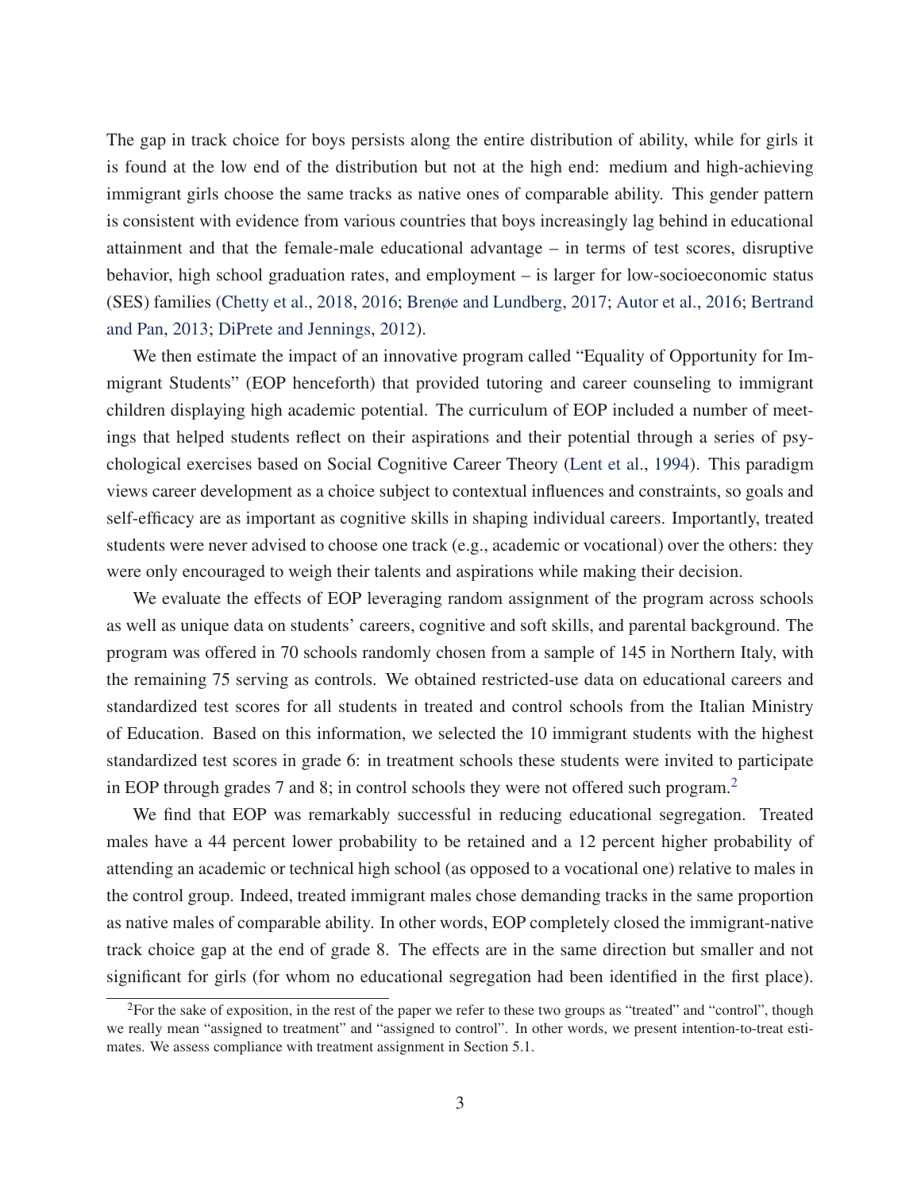The gap in track choice for boys persists along the entire distribution of ability, while for girls it is found at the low end of the distribution but not at the high end: medium and high-achieving immigrant girls choose the same tracks as native ones of comparable ability. This gender pattern is consistent with evidence from various countries that boys increasingly lag behind in educational attainment and that the female-male educational advantage – in terms of test scores, disruptive behavior, high school graduation rates, and employment – is larger for low-socioeconomic status (SES) families (Chetty et al., 2018, 2016; Brenøe and Lundberg, 2017; Autor et al., 2016; Bertrand and Pan, 2013; DiPrete and Jennings, 2012).

We then estimate the impact of an innovative program called "Equality of Opportunity for Immigrant Students" (EOP henceforth) that provided tutoring and career counseling to immigrant children displaying high academic potential. The curriculum of EOP included a number of meetings that helped students reflect on their aspirations and their potential through a series of psychological exercises based on Social Cognitive Career Theory (Lent et al., 1994). This paradigm views career development as a choice subject to contextual influences and constraints, so goals and self-efficacy are as important as cognitive skills in shaping individual careers. Importantly, treated students were never advised to choose one track (e.g., academic or vocational) over the others: they were only encouraged to weigh their talents and aspirations while making their decision.

We evaluate the effects of EOP leveraging random assignment of the program across schools as well as unique data on students' careers, cognitive and soft skills, and parental background. The program was offered in 70 schools randomly chosen from a sample of 145 in Northern Italy, with the remaining 75 serving as controls. We obtained restricted-use data on educational careers and standardized test scores for all students in treated and control schools from the Italian Ministry of Education. Based on this information, we selected the 10 immigrant students with the highest standardized test scores in grade 6: in treatment schools these students were invited to participate in EOP through grades 7 and 8; in control schools they were not offered such program.[2]

We find that EOP was remarkably successful in reducing educational segregation. Treated males have a 44 percent lower probability to be retained and a 12 percent higher probability of attending an academic or technical high school (as opposed to a vocational one) relative to males in the control group. Indeed, treated immigrant males chose demanding tracks in the same proportion as native males of comparable ability. In other words, EOP completely closed the immigrant-native track choice gap at the end of grade 8. The effects are in the same direction but smaller and not significant for girls (for whom no educational segregation had been identified in the first place).

[2] For the sake of exposition, in the rest of the paper we refer to these two groups as "treated" and "control", though we really mean "assigned to treatment" and "assigned to control". In other words, we present intention-to-treat estimates. We assess compliance with treatment assignment in Section 5.1.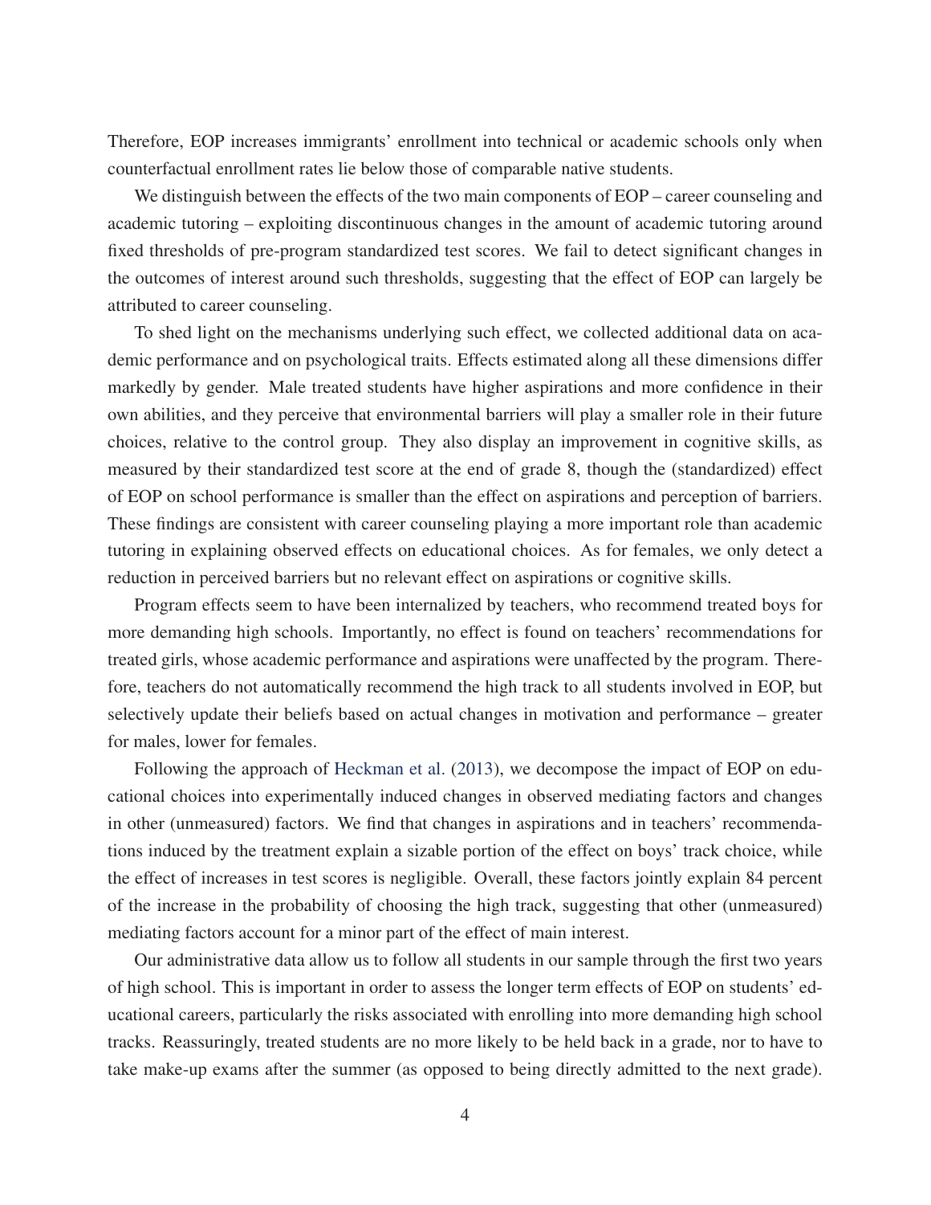Therefore, EOP increases immigrants' enrollment into technical or academic schools only when counterfactual enrollment rates lie below those of comparable native students.

We distinguish between the effects of the two main components of EOP – career counseling and academic tutoring – exploiting discontinuous changes in the amount of academic tutoring around fixed thresholds of pre-program standardized test scores. We fail to detect significant changes in the outcomes of interest around such thresholds, suggesting that the effect of EOP can largely be attributed to career counseling.

To shed light on the mechanisms underlying such effect, we collected additional data on academic performance and on psychological traits. Effects estimated along all these dimensions differ markedly by gender. Male treated students have higher aspirations and more confidence in their own abilities, and they perceive that environmental barriers will play a smaller role in their future choices, relative to the control group. They also display an improvement in cognitive skills, as measured by their standardized test score at the end of grade 8, though the (standardized) effect of EOP on school performance is smaller than the effect on aspirations and perception of barriers. These findings are consistent with career counseling playing a more important role than academic tutoring in explaining observed effects on educational choices. As for females, we only detect a reduction in perceived barriers but no relevant effect on aspirations or cognitive skills.

Program effects seem to have been internalized by teachers, who recommend treated boys for more demanding high schools. Importantly, no effect is found on teachers' recommendations for treated girls, whose academic performance and aspirations were unaffected by the program. Therefore, teachers do not automatically recommend the high track to all students involved in EOP, but selectively update their beliefs based on actual changes in motivation and performance – greater for males, lower for females.

Following the approach of Heckman et al. (2013), we decompose the impact of EOP on educational choices into experimentally induced changes in observed mediating factors and changes in other (unmeasured) factors. We find that changes in aspirations and in teachers' recommendations induced by the treatment explain a sizable portion of the effect on boys' track choice, while the effect of increases in test scores is negligible. Overall, these factors jointly explain 84 percent of the increase in the probability of choosing the high track, suggesting that other (unmeasured) mediating factors account for a minor part of the effect of main interest.

Our administrative data allow us to follow all students in our sample through the first two years of high school. This is important in order to assess the longer term effects of EOP on students' educational careers, particularly the risks associated with enrolling into more demanding high school tracks. Reassuringly, treated students are no more likely to be held back in a grade, nor to have to take make-up exams after the summer (as opposed to being directly admitted to the next grade).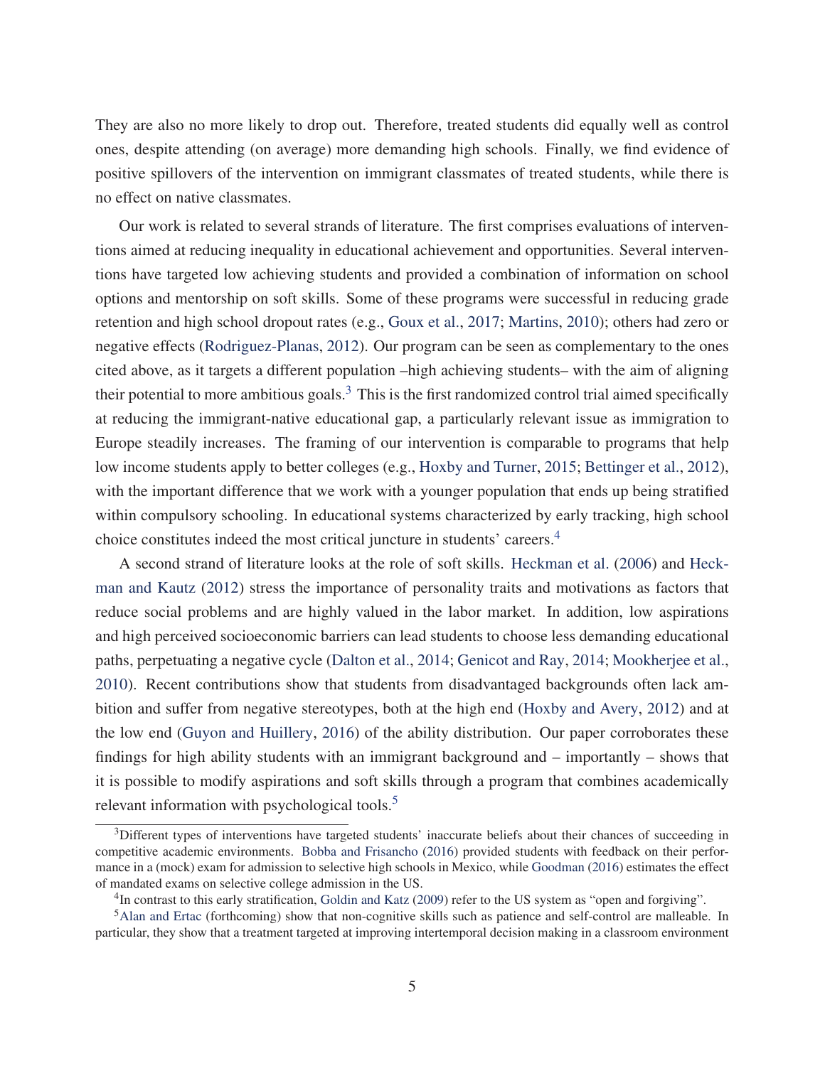They are also no more likely to drop out. Therefore, treated students did equally well as control ones, despite attending (on average) more demanding high schools. Finally, we find evidence of positive spillovers of the intervention on immigrant classmates of treated students, while there is no effect on native classmates.

Our work is related to several strands of literature. The first comprises evaluations of interventions aimed at reducing inequality in educational achievement and opportunities. Several interventions have targeted low achieving students and provided a combination of information on school options and mentorship on soft skills. Some of these programs were successful in reducing grade retention and high school dropout rates (e.g., Goux et al., 2017; Martins, 2010); others had zero or negative effects (Rodriguez-Planas, 2012). Our program can be seen as complementary to the ones cited above, as it targets a different population –high achieving students– with the aim of aligning their potential to more ambitious goals.[3] This is the first randomized control trial aimed specifically at reducing the immigrant-native educational gap, a particularly relevant issue as immigration to Europe steadily increases. The framing of our intervention is comparable to programs that help low income students apply to better colleges (e.g., Hoxby and Turner, 2015; Bettinger et al., 2012), with the important difference that we work with a younger population that ends up being stratified within compulsory schooling. In educational systems characterized by early tracking, high school choice constitutes indeed the most critical juncture in students' careers.[4]

A second strand of literature looks at the role of soft skills. Heckman et al. (2006) and Heckman and Kautz (2012) stress the importance of personality traits and motivations as factors that reduce social problems and are highly valued in the labor market. In addition, low aspirations and high perceived socioeconomic barriers can lead students to choose less demanding educational paths, perpetuating a negative cycle (Dalton et al., 2014; Genicot and Ray, 2014; Mookherjee et al., 2010). Recent contributions show that students from disadvantaged backgrounds often lack ambition and suffer from negative stereotypes, both at the high end (Hoxby and Avery, 2012) and at the low end (Guyon and Huillery, 2016) of the ability distribution. Our paper corroborates these findings for high ability students with an immigrant background and – importantly – shows that it is possible to modify aspirations and soft skills through a program that combines academically relevant information with psychological tools.[5]

---

[3] Different types of interventions have targeted students' inaccurate beliefs about their chances of succeeding in competitive academic environments. Bobba and Frisancho (2016) provided students with feedback on their performance in a (mock) exam for admission to selective high schools in Mexico, while Goodman (2016) estimates the effect of mandated exams on selective college admission in the US.

[4] In contrast to this early stratification, Goldin and Katz (2009) refer to the US system as "open and forgiving".

[5] Alan and Ertac (forthcoming) show that non-cognitive skills such as patience and self-control are malleable. In particular, they show that a treatment targeted at improving intertemporal decision making in a classroom environment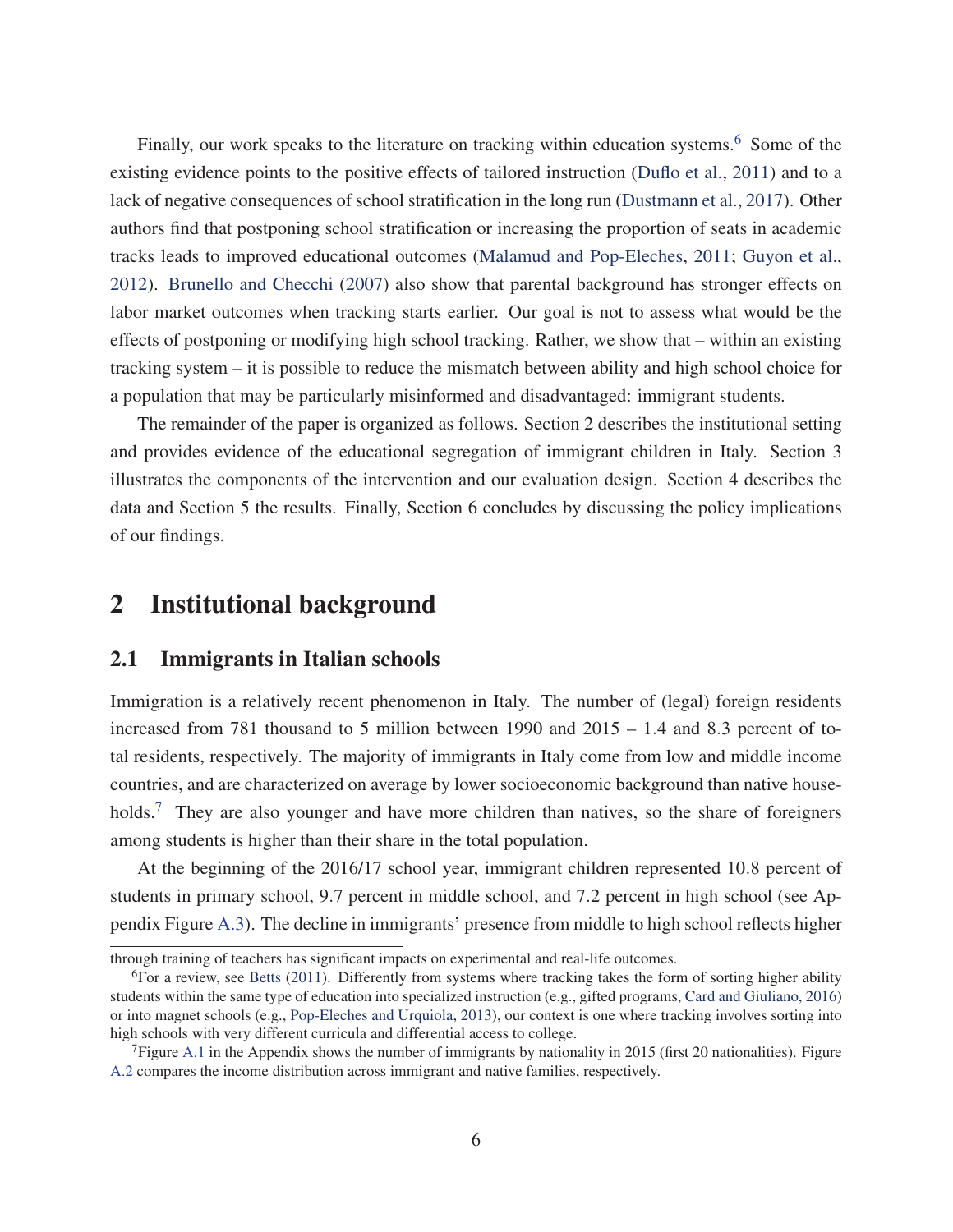Finally, our work speaks to the literature on tracking within education systems.[6] Some of the existing evidence points to the positive effects of tailored instruction (Duflo et al., 2011) and to a lack of negative consequences of school stratification in the long run (Dustmann et al., 2017). Other authors find that postponing school stratification or increasing the proportion of seats in academic tracks leads to improved educational outcomes (Malamud and Pop-Eleches, 2011; Guyon et al., 2012). Brunello and Checchi (2007) also show that parental background has stronger effects on labor market outcomes when tracking starts earlier. Our goal is not to assess what would be the effects of postponing or modifying high school tracking. Rather, we show that – within an existing tracking system – it is possible to reduce the mismatch between ability and high school choice for a population that may be particularly misinformed and disadvantaged: immigrant students.

The remainder of the paper is organized as follows. Section 2 describes the institutional setting and provides evidence of the educational segregation of immigrant children in Italy. Section 3 illustrates the components of the intervention and our evaluation design. Section 4 describes the data and Section 5 the results. Finally, Section 6 concludes by discussing the policy implications of our findings.

## 2 Institutional background

### 2.1 Immigrants in Italian schools

Immigration is a relatively recent phenomenon in Italy. The number of (legal) foreign residents increased from 781 thousand to 5 million between 1990 and 2015 – 1.4 and 8.3 percent of total residents, respectively. The majority of immigrants in Italy come from low and middle income countries, and are characterized on average by lower socioeconomic background than native households.[7] They are also younger and have more children than natives, so the share of foreigners among students is higher than their share in the total population.

At the beginning of the 2016/17 school year, immigrant children represented 10.8 percent of students in primary school, 9.7 percent in middle school, and 7.2 percent in high school (see Appendix Figure A.3). The decline in immigrants' presence from middle to high school reflects higher

---

through training of teachers has significant impacts on experimental and real-life outcomes.

[6] For a review, see Betts (2011). Differently from systems where tracking takes the form of sorting higher ability students within the same type of education into specialized instruction (e.g., gifted programs, Card and Giuliano, 2016) or into magnet schools (e.g., Pop-Eleches and Urquiola, 2013), our context is one where tracking involves sorting into high schools with very different curricula and differential access to college.

[7] Figure A.1 in the Appendix shows the number of immigrants by nationality in 2015 (first 20 nationalities). Figure A.2 compares the income distribution across immigrant and native families, respectively.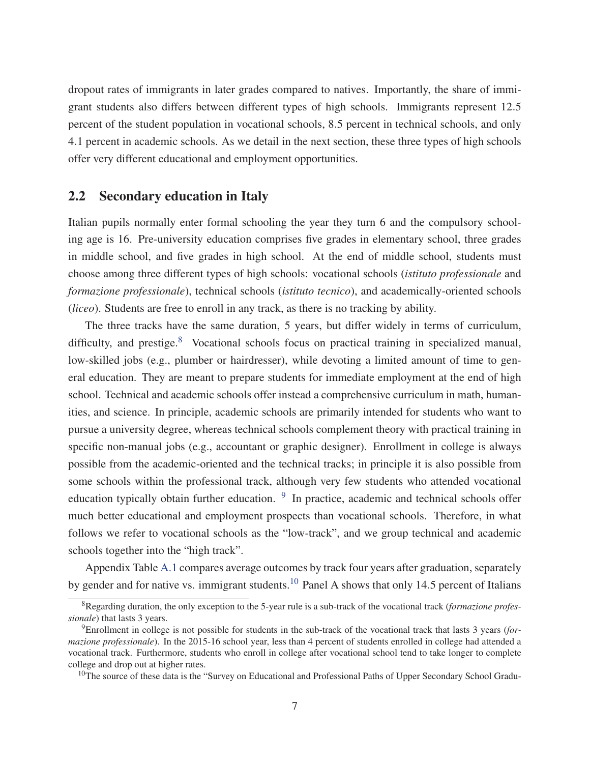dropout rates of immigrants in later grades compared to natives. Importantly, the share of immigrant students also differs between different types of high schools. Immigrants represent 12.5 percent of the student population in vocational schools, 8.5 percent in technical schools, and only 4.1 percent in academic schools. As we detail in the next section, these three types of high schools offer very different educational and employment opportunities.

## 2.2 Secondary education in Italy

Italian pupils normally enter formal schooling the year they turn 6 and the compulsory schooling age is 16. Pre-university education comprises five grades in elementary school, three grades in middle school, and five grades in high school. At the end of middle school, students must choose among three different types of high schools: vocational schools (*istituto professionale* and *formazione professionale*), technical schools (*istituto tecnico*), and academically-oriented schools (*liceo*). Students are free to enroll in any track, as there is no tracking by ability.

The three tracks have the same duration, 5 years, but differ widely in terms of curriculum, difficulty, and prestige.[8] Vocational schools focus on practical training in specialized manual, low-skilled jobs (e.g., plumber or hairdresser), while devoting a limited amount of time to general education. They are meant to prepare students for immediate employment at the end of high school. Technical and academic schools offer instead a comprehensive curriculum in math, humanities, and science. In principle, academic schools are primarily intended for students who want to pursue a university degree, whereas technical schools complement theory with practical training in specific non-manual jobs (e.g., accountant or graphic designer). Enrollment in college is always possible from the academic-oriented and the technical tracks; in principle it is also possible from some schools within the professional track, although very few students who attended vocational education typically obtain further education. [9] In practice, academic and technical schools offer much better educational and employment prospects than vocational schools. Therefore, in what follows we refer to vocational schools as the "low-track", and we group technical and academic schools together into the "high track".

Appendix Table A.1 compares average outcomes by track four years after graduation, separately by gender and for native vs. immigrant students.[10] Panel A shows that only 14.5 percent of Italians

[8] Regarding duration, the only exception to the 5-year rule is a sub-track of the vocational track (*formazione professionale*) that lasts 3 years.

[9] Enrollment in college is not possible for students in the sub-track of the vocational track that lasts 3 years (*formazione professionale*). In the 2015-16 school year, less than 4 percent of students enrolled in college had attended a vocational track. Furthermore, students who enroll in college after vocational school tend to take longer to complete college and drop out at higher rates.

[10] The source of these data is the "Survey on Educational and Professional Paths of Upper Secondary School Gradu-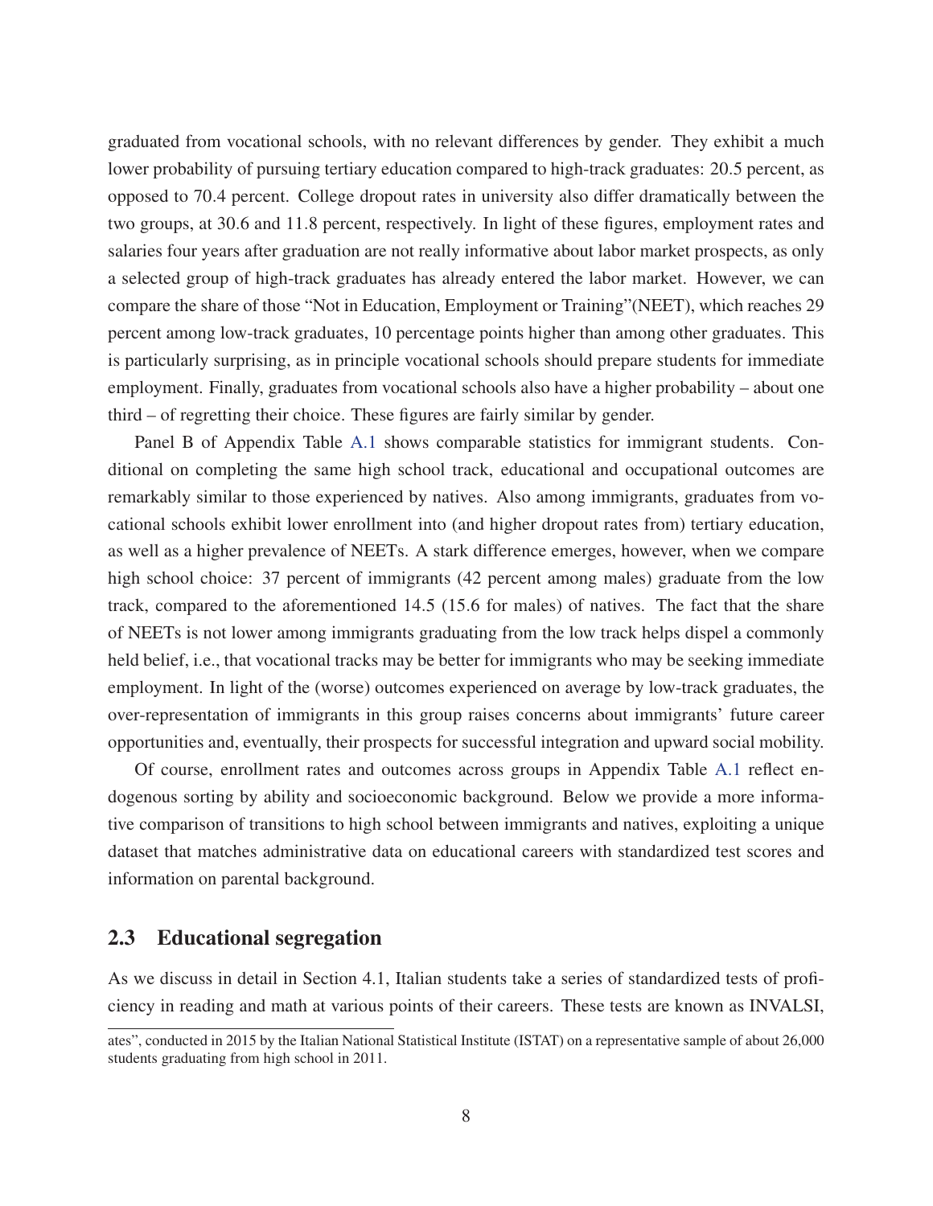graduated from vocational schools, with no relevant differences by gender. They exhibit a much lower probability of pursuing tertiary education compared to high-track graduates: 20.5 percent, as opposed to 70.4 percent. College dropout rates in university also differ dramatically between the two groups, at 30.6 and 11.8 percent, respectively. In light of these figures, employment rates and salaries four years after graduation are not really informative about labor market prospects, as only a selected group of high-track graduates has already entered the labor market. However, we can compare the share of those "Not in Education, Employment or Training"(NEET), which reaches 29 percent among low-track graduates, 10 percentage points higher than among other graduates. This is particularly surprising, as in principle vocational schools should prepare students for immediate employment. Finally, graduates from vocational schools also have a higher probability – about one third – of regretting their choice. These figures are fairly similar by gender.

Panel B of Appendix Table A.1 shows comparable statistics for immigrant students. Conditional on completing the same high school track, educational and occupational outcomes are remarkably similar to those experienced by natives. Also among immigrants, graduates from vocational schools exhibit lower enrollment into (and higher dropout rates from) tertiary education, as well as a higher prevalence of NEETs. A stark difference emerges, however, when we compare high school choice: 37 percent of immigrants (42 percent among males) graduate from the low track, compared to the aforementioned 14.5 (15.6 for males) of natives. The fact that the share of NEETs is not lower among immigrants graduating from the low track helps dispel a commonly held belief, i.e., that vocational tracks may be better for immigrants who may be seeking immediate employment. In light of the (worse) outcomes experienced on average by low-track graduates, the over-representation of immigrants in this group raises concerns about immigrants' future career opportunities and, eventually, their prospects for successful integration and upward social mobility.

Of course, enrollment rates and outcomes across groups in Appendix Table A.1 reflect endogenous sorting by ability and socioeconomic background. Below we provide a more informative comparison of transitions to high school between immigrants and natives, exploiting a unique dataset that matches administrative data on educational careers with standardized test scores and information on parental background.

## 2.3 Educational segregation

As we discuss in detail in Section 4.1, Italian students take a series of standardized tests of proficiency in reading and math at various points of their careers. These tests are known as INVALSI,

ates", conducted in 2015 by the Italian National Statistical Institute (ISTAT) on a representative sample of about 26,000 students graduating from high school in 2011.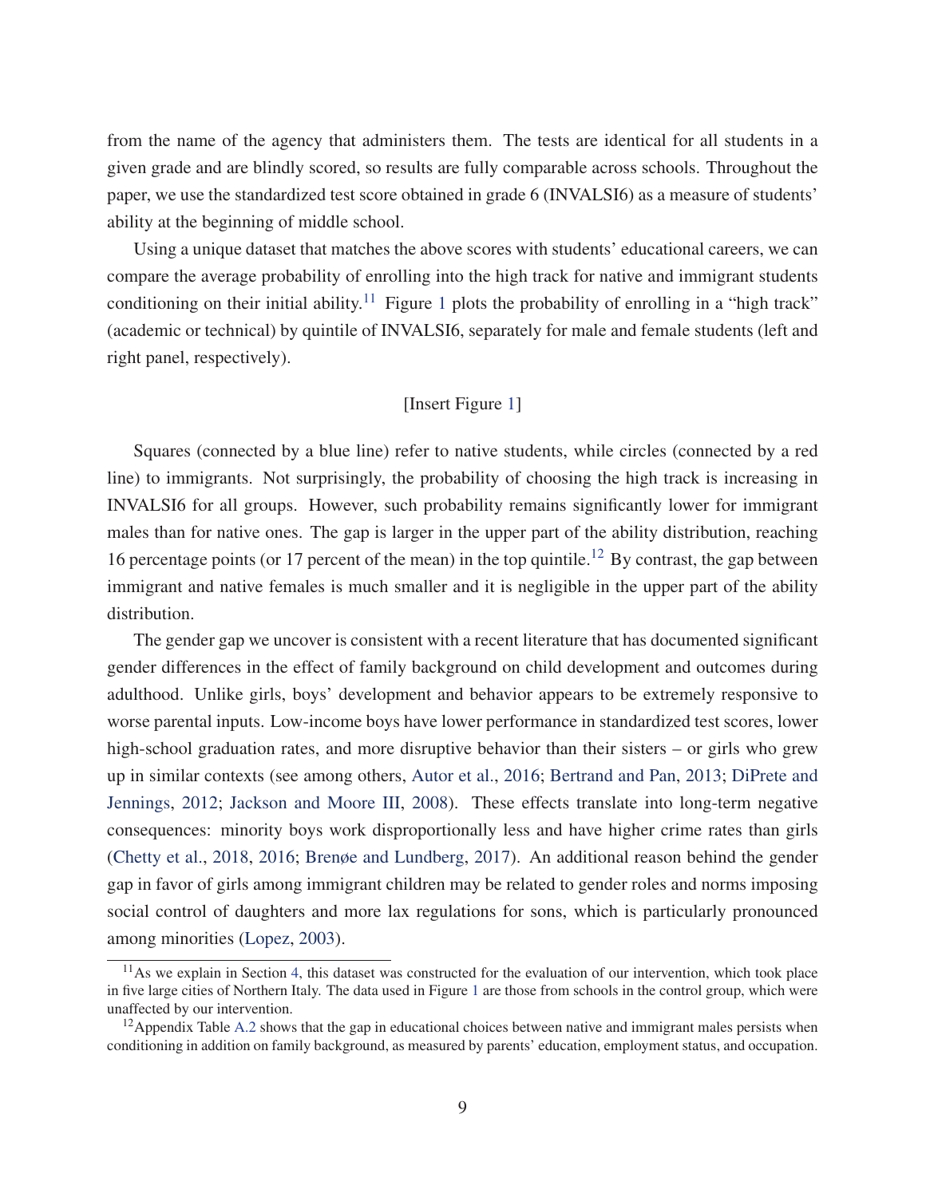from the name of the agency that administers them. The tests are identical for all students in a given grade and are blindly scored, so results are fully comparable across schools. Throughout the paper, we use the standardized test score obtained in grade 6 (INVALSI6) as a measure of students' ability at the beginning of middle school.

Using a unique dataset that matches the above scores with students' educational careers, we can compare the average probability of enrolling into the high track for native and immigrant students conditioning on their initial ability.[11] Figure 1 plots the probability of enrolling in a "high track" (academic or technical) by quintile of INVALSI6, separately for male and female students (left and right panel, respectively).

[Insert Figure 1]

Squares (connected by a blue line) refer to native students, while circles (connected by a red line) to immigrants. Not surprisingly, the probability of choosing the high track is increasing in INVALSI6 for all groups. However, such probability remains significantly lower for immigrant males than for native ones. The gap is larger in the upper part of the ability distribution, reaching 16 percentage points (or 17 percent of the mean) in the top quintile.[12] By contrast, the gap between immigrant and native females is much smaller and it is negligible in the upper part of the ability distribution.

The gender gap we uncover is consistent with a recent literature that has documented significant gender differences in the effect of family background on child development and outcomes during adulthood. Unlike girls, boys' development and behavior appears to be extremely responsive to worse parental inputs. Low-income boys have lower performance in standardized test scores, lower high-school graduation rates, and more disruptive behavior than their sisters – or girls who grew up in similar contexts (see among others, Autor et al., 2016; Bertrand and Pan, 2013; DiPrete and Jennings, 2012; Jackson and Moore III, 2008). These effects translate into long-term negative consequences: minority boys work disproportionally less and have higher crime rates than girls (Chetty et al., 2018, 2016; Brenøe and Lundberg, 2017). An additional reason behind the gender gap in favor of girls among immigrant children may be related to gender roles and norms imposing social control of daughters and more lax regulations for sons, which is particularly pronounced among minorities (Lopez, 2003).

[11] As we explain in Section 4, this dataset was constructed for the evaluation of our intervention, which took place in five large cities of Northern Italy. The data used in Figure 1 are those from schools in the control group, which were unaffected by our intervention.

[12] Appendix Table A.2 shows that the gap in educational choices between native and immigrant males persists when conditioning in addition on family background, as measured by parents' education, employment status, and occupation.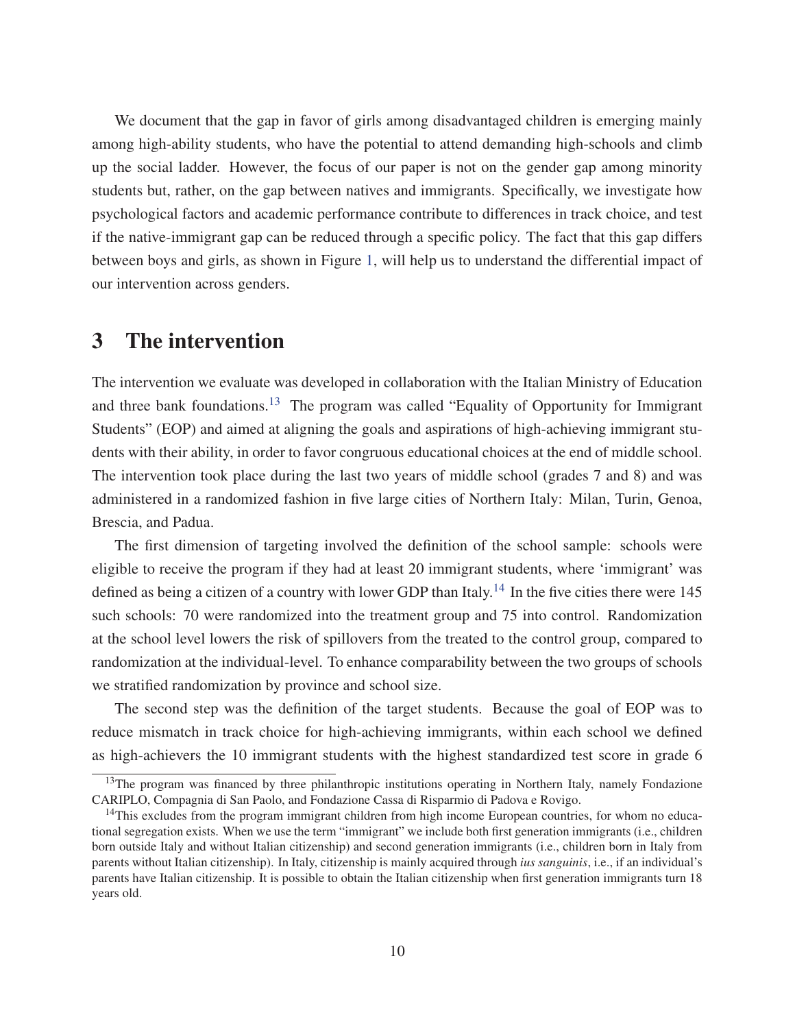We document that the gap in favor of girls among disadvantaged children is emerging mainly among high-ability students, who have the potential to attend demanding high-schools and climb up the social ladder. However, the focus of our paper is not on the gender gap among minority students but, rather, on the gap between natives and immigrants. Specifically, we investigate how psychological factors and academic performance contribute to differences in track choice, and test if the native-immigrant gap can be reduced through a specific policy. The fact that this gap differs between boys and girls, as shown in Figure 1, will help us to understand the differential impact of our intervention across genders.

# 3 The intervention

The intervention we evaluate was developed in collaboration with the Italian Ministry of Education and three bank foundations.[13] The program was called "Equality of Opportunity for Immigrant Students" (EOP) and aimed at aligning the goals and aspirations of high-achieving immigrant students with their ability, in order to favor congruous educational choices at the end of middle school. The intervention took place during the last two years of middle school (grades 7 and 8) and was administered in a randomized fashion in five large cities of Northern Italy: Milan, Turin, Genoa, Brescia, and Padua.

The first dimension of targeting involved the definition of the school sample: schools were eligible to receive the program if they had at least 20 immigrant students, where 'immigrant' was defined as being a citizen of a country with lower GDP than Italy.[14] In the five cities there were 145 such schools: 70 were randomized into the treatment group and 75 into control. Randomization at the school level lowers the risk of spillovers from the treated to the control group, compared to randomization at the individual-level. To enhance comparability between the two groups of schools we stratified randomization by province and school size.

The second step was the definition of the target students. Because the goal of EOP was to reduce mismatch in track choice for high-achieving immigrants, within each school we defined as high-achievers the 10 immigrant students with the highest standardized test score in grade 6

[13] The program was financed by three philanthropic institutions operating in Northern Italy, namely Fondazione CARIPLO, Compagnia di San Paolo, and Fondazione Cassa di Risparmio di Padova e Rovigo.

[14] This excludes from the program immigrant children from high income European countries, for whom no educational segregation exists. When we use the term "immigrant" we include both first generation immigrants (i.e., children born outside Italy and without Italian citizenship) and second generation immigrants (i.e., children born in Italy from parents without Italian citizenship). In Italy, citizenship is mainly acquired through *ius sanguinis*, i.e., if an individual's parents have Italian citizenship. It is possible to obtain the Italian citizenship when first generation immigrants turn 18 years old.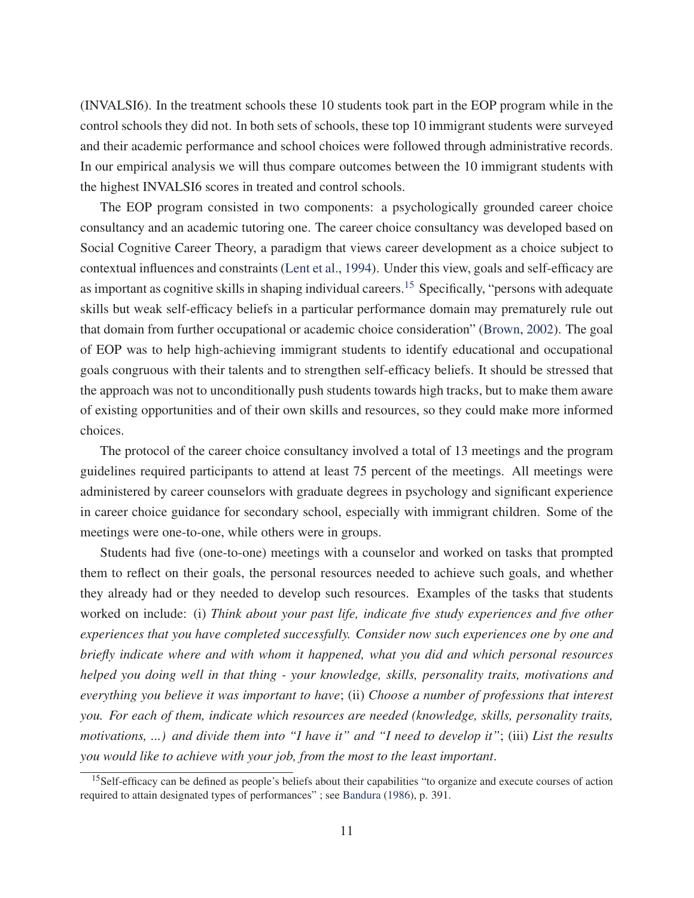(INVALSI6). In the treatment schools these 10 students took part in the EOP program while in the control schools they did not. In both sets of schools, these top 10 immigrant students were surveyed and their academic performance and school choices were followed through administrative records. In our empirical analysis we will thus compare outcomes between the 10 immigrant students with the highest INVALSI6 scores in treated and control schools.

The EOP program consisted in two components: a psychologically grounded career choice consultancy and an academic tutoring one. The career choice consultancy was developed based on Social Cognitive Career Theory, a paradigm that views career development as a choice subject to contextual influences and constraints (Lent et al., 1994). Under this view, goals and self-efficacy are as important as cognitive skills in shaping individual careers.[15] Specifically, "persons with adequate skills but weak self-efficacy beliefs in a particular performance domain may prematurely rule out that domain from further occupational or academic choice consideration" (Brown, 2002). The goal of EOP was to help high-achieving immigrant students to identify educational and occupational goals congruous with their talents and to strengthen self-efficacy beliefs. It should be stressed that the approach was not to unconditionally push students towards high tracks, but to make them aware of existing opportunities and of their own skills and resources, so they could make more informed choices.

The protocol of the career choice consultancy involved a total of 13 meetings and the program guidelines required participants to attend at least 75 percent of the meetings. All meetings were administered by career counselors with graduate degrees in psychology and significant experience in career choice guidance for secondary school, especially with immigrant children. Some of the meetings were one-to-one, while others were in groups.

Students had five (one-to-one) meetings with a counselor and worked on tasks that prompted them to reflect on their goals, the personal resources needed to achieve such goals, and whether they already had or they needed to develop such resources. Examples of the tasks that students worked on include: (i) *Think about your past life, indicate five study experiences and five other experiences that you have completed successfully. Consider now such experiences one by one and briefly indicate where and with whom it happened, what you did and which personal resources helped you doing well in that thing - your knowledge, skills, personality traits, motivations and everything you believe it was important to have*; (ii) *Choose a number of professions that interest you. For each of them, indicate which resources are needed (knowledge, skills, personality traits, motivations, ...) and divide them into "I have it" and "I need to develop it"*; (iii) *List the results you would like to achieve with your job, from the most to the least important*.

[15] Self-efficacy can be defined as people's beliefs about their capabilities "to organize and execute courses of action required to attain designated types of performances" ; see Bandura (1986), p. 391.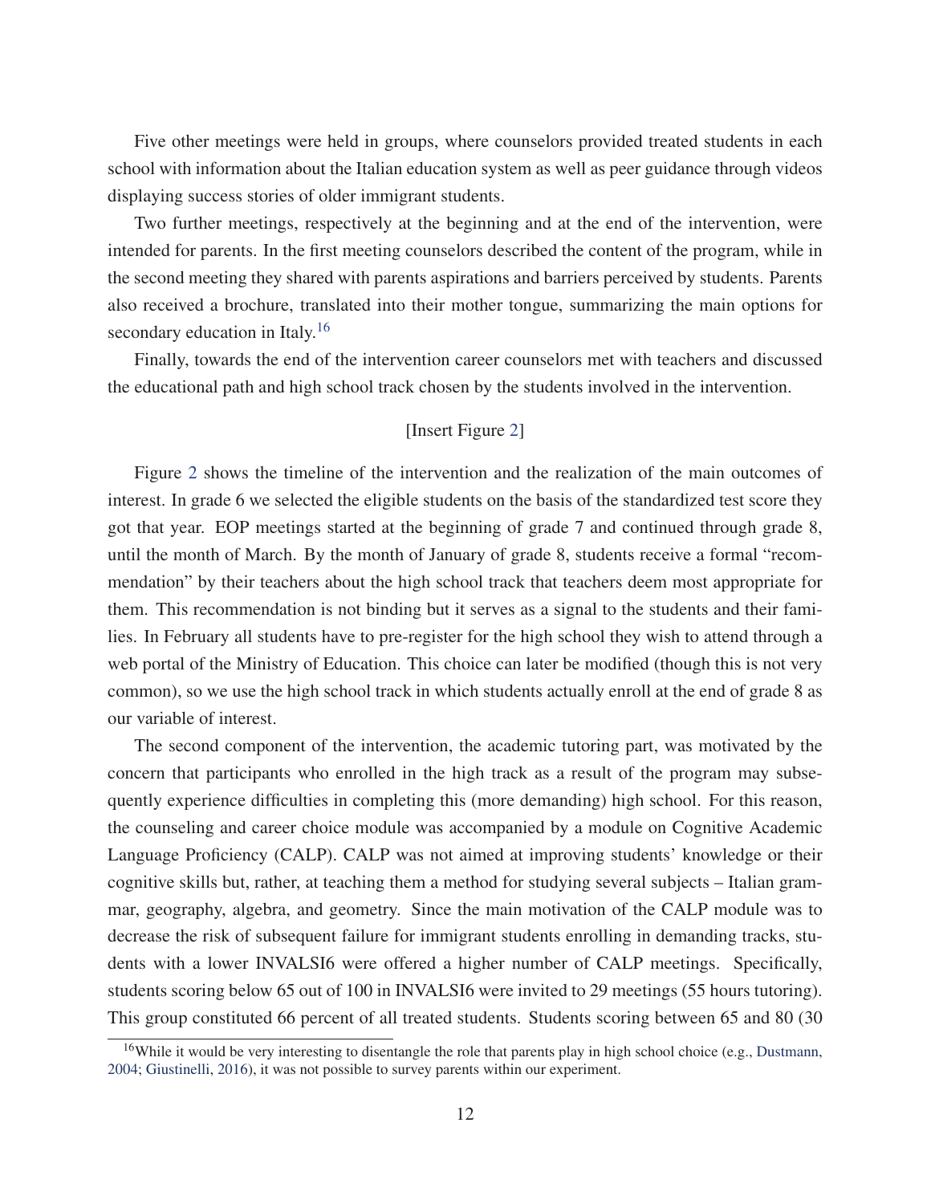Five other meetings were held in groups, where counselors provided treated students in each school with information about the Italian education system as well as peer guidance through videos displaying success stories of older immigrant students.

Two further meetings, respectively at the beginning and at the end of the intervention, were intended for parents. In the first meeting counselors described the content of the program, while in the second meeting they shared with parents aspirations and barriers perceived by students. Parents also received a brochure, translated into their mother tongue, summarizing the main options for secondary education in Italy.[16]

Finally, towards the end of the intervention career counselors met with teachers and discussed the educational path and high school track chosen by the students involved in the intervention.

[Insert Figure 2]

Figure 2 shows the timeline of the intervention and the realization of the main outcomes of interest. In grade 6 we selected the eligible students on the basis of the standardized test score they got that year. EOP meetings started at the beginning of grade 7 and continued through grade 8, until the month of March. By the month of January of grade 8, students receive a formal "recommendation" by their teachers about the high school track that teachers deem most appropriate for them. This recommendation is not binding but it serves as a signal to the students and their families. In February all students have to pre-register for the high school they wish to attend through a web portal of the Ministry of Education. This choice can later be modified (though this is not very common), so we use the high school track in which students actually enroll at the end of grade 8 as our variable of interest.

The second component of the intervention, the academic tutoring part, was motivated by the concern that participants who enrolled in the high track as a result of the program may subsequently experience difficulties in completing this (more demanding) high school. For this reason, the counseling and career choice module was accompanied by a module on Cognitive Academic Language Proficiency (CALP). CALP was not aimed at improving students' knowledge or their cognitive skills but, rather, at teaching them a method for studying several subjects – Italian grammar, geography, algebra, and geometry. Since the main motivation of the CALP module was to decrease the risk of subsequent failure for immigrant students enrolling in demanding tracks, students with a lower INVALSI6 were offered a higher number of CALP meetings. Specifically, students scoring below 65 out of 100 in INVALSI6 were invited to 29 meetings (55 hours tutoring). This group constituted 66 percent of all treated students. Students scoring between 65 and 80 (30

[16]While it would be very interesting to disentangle the role that parents play in high school choice (e.g., Dustmann, 2004; Giustinelli, 2016), it was not possible to survey parents within our experiment.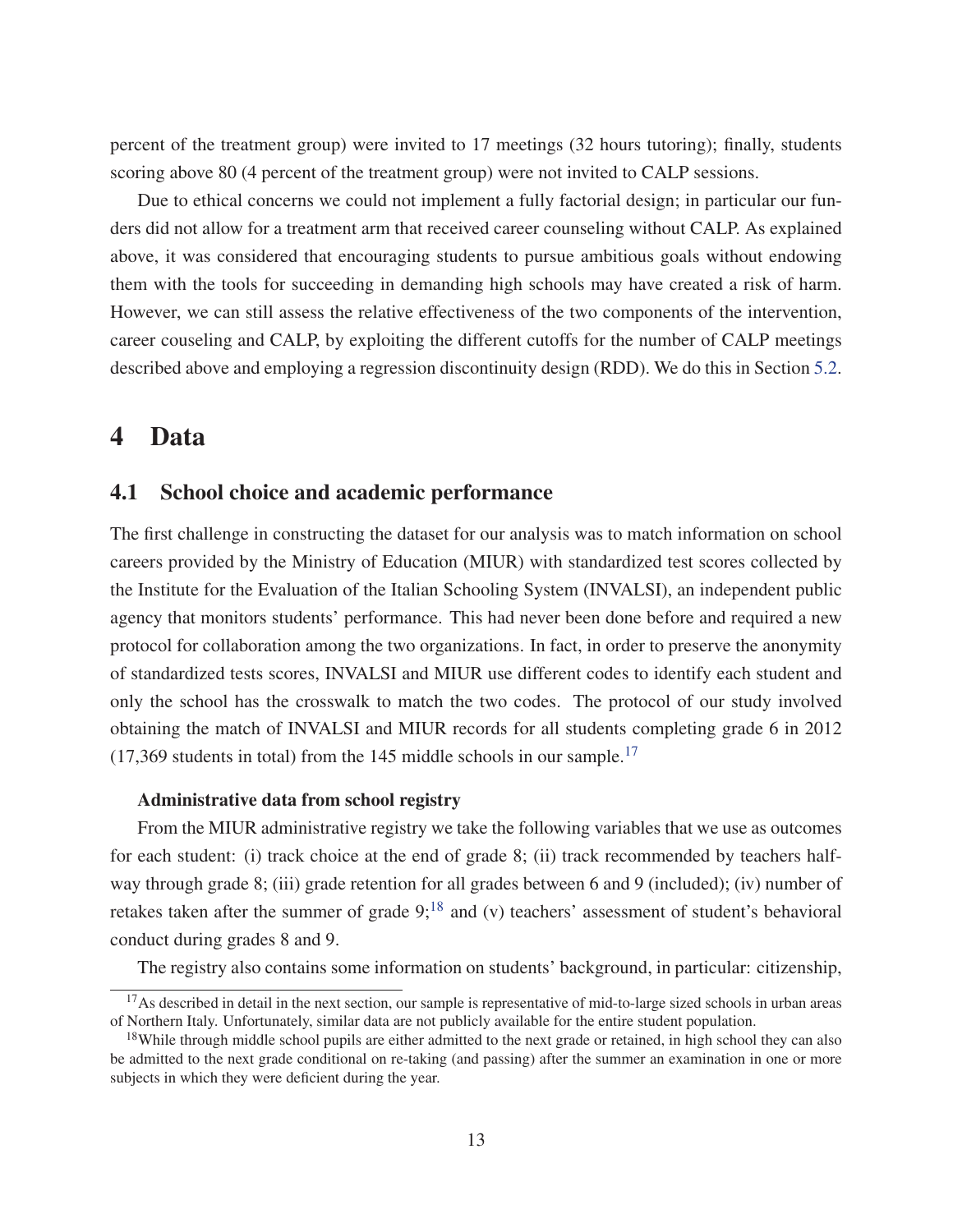percent of the treatment group) were invited to 17 meetings (32 hours tutoring); finally, students scoring above 80 (4 percent of the treatment group) were not invited to CALP sessions.

Due to ethical concerns we could not implement a fully factorial design; in particular our funders did not allow for a treatment arm that received career counseling without CALP. As explained above, it was considered that encouraging students to pursue ambitious goals without endowing them with the tools for succeeding in demanding high schools may have created a risk of harm. However, we can still assess the relative effectiveness of the two components of the intervention, career couseling and CALP, by exploiting the different cutoffs for the number of CALP meetings described above and employing a regression discontinuity design (RDD). We do this in Section 5.2.

# 4 Data

## 4.1 School choice and academic performance

The first challenge in constructing the dataset for our analysis was to match information on school careers provided by the Ministry of Education (MIUR) with standardized test scores collected by the Institute for the Evaluation of the Italian Schooling System (INVALSI), an independent public agency that monitors students' performance. This had never been done before and required a new protocol for collaboration among the two organizations. In fact, in order to preserve the anonymity of standardized tests scores, INVALSI and MIUR use different codes to identify each student and only the school has the crosswalk to match the two codes. The protocol of our study involved obtaining the match of INVALSI and MIUR records for all students completing grade 6 in 2012 (17,369 students in total) from the 145 middle schools in our sample.[17]

**Administrative data from school registry**

From the MIUR administrative registry we take the following variables that we use as outcomes for each student: (i) track choice at the end of grade 8; (ii) track recommended by teachers halfway through grade 8; (iii) grade retention for all grades between 6 and 9 (included); (iv) number of retakes taken after the summer of grade 9;[18] and (v) teachers' assessment of student's behavioral conduct during grades 8 and 9.

The registry also contains some information on students' background, in particular: citizenship,

[17] As described in detail in the next section, our sample is representative of mid-to-large sized schools in urban areas of Northern Italy. Unfortunately, similar data are not publicly available for the entire student population.

[18] While through middle school pupils are either admitted to the next grade or retained, in high school they can also be admitted to the next grade conditional on re-taking (and passing) after the summer an examination in one or more subjects in which they were deficient during the year.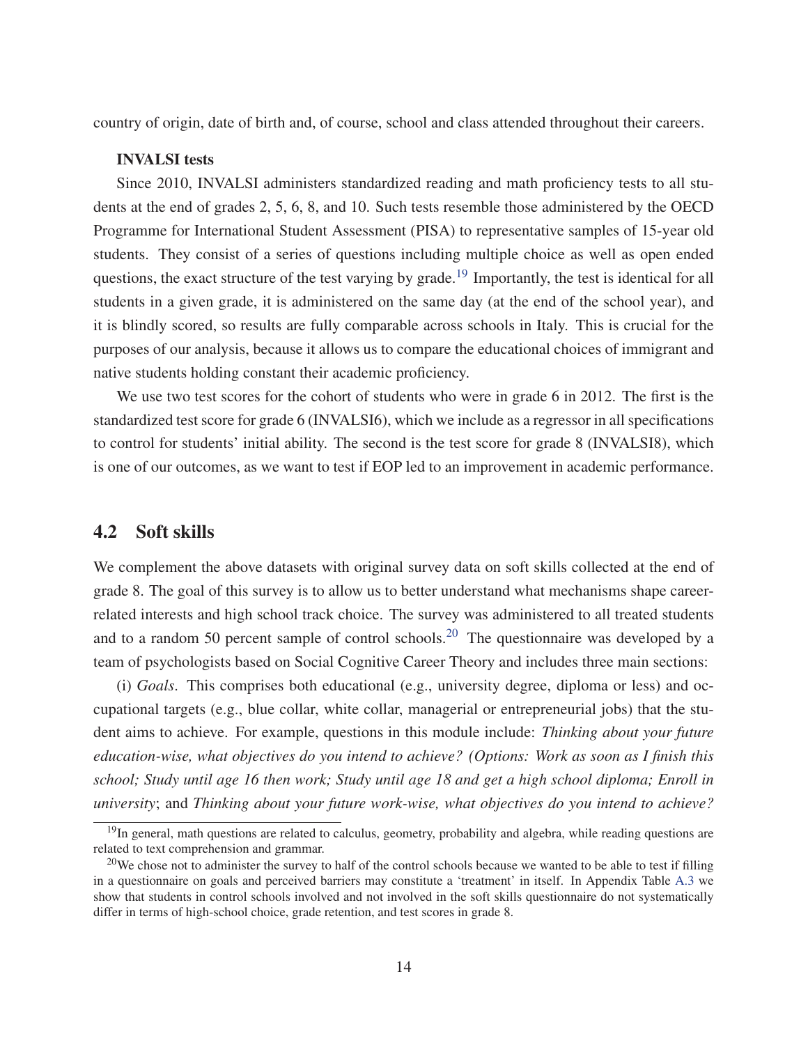country of origin, date of birth and, of course, school and class attended throughout their careers.

**INVALSI tests**

Since 2010, INVALSI administers standardized reading and math proficiency tests to all students at the end of grades 2, 5, 6, 8, and 10. Such tests resemble those administered by the OECD Programme for International Student Assessment (PISA) to representative samples of 15-year old students. They consist of a series of questions including multiple choice as well as open ended questions, the exact structure of the test varying by grade.[19] Importantly, the test is identical for all students in a given grade, it is administered on the same day (at the end of the school year), and it is blindly scored, so results are fully comparable across schools in Italy. This is crucial for the purposes of our analysis, because it allows us to compare the educational choices of immigrant and native students holding constant their academic proficiency.

We use two test scores for the cohort of students who were in grade 6 in 2012. The first is the standardized test score for grade 6 (INVALSI6), which we include as a regressor in all specifications to control for students' initial ability. The second is the test score for grade 8 (INVALSI8), which is one of our outcomes, as we want to test if EOP led to an improvement in academic performance.

## 4.2 Soft skills

We complement the above datasets with original survey data on soft skills collected at the end of grade 8. The goal of this survey is to allow us to better understand what mechanisms shape career-related interests and high school track choice. The survey was administered to all treated students and to a random 50 percent sample of control schools.[20] The questionnaire was developed by a team of psychologists based on Social Cognitive Career Theory and includes three main sections:

(i) *Goals*. This comprises both educational (e.g., university degree, diploma or less) and occupational targets (e.g., blue collar, white collar, managerial or entrepreneurial jobs) that the student aims to achieve. For example, questions in this module include: *Thinking about your future education-wise, what objectives do you intend to achieve? (Options: Work as soon as I finish this school; Study until age 16 then work; Study until age 18 and get a high school diploma; Enroll in university*; and *Thinking about your future work-wise, what objectives do you intend to achieve?*

[19] In general, math questions are related to calculus, geometry, probability and algebra, while reading questions are related to text comprehension and grammar.

[20] We chose not to administer the survey to half of the control schools because we wanted to be able to test if filling in a questionnaire on goals and perceived barriers may constitute a 'treatment' in itself. In Appendix Table A.3 we show that students in control schools involved and not involved in the soft skills questionnaire do not systematically differ in terms of high-school choice, grade retention, and test scores in grade 8.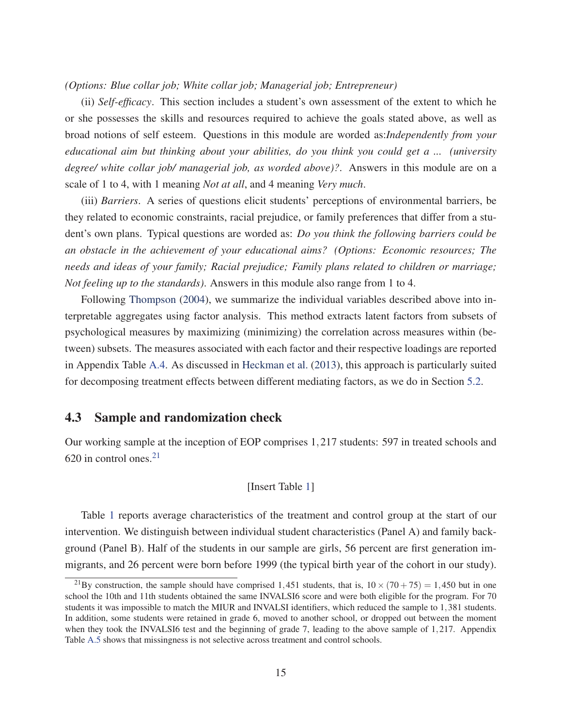*(Options: Blue collar job; White collar job; Managerial job; Entrepreneur)*

(ii) *Self-efficacy*. This section includes a student's own assessment of the extent to which he or she possesses the skills and resources required to achieve the goals stated above, as well as broad notions of self esteem. Questions in this module are worded as:*Independently from your educational aim but thinking about your abilities, do you think you could get a ... (university degree/ white collar job/ managerial job, as worded above)?*. Answers in this module are on a scale of 1 to 4, with 1 meaning *Not at all*, and 4 meaning *Very much*.

(iii) *Barriers*. A series of questions elicit students' perceptions of environmental barriers, be they related to economic constraints, racial prejudice, or family preferences that differ from a student's own plans. Typical questions are worded as: *Do you think the following barriers could be an obstacle in the achievement of your educational aims? (Options: Economic resources; The needs and ideas of your family; Racial prejudice; Family plans related to children or marriage; Not feeling up to the standards)*. Answers in this module also range from 1 to 4.

Following Thompson (2004), we summarize the individual variables described above into interpretable aggregates using factor analysis. This method extracts latent factors from subsets of psychological measures by maximizing (minimizing) the correlation across measures within (between) subsets. The measures associated with each factor and their respective loadings are reported in Appendix Table A.4. As discussed in Heckman et al. (2013), this approach is particularly suited for decomposing treatment effects between different mediating factors, as we do in Section 5.2.

## 4.3 Sample and randomization check

Our working sample at the inception of EOP comprises $1,217$ students: 597 in treated schools and 620 in control ones.[21]

[Insert Table 1]

Table 1 reports average characteristics of the treatment and control group at the start of our intervention. We distinguish between individual student characteristics (Panel A) and family background (Panel B). Half of the students in our sample are girls, 56 percent are first generation immigrants, and 26 percent were born before 1999 (the typical birth year of the cohort in our study).

---

[21] By construction, the sample should have comprised $1,451$ students, that is, $10 \times (70 + 75) = 1,450$ but in one school the 10th and 11th students obtained the same INVALSI6 score and were both eligible for the program. For 70 students it was impossible to match the MIUR and INVALSI identifiers, which reduced the sample to $1,381$ students. In addition, some students were retained in grade 6, moved to another school, or dropped out between the moment when they took the INVALSI6 test and the beginning of grade 7, leading to the above sample of $1,217$. Appendix Table A.5 shows that missingness is not selective across treatment and control schools.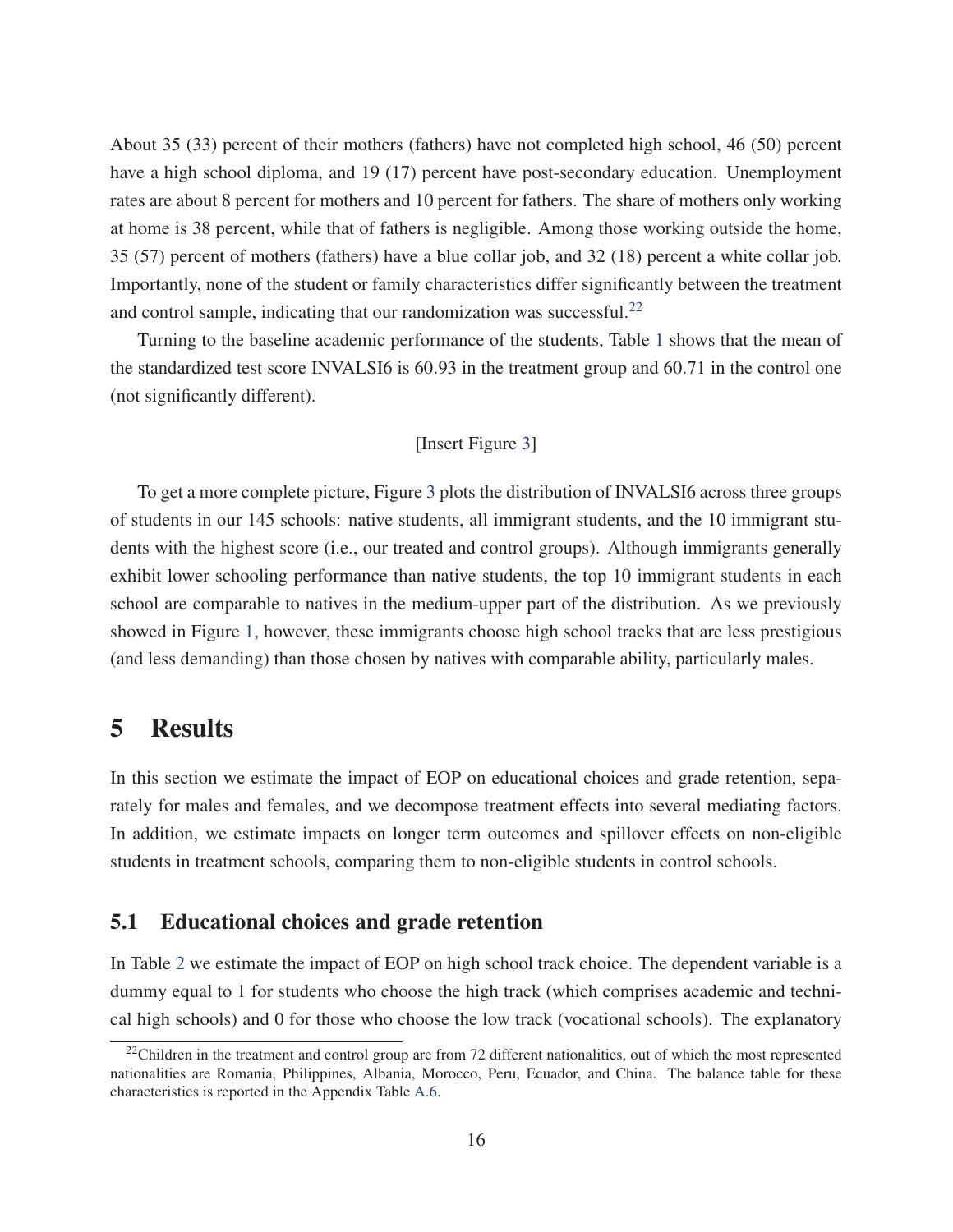About 35 (33) percent of their mothers (fathers) have not completed high school, 46 (50) percent have a high school diploma, and 19 (17) percent have post-secondary education. Unemployment rates are about 8 percent for mothers and 10 percent for fathers. The share of mothers only working at home is 38 percent, while that of fathers is negligible. Among those working outside the home, 35 (57) percent of mothers (fathers) have a blue collar job, and 32 (18) percent a white collar job. Importantly, none of the student or family characteristics differ significantly between the treatment and control sample, indicating that our randomization was successful.[22]

Turning to the baseline academic performance of the students, Table 1 shows that the mean of the standardized test score INVALSI6 is 60.93 in the treatment group and 60.71 in the control one (not significantly different).

[Insert Figure 3]

To get a more complete picture, Figure 3 plots the distribution of INVALSI6 across three groups of students in our 145 schools: native students, all immigrant students, and the 10 immigrant students with the highest score (i.e., our treated and control groups). Although immigrants generally exhibit lower schooling performance than native students, the top 10 immigrant students in each school are comparable to natives in the medium-upper part of the distribution. As we previously showed in Figure 1, however, these immigrants choose high school tracks that are less prestigious (and less demanding) than those chosen by natives with comparable ability, particularly males.

# 5 Results

In this section we estimate the impact of EOP on educational choices and grade retention, separately for males and females, and we decompose treatment effects into several mediating factors. In addition, we estimate impacts on longer term outcomes and spillover effects on non-eligible students in treatment schools, comparing them to non-eligible students in control schools.

## 5.1 Educational choices and grade retention

In Table 2 we estimate the impact of EOP on high school track choice. The dependent variable is a dummy equal to 1 for students who choose the high track (which comprises academic and technical high schools) and 0 for those who choose the low track (vocational schools). The explanatory

[22] Children in the treatment and control group are from 72 different nationalities, out of which the most represented nationalities are Romania, Philippines, Albania, Morocco, Peru, Ecuador, and China. The balance table for these characteristics is reported in the Appendix Table A.6.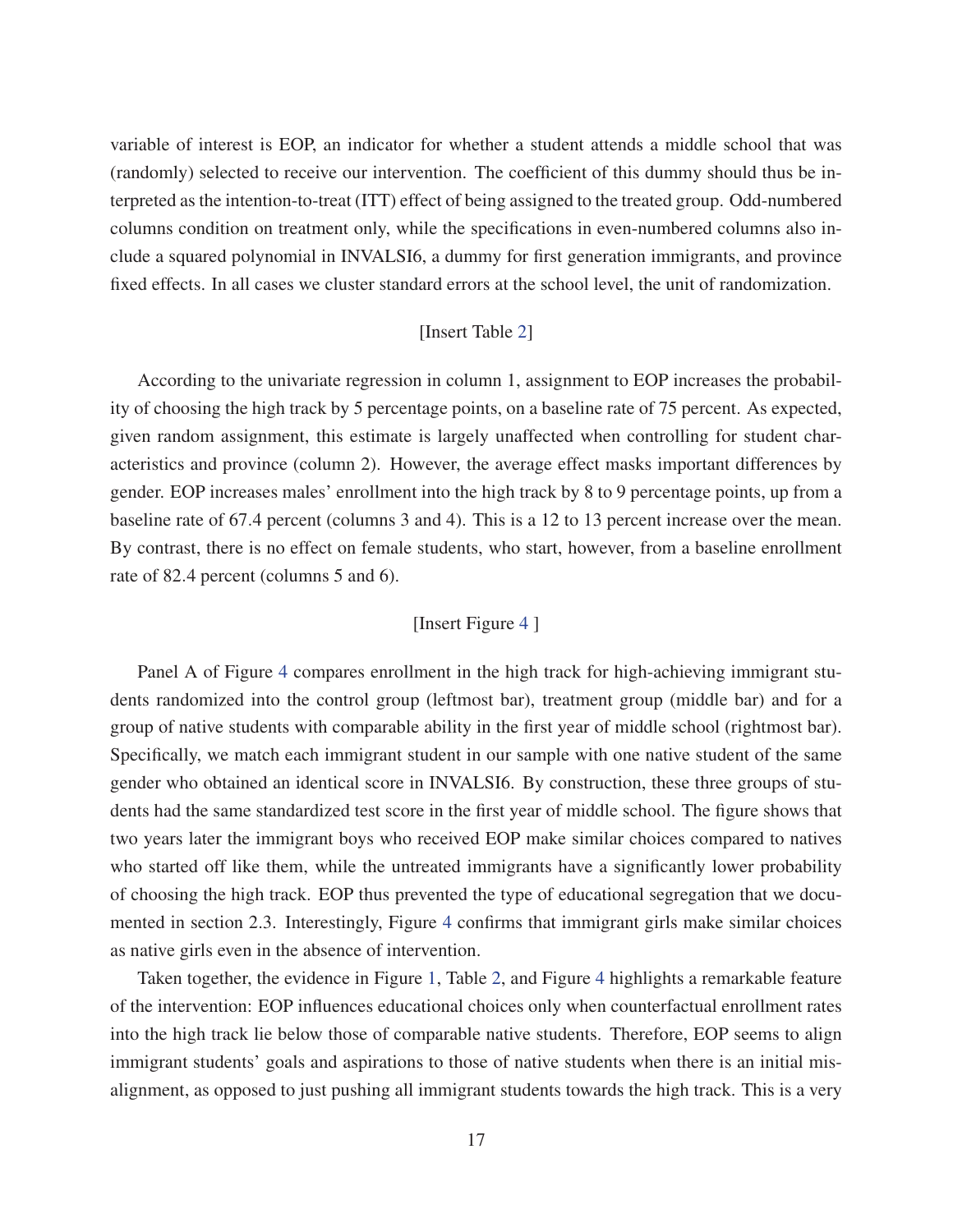variable of interest is EOP, an indicator for whether a student attends a middle school that was (randomly) selected to receive our intervention. The coefficient of this dummy should thus be interpreted as the intention-to-treat (ITT) effect of being assigned to the treated group. Odd-numbered columns condition on treatment only, while the specifications in even-numbered columns also include a squared polynomial in INVALSI6, a dummy for first generation immigrants, and province fixed effects. In all cases we cluster standard errors at the school level, the unit of randomization.

[Insert Table 2]

According to the univariate regression in column 1, assignment to EOP increases the probability of choosing the high track by 5 percentage points, on a baseline rate of 75 percent. As expected, given random assignment, this estimate is largely unaffected when controlling for student characteristics and province (column 2). However, the average effect masks important differences by gender. EOP increases males' enrollment into the high track by 8 to 9 percentage points, up from a baseline rate of 67.4 percent (columns 3 and 4). This is a 12 to 13 percent increase over the mean. By contrast, there is no effect on female students, who start, however, from a baseline enrollment rate of 82.4 percent (columns 5 and 6).

[Insert Figure 4 ]

Panel A of Figure 4 compares enrollment in the high track for high-achieving immigrant students randomized into the control group (leftmost bar), treatment group (middle bar) and for a group of native students with comparable ability in the first year of middle school (rightmost bar). Specifically, we match each immigrant student in our sample with one native student of the same gender who obtained an identical score in INVALSI6. By construction, these three groups of students had the same standardized test score in the first year of middle school. The figure shows that two years later the immigrant boys who received EOP make similar choices compared to natives who started off like them, while the untreated immigrants have a significantly lower probability of choosing the high track. EOP thus prevented the type of educational segregation that we documented in section 2.3. Interestingly, Figure 4 confirms that immigrant girls make similar choices as native girls even in the absence of intervention.

Taken together, the evidence in Figure 1, Table 2, and Figure 4 highlights a remarkable feature of the intervention: EOP influences educational choices only when counterfactual enrollment rates into the high track lie below those of comparable native students. Therefore, EOP seems to align immigrant students' goals and aspirations to those of native students when there is an initial misalignment, as opposed to just pushing all immigrant students towards the high track. This is a very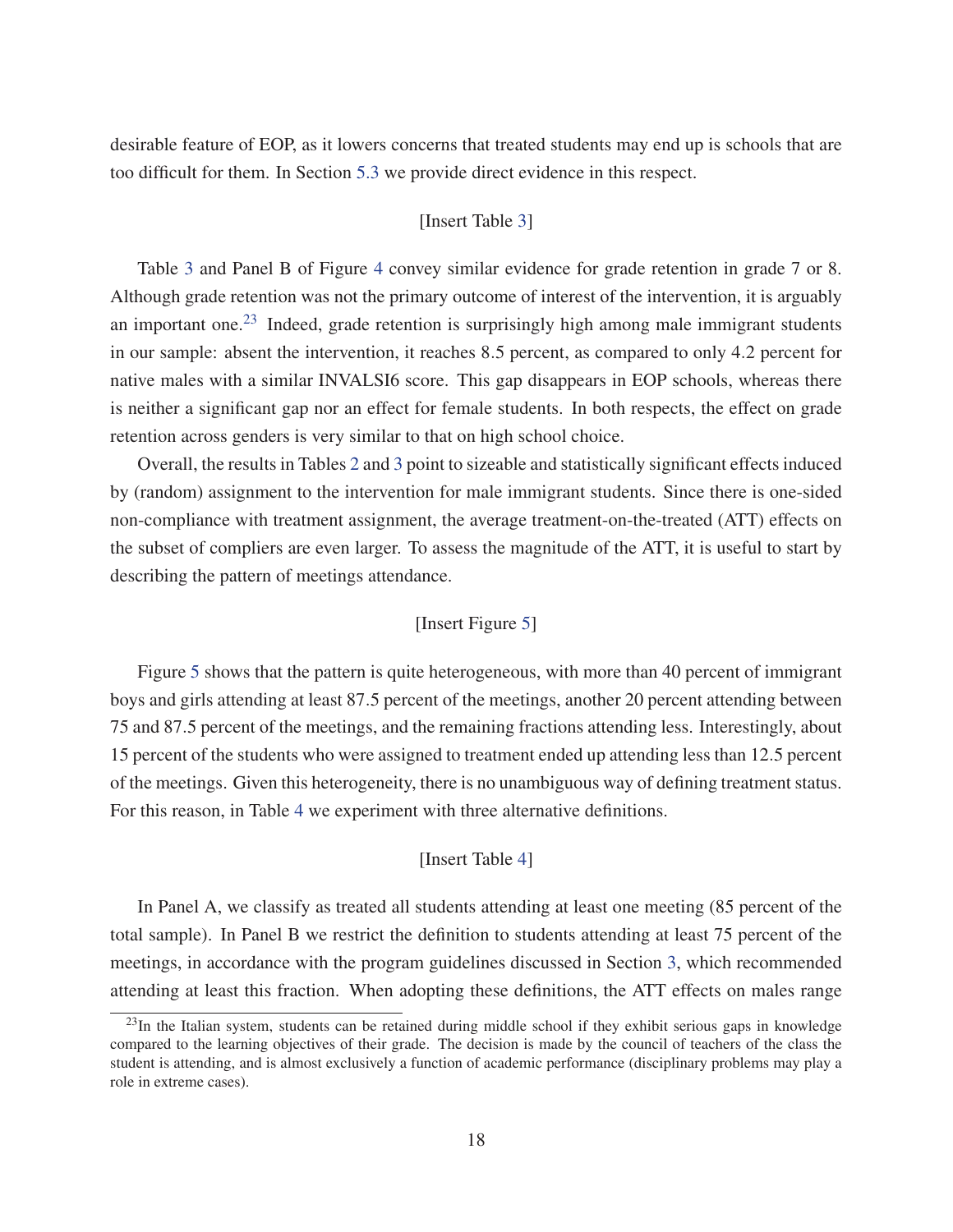desirable feature of EOP, as it lowers concerns that treated students may end up is schools that are too difficult for them. In Section 5.3 we provide direct evidence in this respect.

[Insert Table 3]

Table 3 and Panel B of Figure 4 convey similar evidence for grade retention in grade 7 or 8. Although grade retention was not the primary outcome of interest of the intervention, it is arguably an important one.[23] Indeed, grade retention is surprisingly high among male immigrant students in our sample: absent the intervention, it reaches 8.5 percent, as compared to only 4.2 percent for native males with a similar INVALSI6 score. This gap disappears in EOP schools, whereas there is neither a significant gap nor an effect for female students. In both respects, the effect on grade retention across genders is very similar to that on high school choice.

Overall, the results in Tables 2 and 3 point to sizeable and statistically significant effects induced by (random) assignment to the intervention for male immigrant students. Since there is one-sided non-compliance with treatment assignment, the average treatment-on-the-treated (ATT) effects on the subset of compliers are even larger. To assess the magnitude of the ATT, it is useful to start by describing the pattern of meetings attendance.

[Insert Figure 5]

Figure 5 shows that the pattern is quite heterogeneous, with more than 40 percent of immigrant boys and girls attending at least 87.5 percent of the meetings, another 20 percent attending between 75 and 87.5 percent of the meetings, and the remaining fractions attending less. Interestingly, about 15 percent of the students who were assigned to treatment ended up attending less than 12.5 percent of the meetings. Given this heterogeneity, there is no unambiguous way of defining treatment status. For this reason, in Table 4 we experiment with three alternative definitions.

[Insert Table 4]

In Panel A, we classify as treated all students attending at least one meeting (85 percent of the total sample). In Panel B we restrict the definition to students attending at least 75 percent of the meetings, in accordance with the program guidelines discussed in Section 3, which recommended attending at least this fraction. When adopting these definitions, the ATT effects on males range

[23] In the Italian system, students can be retained during middle school if they exhibit serious gaps in knowledge compared to the learning objectives of their grade. The decision is made by the council of teachers of the class the student is attending, and is almost exclusively a function of academic performance (disciplinary problems may play a role in extreme cases).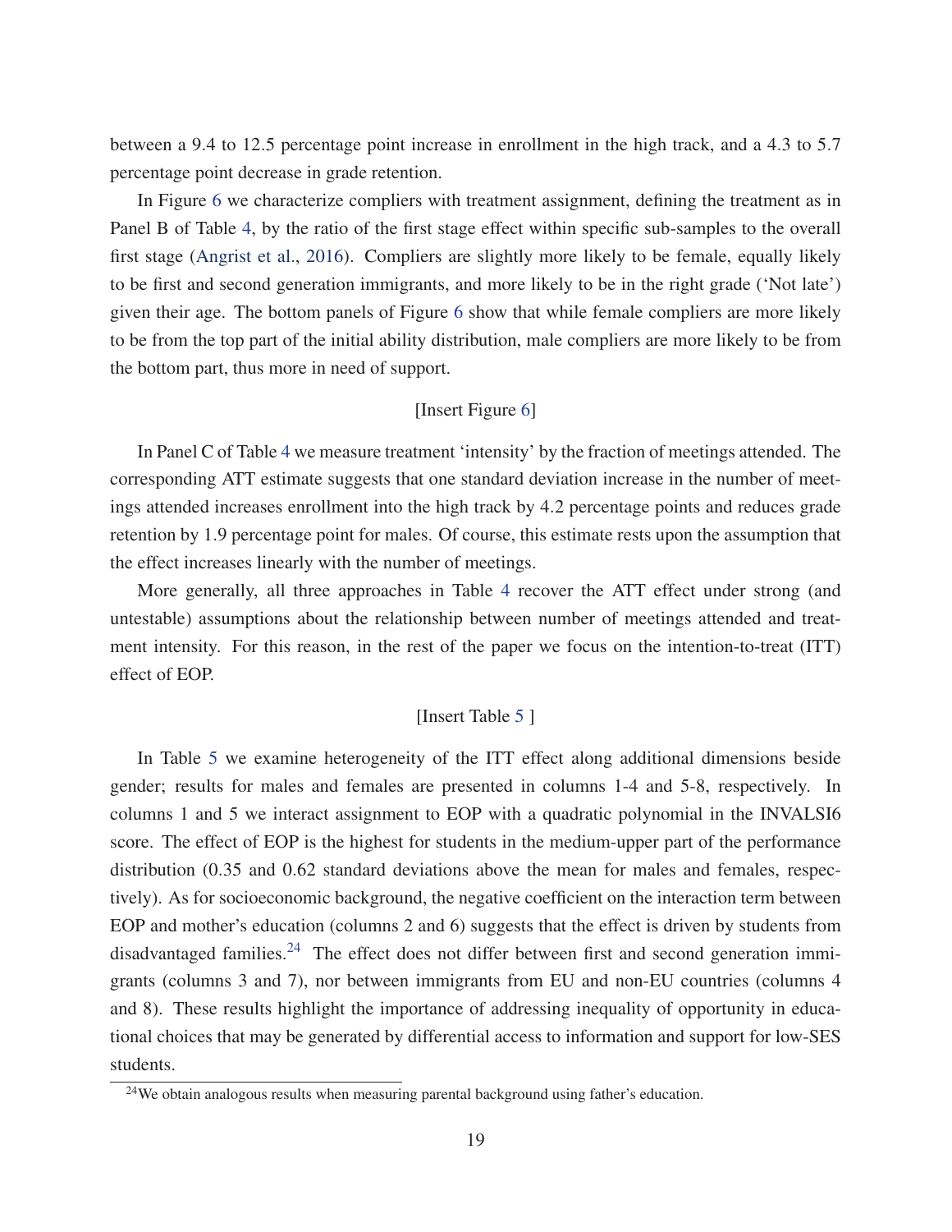between a 9.4 to 12.5 percentage point increase in enrollment in the high track, and a 4.3 to 5.7 percentage point decrease in grade retention.

In Figure 6 we characterize compliers with treatment assignment, defining the treatment as in Panel B of Table 4, by the ratio of the first stage effect within specific sub-samples to the overall first stage (Angrist et al., 2016). Compliers are slightly more likely to be female, equally likely to be first and second generation immigrants, and more likely to be in the right grade ('Not late') given their age. The bottom panels of Figure 6 show that while female compliers are more likely to be from the top part of the initial ability distribution, male compliers are more likely to be from the bottom part, thus more in need of support.

[Insert Figure 6]

In Panel C of Table 4 we measure treatment 'intensity' by the fraction of meetings attended. The corresponding ATT estimate suggests that one standard deviation increase in the number of meetings attended increases enrollment into the high track by 4.2 percentage points and reduces grade retention by 1.9 percentage point for males. Of course, this estimate rests upon the assumption that the effect increases linearly with the number of meetings.

More generally, all three approaches in Table 4 recover the ATT effect under strong (and untestable) assumptions about the relationship between number of meetings attended and treatment intensity. For this reason, in the rest of the paper we focus on the intention-to-treat (ITT) effect of EOP.

[Insert Table 5 ]

In Table 5 we examine heterogeneity of the ITT effect along additional dimensions beside gender; results for males and females are presented in columns 1-4 and 5-8, respectively. In columns 1 and 5 we interact assignment to EOP with a quadratic polynomial in the INVALSI6 score. The effect of EOP is the highest for students in the medium-upper part of the performance distribution (0.35 and 0.62 standard deviations above the mean for males and females, respectively). As for socioeconomic background, the negative coefficient on the interaction term between EOP and mother's education (columns 2 and 6) suggests that the effect is driven by students from disadvantaged families.[24] The effect does not differ between first and second generation immigrants (columns 3 and 7), nor between immigrants from EU and non-EU countries (columns 4 and 8). These results highlight the importance of addressing inequality of opportunity in educational choices that may be generated by differential access to information and support for low-SES students.

[24] We obtain analogous results when measuring parental background using father's education.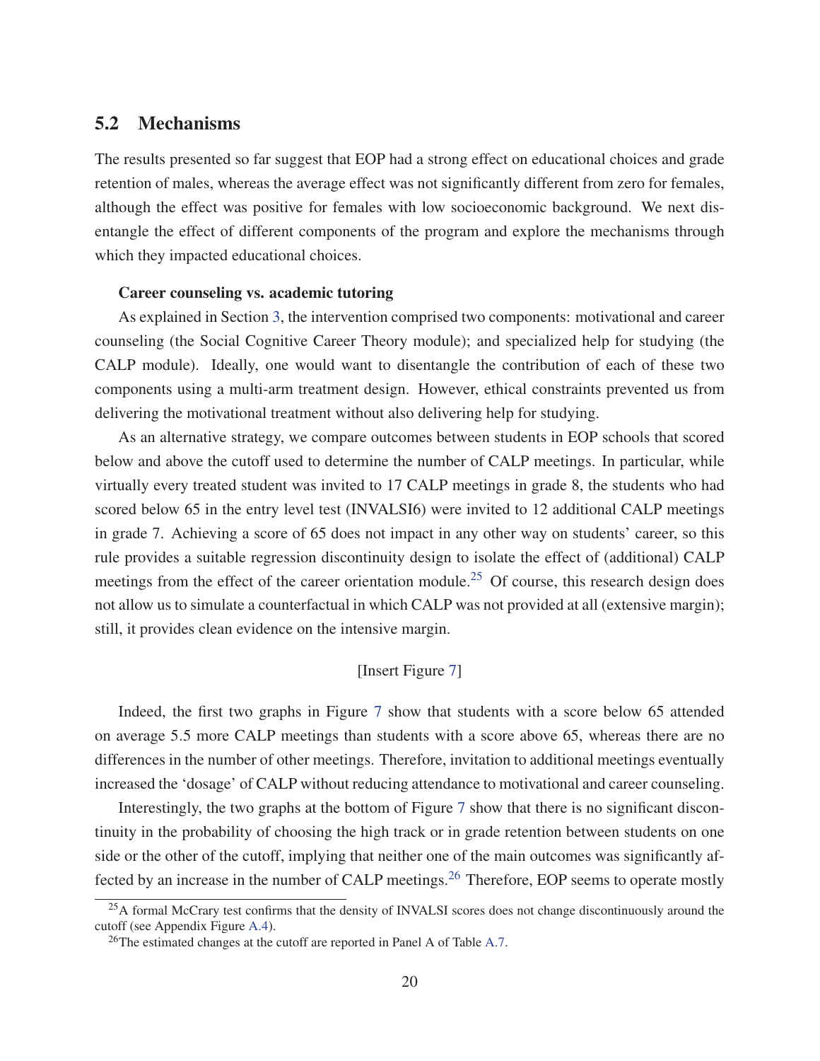## 5.2 Mechanisms

The results presented so far suggest that EOP had a strong effect on educational choices and grade retention of males, whereas the average effect was not significantly different from zero for females, although the effect was positive for females with low socioeconomic background. We next disentangle the effect of different components of the program and explore the mechanisms through which they impacted educational choices.

**Career counseling vs. academic tutoring**

As explained in Section 3, the intervention comprised two components: motivational and career counseling (the Social Cognitive Career Theory module); and specialized help for studying (the CALP module). Ideally, one would want to disentangle the contribution of each of these two components using a multi-arm treatment design. However, ethical constraints prevented us from delivering the motivational treatment without also delivering help for studying.

As an alternative strategy, we compare outcomes between students in EOP schools that scored below and above the cutoff used to determine the number of CALP meetings. In particular, while virtually every treated student was invited to 17 CALP meetings in grade 8, the students who had scored below 65 in the entry level test (INVALSI6) were invited to 12 additional CALP meetings in grade 7. Achieving a score of 65 does not impact in any other way on students' career, so this rule provides a suitable regression discontinuity design to isolate the effect of (additional) CALP meetings from the effect of the career orientation module.[25] Of course, this research design does not allow us to simulate a counterfactual in which CALP was not provided at all (extensive margin); still, it provides clean evidence on the intensive margin.

[Insert Figure 7]

Indeed, the first two graphs in Figure 7 show that students with a score below 65 attended on average 5.5 more CALP meetings than students with a score above 65, whereas there are no differences in the number of other meetings. Therefore, invitation to additional meetings eventually increased the 'dosage' of CALP without reducing attendance to motivational and career counseling.

Interestingly, the two graphs at the bottom of Figure 7 show that there is no significant discontinuity in the probability of choosing the high track or in grade retention between students on one side or the other of the cutoff, implying that neither one of the main outcomes was significantly affected by an increase in the number of CALP meetings.[26] Therefore, EOP seems to operate mostly

[25] A formal McCrary test confirms that the density of INVALSI scores does not change discontinuously around the cutoff (see Appendix Figure A.4).

[26] The estimated changes at the cutoff are reported in Panel A of Table A.7.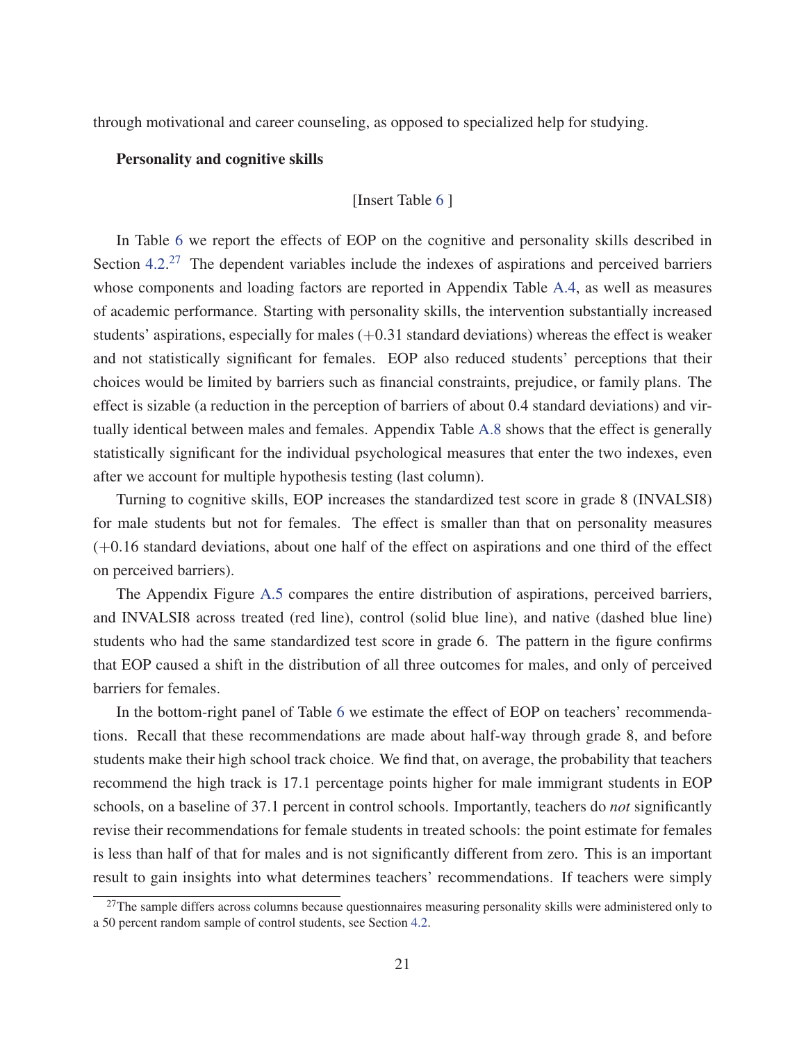through motivational and career counseling, as opposed to specialized help for studying.

**Personality and cognitive skills**

[Insert Table 6 ]

In Table 6 we report the effects of EOP on the cognitive and personality skills described in Section 4.2.[27] The dependent variables include the indexes of aspirations and perceived barriers whose components and loading factors are reported in Appendix Table A.4, as well as measures of academic performance. Starting with personality skills, the intervention substantially increased students' aspirations, especially for males (+0.31 standard deviations) whereas the effect is weaker and not statistically significant for females. EOP also reduced students' perceptions that their choices would be limited by barriers such as financial constraints, prejudice, or family plans. The effect is sizable (a reduction in the perception of barriers of about 0.4 standard deviations) and virtually identical between males and females. Appendix Table A.8 shows that the effect is generally statistically significant for the individual psychological measures that enter the two indexes, even after we account for multiple hypothesis testing (last column).

Turning to cognitive skills, EOP increases the standardized test score in grade 8 (INVALSI8) for male students but not for females. The effect is smaller than that on personality measures (+0.16 standard deviations, about one half of the effect on aspirations and one third of the effect on perceived barriers).

The Appendix Figure A.5 compares the entire distribution of aspirations, perceived barriers, and INVALSI8 across treated (red line), control (solid blue line), and native (dashed blue line) students who had the same standardized test score in grade 6. The pattern in the figure confirms that EOP caused a shift in the distribution of all three outcomes for males, and only of perceived barriers for females.

In the bottom-right panel of Table 6 we estimate the effect of EOP on teachers' recommendations. Recall that these recommendations are made about half-way through grade 8, and before students make their high school track choice. We find that, on average, the probability that teachers recommend the high track is 17.1 percentage points higher for male immigrant students in EOP schools, on a baseline of 37.1 percent in control schools. Importantly, teachers do *not* significantly revise their recommendations for female students in treated schools: the point estimate for females is less than half of that for males and is not significantly different from zero. This is an important result to gain insights into what determines teachers' recommendations. If teachers were simply

[27]The sample differs across columns because questionnaires measuring personality skills were administered only to a 50 percent random sample of control students, see Section 4.2.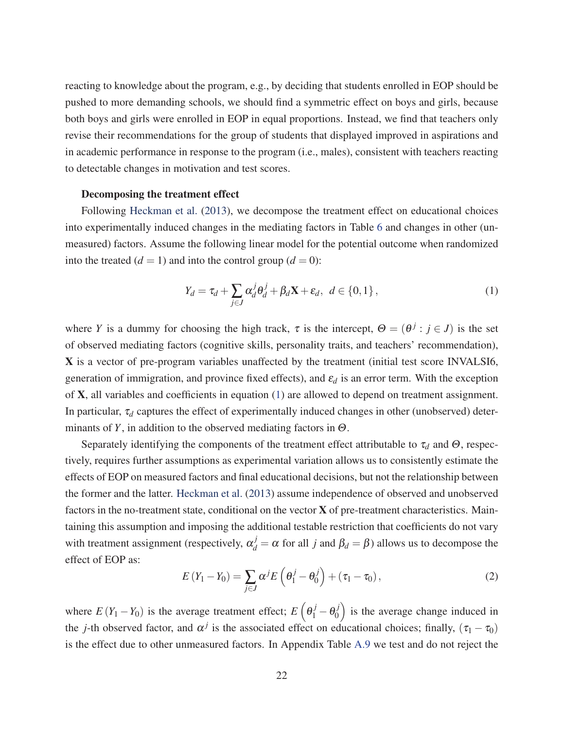reacting to knowledge about the program, e.g., by deciding that students enrolled in EOP should be pushed to more demanding schools, we should find a symmetric effect on boys and girls, because both boys and girls were enrolled in EOP in equal proportions. Instead, we find that teachers only revise their recommendations for the group of students that displayed improved in aspirations and in academic performance in response to the program (i.e., males), consistent with teachers reacting to detectable changes in motivation and test scores.

**Decomposing the treatment effect**

Following Heckman et al. (2013), we decompose the treatment effect on educational choices into experimentally induced changes in the mediating factors in Table 6 and changes in other (unmeasured) factors. Assume the following linear model for the potential outcome when randomized into the treated ($d = 1$) and into the control group ($d = 0$):

$$Y_d = \tau_d + \sum_{j \in J} \alpha_d^j \theta_d^j + \beta_d \mathbf{X} + \varepsilon_d, \ \ d \in \{0, 1\}, \tag{1}$$

where $Y$ is a dummy for choosing the high track, $\tau$ is the intercept, $\Theta = (\theta^j : j \in J)$ is the set of observed mediating factors (cognitive skills, personality traits, and teachers' recommendation), $\mathbf{X}$ is a vector of pre-program variables unaffected by the treatment (initial test score INVALSI6, generation of immigration, and province fixed effects), and $\varepsilon_d$ is an error term. With the exception of $\mathbf{X}$, all variables and coefficients in equation (1) are allowed to depend on treatment assignment. In particular, $\tau_d$ captures the effect of experimentally induced changes in other (unobserved) determinants of $Y$, in addition to the observed mediating factors in $\Theta$.

Separately identifying the components of the treatment effect attributable to $\tau_d$ and $\Theta$, respectively, requires further assumptions as experimental variation allows us to consistently estimate the effects of EOP on measured factors and final educational decisions, but not the relationship between the former and the latter. Heckman et al. (2013) assume independence of observed and unobserved factors in the no-treatment state, conditional on the vector $\mathbf{X}$ of pre-treatment characteristics. Maintaining this assumption and imposing the additional testable restriction that coefficients do not vary with treatment assignment (respectively, $\alpha_d^j = \alpha$ for all $j$ and $\beta_d = \beta$) allows us to decompose the effect of EOP as:

$$E(Y_1 - Y_0) = \sum_{j \in J} \alpha^j E\left(\theta_1^j - \theta_0^j\right) + (\tau_1 - \tau_0), \tag{2}$$

where $E(Y_1 - Y_0)$ is the average treatment effect; $E\left(\theta_1^j - \theta_0^j\right)$ is the average change induced in the $j$-th observed factor, and $\alpha^j$ is the associated effect on educational choices; finally, $(\tau_1 - \tau_0)$ is the effect due to other unmeasured factors. In Appendix Table A.9 we test and do not reject the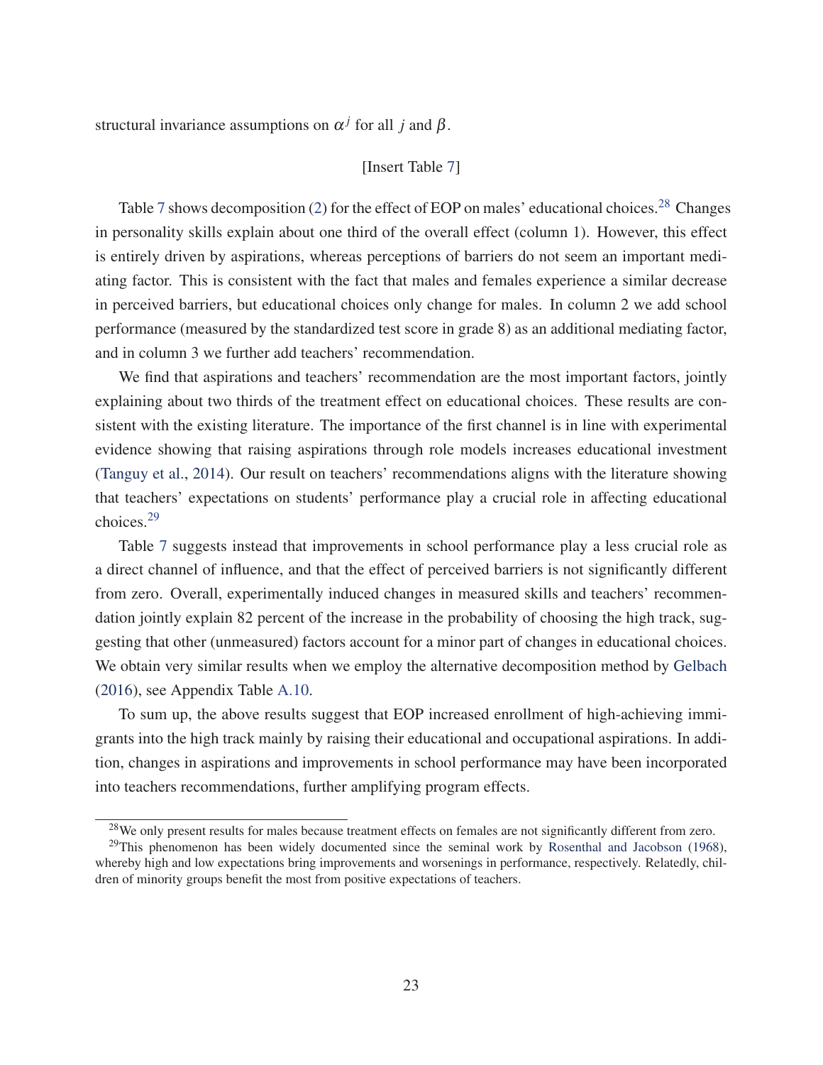structural invariance assumptions on $\alpha^j$ for all $j$ and $\beta$.

[Insert Table 7]

Table 7 shows decomposition (2) for the effect of EOP on males' educational choices.[28] Changes in personality skills explain about one third of the overall effect (column 1). However, this effect is entirely driven by aspirations, whereas perceptions of barriers do not seem an important mediating factor. This is consistent with the fact that males and females experience a similar decrease in perceived barriers, but educational choices only change for males. In column 2 we add school performance (measured by the standardized test score in grade 8) as an additional mediating factor, and in column 3 we further add teachers' recommendation.

We find that aspirations and teachers' recommendation are the most important factors, jointly explaining about two thirds of the treatment effect on educational choices. These results are consistent with the existing literature. The importance of the first channel is in line with experimental evidence showing that raising aspirations through role models increases educational investment (Tanguy et al., 2014). Our result on teachers' recommendations aligns with the literature showing that teachers' expectations on students' performance play a crucial role in affecting educational choices.[29]

Table 7 suggests instead that improvements in school performance play a less crucial role as a direct channel of influence, and that the effect of perceived barriers is not significantly different from zero. Overall, experimentally induced changes in measured skills and teachers' recommendation jointly explain 82 percent of the increase in the probability of choosing the high track, suggesting that other (unmeasured) factors account for a minor part of changes in educational choices. We obtain very similar results when we employ the alternative decomposition method by Gelbach (2016), see Appendix Table A.10.

To sum up, the above results suggest that EOP increased enrollment of high-achieving immigrants into the high track mainly by raising their educational and occupational aspirations. In addition, changes in aspirations and improvements in school performance may have been incorporated into teachers recommendations, further amplifying program effects.

[28] We only present results for males because treatment effects on females are not significantly different from zero.

[29] This phenomenon has been widely documented since the seminal work by Rosenthal and Jacobson (1968), whereby high and low expectations bring improvements and worsenings in performance, respectively. Relatedly, children of minority groups benefit the most from positive expectations of teachers.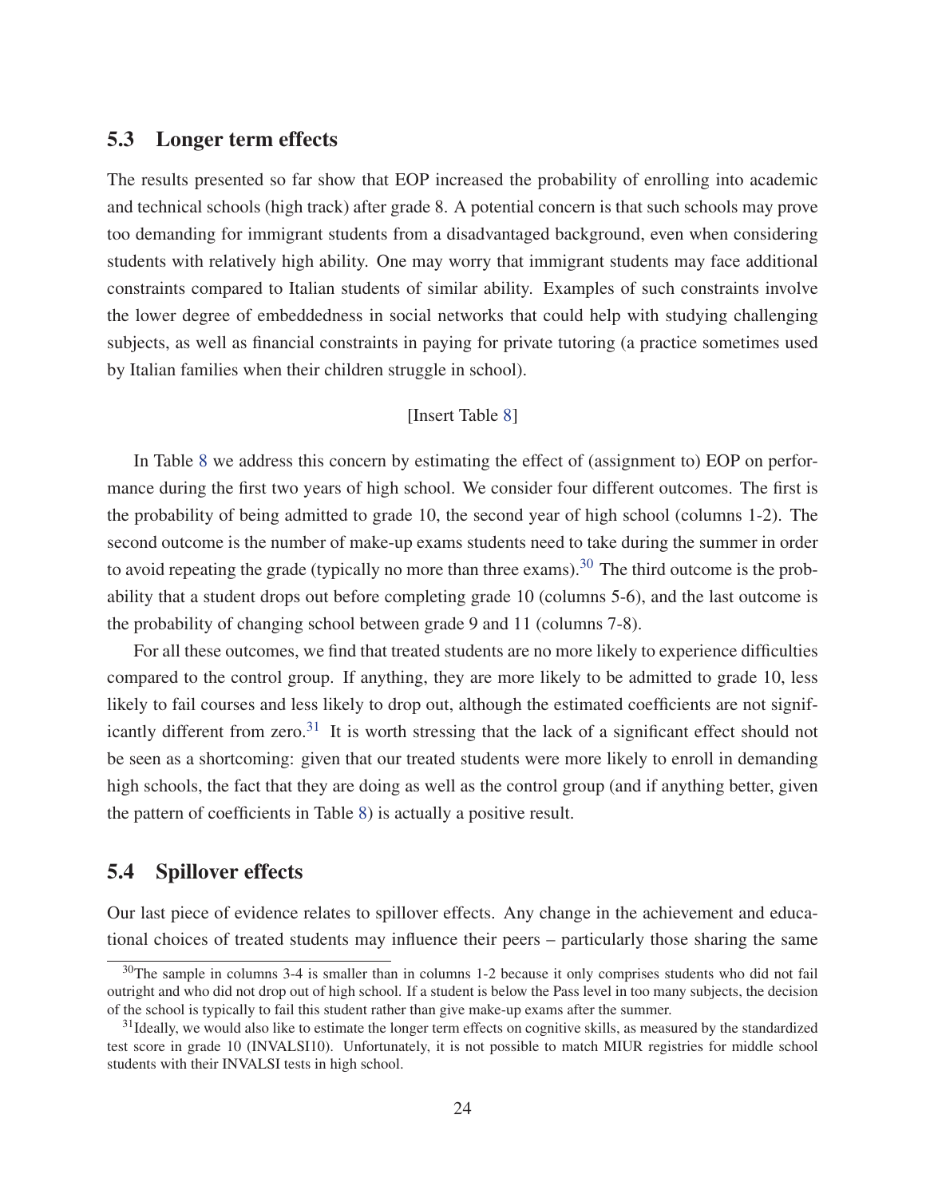## 5.3 Longer term effects

The results presented so far show that EOP increased the probability of enrolling into academic and technical schools (high track) after grade 8. A potential concern is that such schools may prove too demanding for immigrant students from a disadvantaged background, even when considering students with relatively high ability. One may worry that immigrant students may face additional constraints compared to Italian students of similar ability. Examples of such constraints involve the lower degree of embeddedness in social networks that could help with studying challenging subjects, as well as financial constraints in paying for private tutoring (a practice sometimes used by Italian families when their children struggle in school).

[Insert Table 8]

In Table 8 we address this concern by estimating the effect of (assignment to) EOP on performance during the first two years of high school. We consider four different outcomes. The first is the probability of being admitted to grade 10, the second year of high school (columns 1-2). The second outcome is the number of make-up exams students need to take during the summer in order to avoid repeating the grade (typically no more than three exams).[30] The third outcome is the probability that a student drops out before completing grade 10 (columns 5-6), and the last outcome is the probability of changing school between grade 9 and 11 (columns 7-8).

For all these outcomes, we find that treated students are no more likely to experience difficulties compared to the control group. If anything, they are more likely to be admitted to grade 10, less likely to fail courses and less likely to drop out, although the estimated coefficients are not significantly different from zero.[31] It is worth stressing that the lack of a significant effect should not be seen as a shortcoming: given that our treated students were more likely to enroll in demanding high schools, the fact that they are doing as well as the control group (and if anything better, given the pattern of coefficients in Table 8) is actually a positive result.

## 5.4 Spillover effects

Our last piece of evidence relates to spillover effects. Any change in the achievement and educational choices of treated students may influence their peers – particularly those sharing the same

[30] The sample in columns 3-4 is smaller than in columns 1-2 because it only comprises students who did not fail outright and who did not drop out of high school. If a student is below the Pass level in too many subjects, the decision of the school is typically to fail this student rather than give make-up exams after the summer.

[31] Ideally, we would also like to estimate the longer term effects on cognitive skills, as measured by the standardized test score in grade 10 (INVALSI10). Unfortunately, it is not possible to match MIUR registries for middle school students with their INVALSI tests in high school.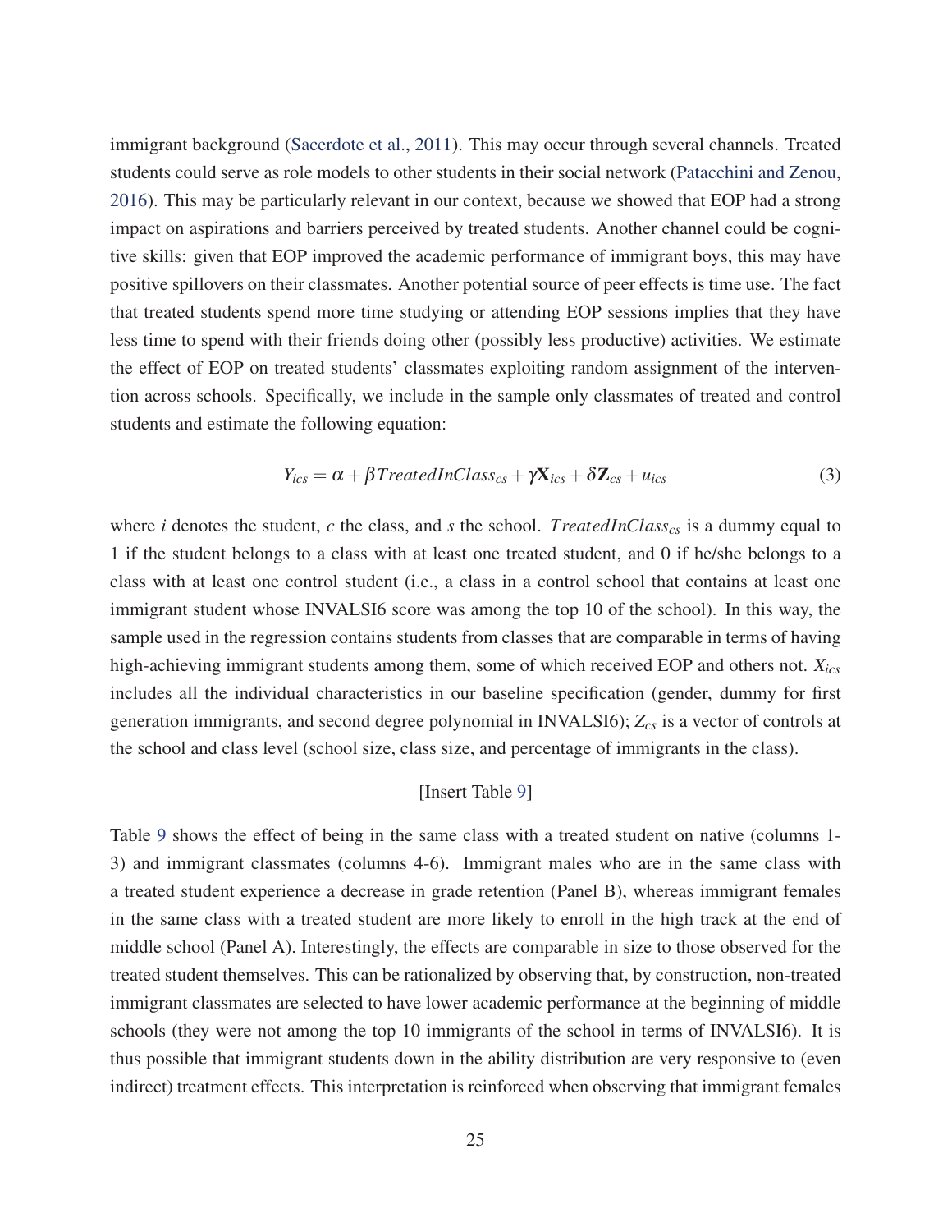immigrant background (Sacerdote et al., 2011). This may occur through several channels. Treated students could serve as role models to other students in their social network (Patacchini and Zenou, 2016). This may be particularly relevant in our context, because we showed that EOP had a strong impact on aspirations and barriers perceived by treated students. Another channel could be cognitive skills: given that EOP improved the academic performance of immigrant boys, this may have positive spillovers on their classmates. Another potential source of peer effects is time use. The fact that treated students spend more time studying or attending EOP sessions implies that they have less time to spend with their friends doing other (possibly less productive) activities. We estimate the effect of EOP on treated students' classmates exploiting random assignment of the intervention across schools. Specifically, we include in the sample only classmates of treated and control students and estimate the following equation:

$$Y_{ics} = \alpha + \beta TreatedInClass_{cs} + \gamma \mathbf{X}_{ics} + \delta \mathbf{Z}_{cs} + u_{ics} \tag{3}$$

where $i$ denotes the student, $c$ the class, and $s$ the school. $TreatedInClass_{cs}$ is a dummy equal to 1 if the student belongs to a class with at least one treated student, and 0 if he/she belongs to a class with at least one control student (i.e., a class in a control school that contains at least one immigrant student whose INVALSI6 score was among the top 10 of the school). In this way, the sample used in the regression contains students from classes that are comparable in terms of having high-achieving immigrant students among them, some of which received EOP and others not. $X_{ics}$ includes all the individual characteristics in our baseline specification (gender, dummy for first generation immigrants, and second degree polynomial in INVALSI6); $Z_{cs}$ is a vector of controls at the school and class level (school size, class size, and percentage of immigrants in the class).

[Insert Table 9]

Table 9 shows the effect of being in the same class with a treated student on native (columns 1-3) and immigrant classmates (columns 4-6). Immigrant males who are in the same class with a treated student experience a decrease in grade retention (Panel B), whereas immigrant females in the same class with a treated student are more likely to enroll in the high track at the end of middle school (Panel A). Interestingly, the effects are comparable in size to those observed for the treated student themselves. This can be rationalized by observing that, by construction, non-treated immigrant classmates are selected to have lower academic performance at the beginning of middle schools (they were not among the top 10 immigrants of the school in terms of INVALSI6). It is thus possible that immigrant students down in the ability distribution are very responsive to (even indirect) treatment effects. This interpretation is reinforced when observing that immigrant females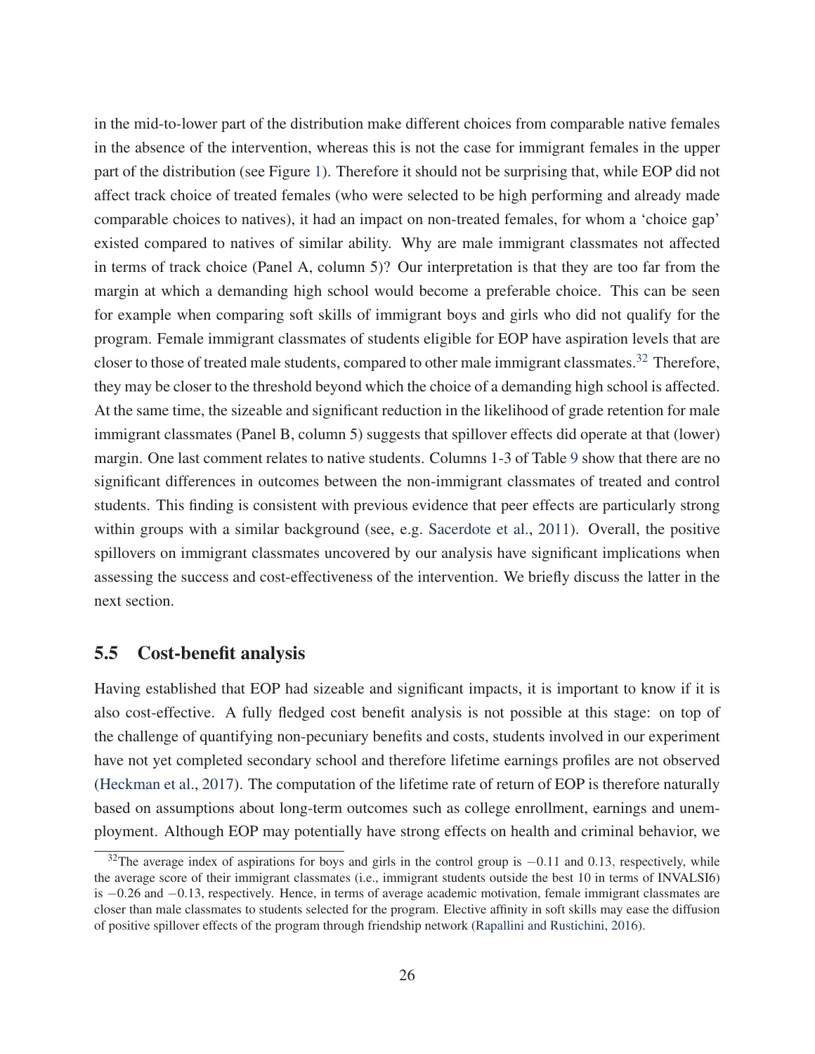in the mid-to-lower part of the distribution make different choices from comparable native females in the absence of the intervention, whereas this is not the case for immigrant females in the upper part of the distribution (see Figure 1). Therefore it should not be surprising that, while EOP did not affect track choice of treated females (who were selected to be high performing and already made comparable choices to natives), it had an impact on non-treated females, for whom a 'choice gap' existed compared to natives of similar ability. Why are male immigrant classmates not affected in terms of track choice (Panel A, column 5)? Our interpretation is that they are too far from the margin at which a demanding high school would become a preferable choice. This can be seen for example when comparing soft skills of immigrant boys and girls who did not qualify for the program. Female immigrant classmates of students eligible for EOP have aspiration levels that are closer to those of treated male students, compared to other male immigrant classmates.[32] Therefore, they may be closer to the threshold beyond which the choice of a demanding high school is affected. At the same time, the sizeable and significant reduction in the likelihood of grade retention for male immigrant classmates (Panel B, column 5) suggests that spillover effects did operate at that (lower) margin. One last comment relates to native students. Columns 1-3 of Table 9 show that there are no significant differences in outcomes between the non-immigrant classmates of treated and control students. This finding is consistent with previous evidence that peer effects are particularly strong within groups with a similar background (see, e.g. Sacerdote et al., 2011). Overall, the positive spillovers on immigrant classmates uncovered by our analysis have significant implications when assessing the success and cost-effectiveness of the intervention. We briefly discuss the latter in the next section.

## 5.5 Cost-benefit analysis

Having established that EOP had sizeable and significant impacts, it is important to know if it is also cost-effective. A fully fledged cost benefit analysis is not possible at this stage: on top of the challenge of quantifying non-pecuniary benefits and costs, students involved in our experiment have not yet completed secondary school and therefore lifetime earnings profiles are not observed (Heckman et al., 2017). The computation of the lifetime rate of return of EOP is therefore naturally based on assumptions about long-term outcomes such as college enrollment, earnings and unemployment. Although EOP may potentially have strong effects on health and criminal behavior, we

[32] The average index of aspirations for boys and girls in the control group is $-0.11$ and $0.13$, respectively, while the average score of their immigrant classmates (i.e., immigrant students outside the best 10 in terms of INVALSI6) is $-0.26$ and $-0.13$, respectively. Hence, in terms of average academic motivation, female immigrant classmates are closer than male classmates to students selected for the program. Elective affinity in soft skills may ease the diffusion of positive spillover effects of the program through friendship network (Rapallini and Rustichini, 2016).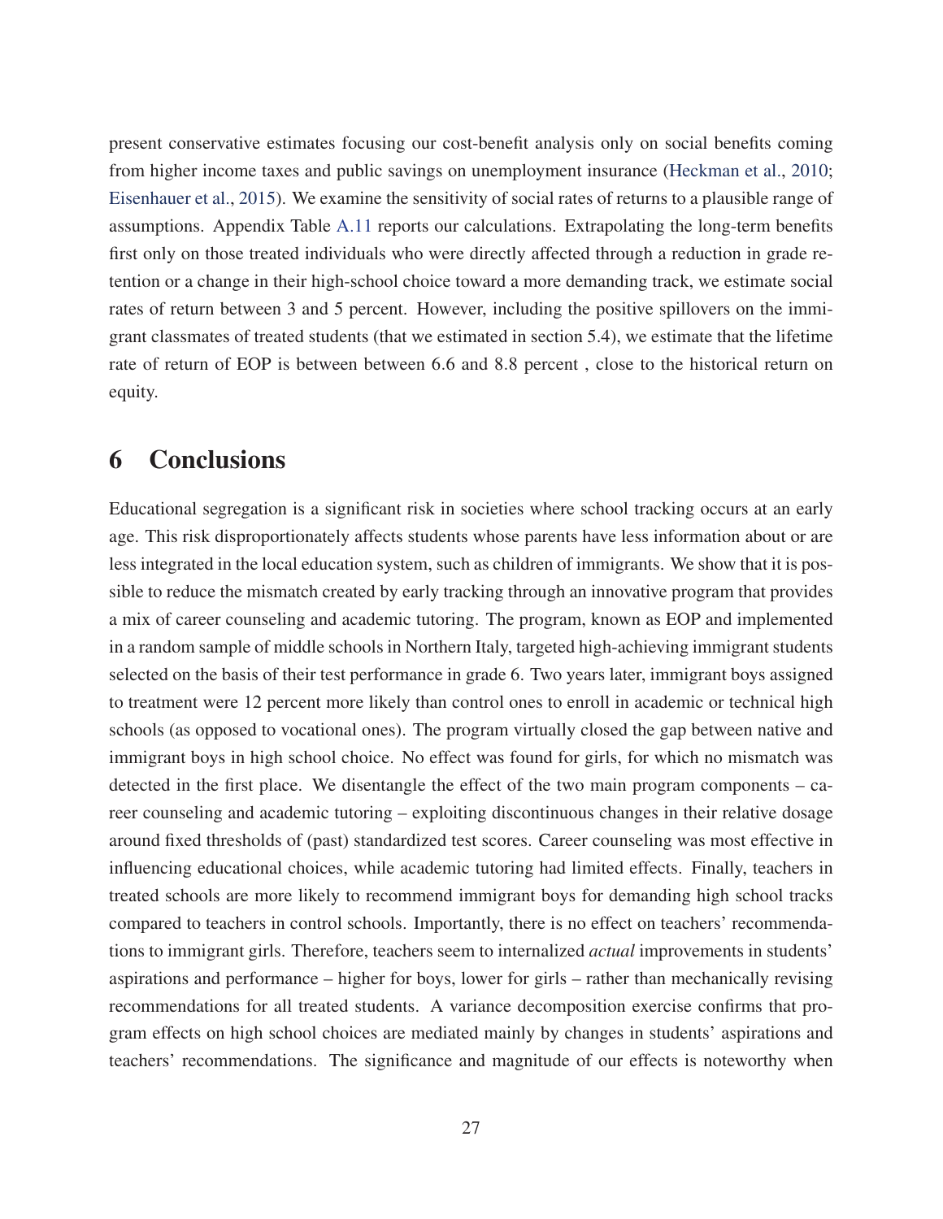present conservative estimates focusing our cost-benefit analysis only on social benefits coming from higher income taxes and public savings on unemployment insurance (Heckman et al., 2010; Eisenhauer et al., 2015). We examine the sensitivity of social rates of returns to a plausible range of assumptions. Appendix Table A.11 reports our calculations. Extrapolating the long-term benefits first only on those treated individuals who were directly affected through a reduction in grade retention or a change in their high-school choice toward a more demanding track, we estimate social rates of return between 3 and 5 percent. However, including the positive spillovers on the immigrant classmates of treated students (that we estimated in section 5.4), we estimate that the lifetime rate of return of EOP is between between 6.6 and 8.8 percent , close to the historical return on equity.

# 6 Conclusions

Educational segregation is a significant risk in societies where school tracking occurs at an early age. This risk disproportionately affects students whose parents have less information about or are less integrated in the local education system, such as children of immigrants. We show that it is possible to reduce the mismatch created by early tracking through an innovative program that provides a mix of career counseling and academic tutoring. The program, known as EOP and implemented in a random sample of middle schools in Northern Italy, targeted high-achieving immigrant students selected on the basis of their test performance in grade 6. Two years later, immigrant boys assigned to treatment were 12 percent more likely than control ones to enroll in academic or technical high schools (as opposed to vocational ones). The program virtually closed the gap between native and immigrant boys in high school choice. No effect was found for girls, for which no mismatch was detected in the first place. We disentangle the effect of the two main program components – career counseling and academic tutoring – exploiting discontinuous changes in their relative dosage around fixed thresholds of (past) standardized test scores. Career counseling was most effective in influencing educational choices, while academic tutoring had limited effects. Finally, teachers in treated schools are more likely to recommend immigrant boys for demanding high school tracks compared to teachers in control schools. Importantly, there is no effect on teachers' recommendations to immigrant girls. Therefore, teachers seem to internalized *actual* improvements in students' aspirations and performance – higher for boys, lower for girls – rather than mechanically revising recommendations for all treated students. A variance decomposition exercise confirms that program effects on high school choices are mediated mainly by changes in students' aspirations and teachers' recommendations. The significance and magnitude of our effects is noteworthy when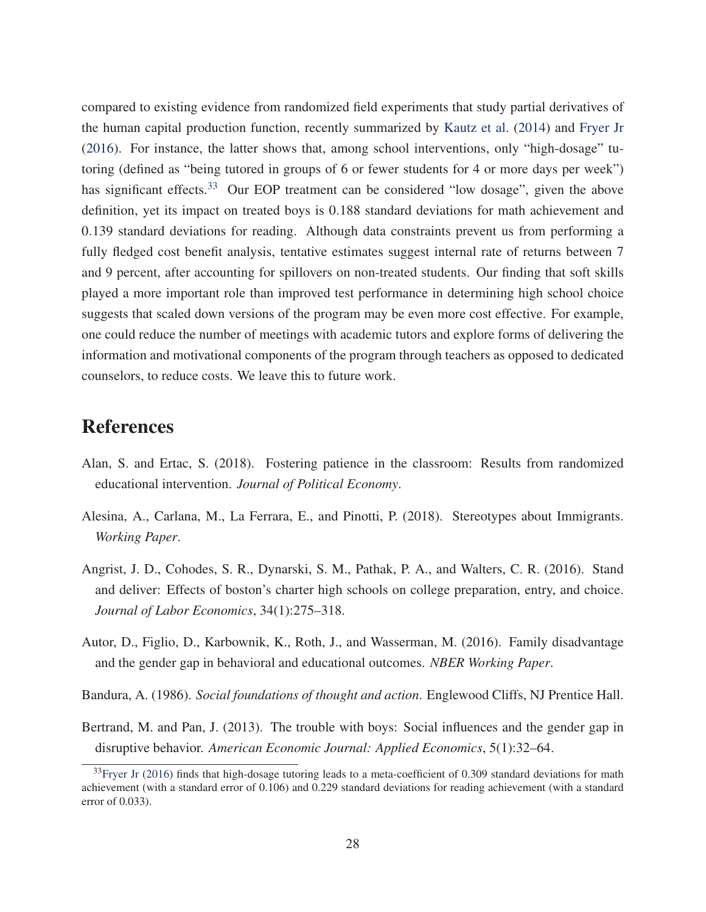compared to existing evidence from randomized field experiments that study partial derivatives of the human capital production function, recently summarized by Kautz et al. (2014) and Fryer Jr (2016). For instance, the latter shows that, among school interventions, only "high-dosage" tutoring (defined as "being tutored in groups of 6 or fewer students for 4 or more days per week") has significant effects.[33] Our EOP treatment can be considered "low dosage", given the above definition, yet its impact on treated boys is 0.188 standard deviations for math achievement and 0.139 standard deviations for reading. Although data constraints prevent us from performing a fully fledged cost benefit analysis, tentative estimates suggest internal rate of returns between 7 and 9 percent, after accounting for spillovers on non-treated students. Our finding that soft skills played a more important role than improved test performance in determining high school choice suggests that scaled down versions of the program may be even more cost effective. For example, one could reduce the number of meetings with academic tutors and explore forms of delivering the information and motivational components of the program through teachers as opposed to dedicated counselors, to reduce costs. We leave this to future work.

# References

Alan, S. and Ertac, S. (2018). Fostering patience in the classroom: Results from randomized educational intervention. *Journal of Political Economy*.

Alesina, A., Carlana, M., La Ferrara, E., and Pinotti, P. (2018). Stereotypes about Immigrants. *Working Paper*.

Angrist, J. D., Cohodes, S. R., Dynarski, S. M., Pathak, P. A., and Walters, C. R. (2016). Stand and deliver: Effects of boston's charter high schools on college preparation, entry, and choice. *Journal of Labor Economics*, 34(1):275–318.

Autor, D., Figlio, D., Karbownik, K., Roth, J., and Wasserman, M. (2016). Family disadvantage and the gender gap in behavioral and educational outcomes. *NBER Working Paper*.

Bandura, A. (1986). *Social foundations of thought and action*. Englewood Cliffs, NJ Prentice Hall.

Bertrand, M. and Pan, J. (2013). The trouble with boys: Social influences and the gender gap in disruptive behavior. *American Economic Journal: Applied Economics*, 5(1):32–64.

[33] Fryer Jr (2016) finds that high-dosage tutoring leads to a meta-coefficient of 0.309 standard deviations for math achievement (with a standard error of 0.106) and 0.229 standard deviations for reading achievement (with a standard error of 0.033).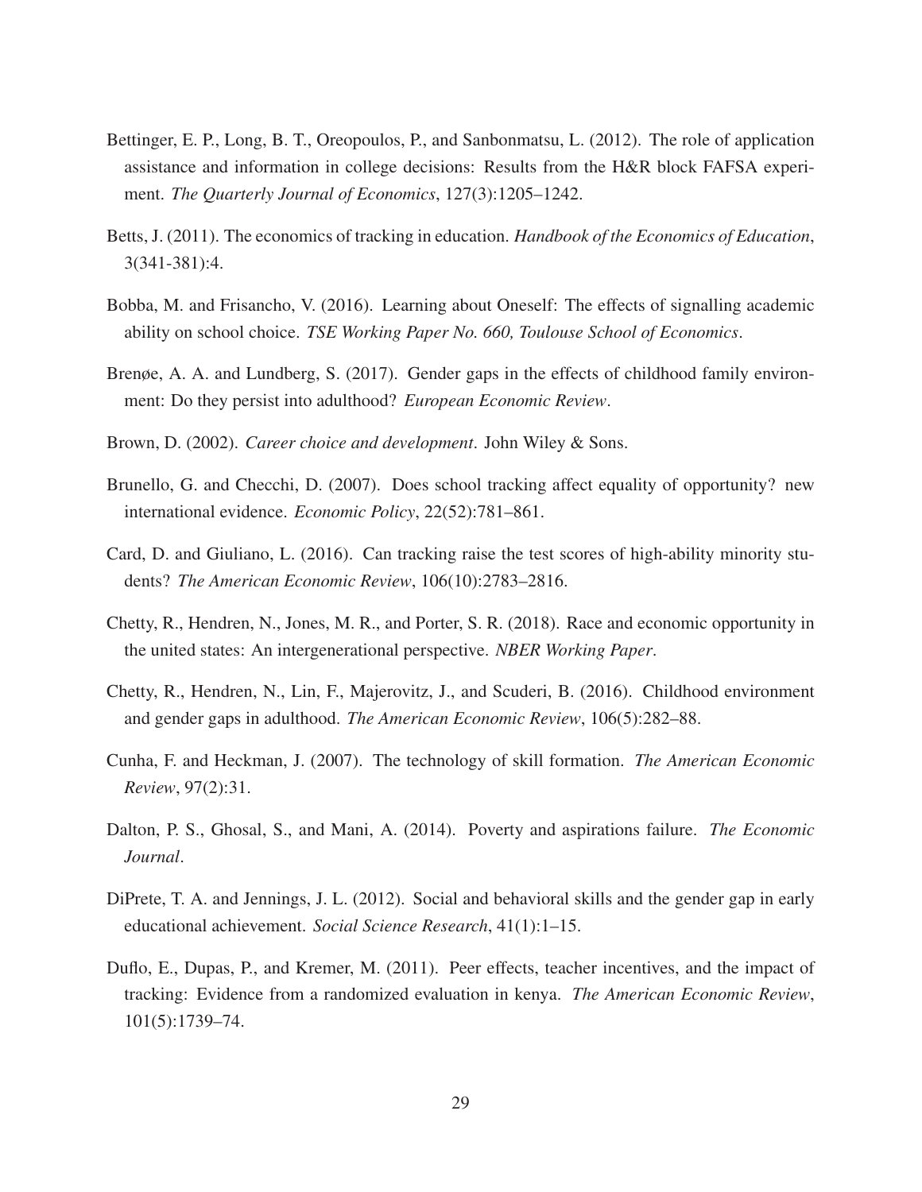Bettinger, E. P., Long, B. T., Oreopoulos, P., and Sanbonmatsu, L. (2012). The role of application assistance and information in college decisions: Results from the H&R block FAFSA experiment. *The Quarterly Journal of Economics*, 127(3):1205–1242.

Betts, J. (2011). The economics of tracking in education. *Handbook of the Economics of Education*, 3(341-381):4.

Bobba, M. and Frisancho, V. (2016). Learning about Oneself: The effects of signalling academic ability on school choice. *TSE Working Paper No. 660, Toulouse School of Economics*.

Brenøe, A. A. and Lundberg, S. (2017). Gender gaps in the effects of childhood family environment: Do they persist into adulthood? *European Economic Review*.

Brown, D. (2002). *Career choice and development*. John Wiley & Sons.

Brunello, G. and Checchi, D. (2007). Does school tracking affect equality of opportunity? new international evidence. *Economic Policy*, 22(52):781–861.

Card, D. and Giuliano, L. (2016). Can tracking raise the test scores of high-ability minority students? *The American Economic Review*, 106(10):2783–2816.

Chetty, R., Hendren, N., Jones, M. R., and Porter, S. R. (2018). Race and economic opportunity in the united states: An intergenerational perspective. *NBER Working Paper*.

Chetty, R., Hendren, N., Lin, F., Majerovitz, J., and Scuderi, B. (2016). Childhood environment and gender gaps in adulthood. *The American Economic Review*, 106(5):282–88.

Cunha, F. and Heckman, J. (2007). The technology of skill formation. *The American Economic Review*, 97(2):31.

Dalton, P. S., Ghosal, S., and Mani, A. (2014). Poverty and aspirations failure. *The Economic Journal*.

DiPrete, T. A. and Jennings, J. L. (2012). Social and behavioral skills and the gender gap in early educational achievement. *Social Science Research*, 41(1):1–15.

Duflo, E., Dupas, P., and Kremer, M. (2011). Peer effects, teacher incentives, and the impact of tracking: Evidence from a randomized evaluation in kenya. *The American Economic Review*, 101(5):1739–74.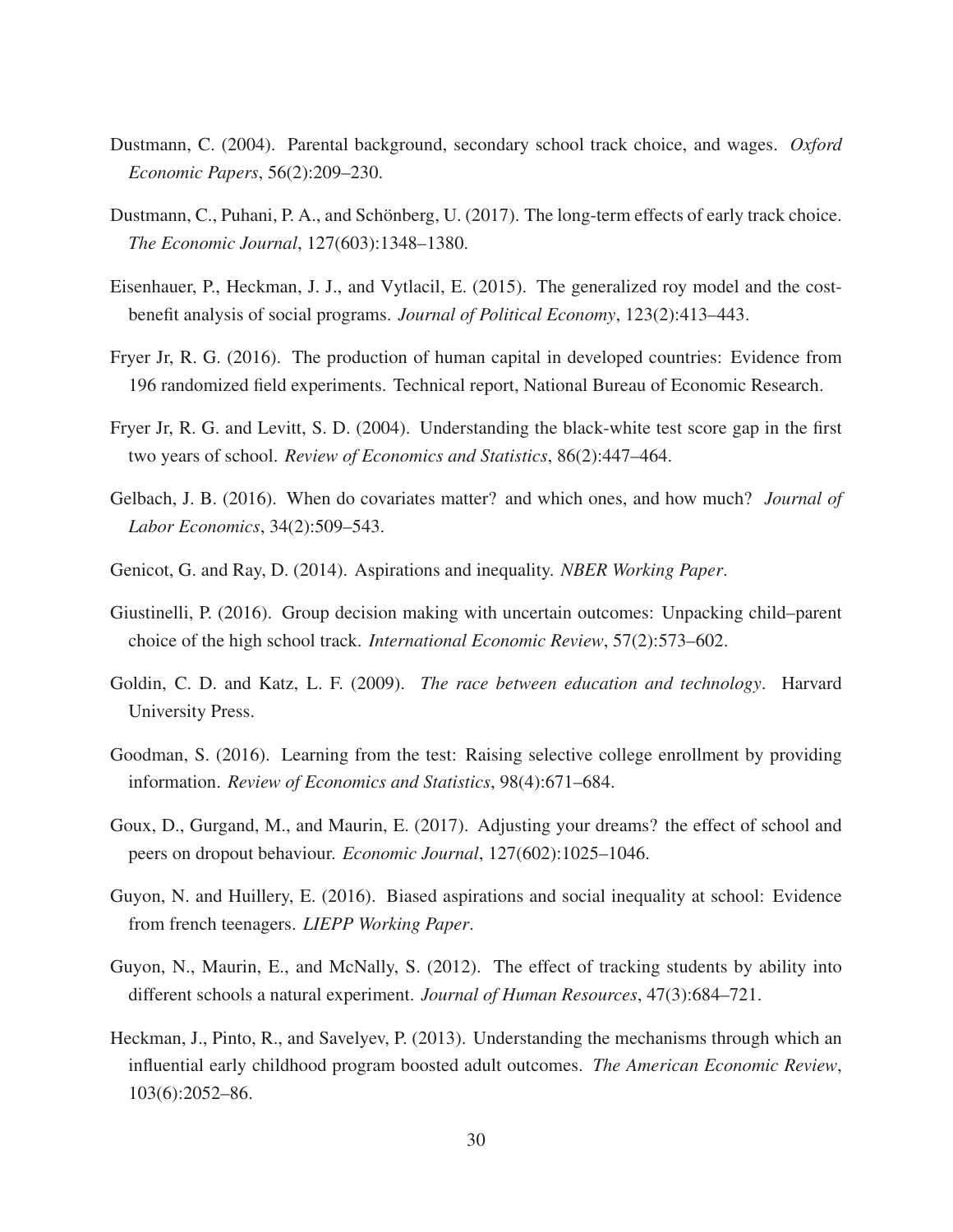Dustmann, C. (2004). Parental background, secondary school track choice, and wages. *Oxford Economic Papers*, 56(2):209–230.

Dustmann, C., Puhani, P. A., and Schönberg, U. (2017). The long-term effects of early track choice. *The Economic Journal*, 127(603):1348–1380.

Eisenhauer, P., Heckman, J. J., and Vytlacil, E. (2015). The generalized roy model and the cost-benefit analysis of social programs. *Journal of Political Economy*, 123(2):413–443.

Fryer Jr, R. G. (2016). The production of human capital in developed countries: Evidence from 196 randomized field experiments. Technical report, National Bureau of Economic Research.

Fryer Jr, R. G. and Levitt, S. D. (2004). Understanding the black-white test score gap in the first two years of school. *Review of Economics and Statistics*, 86(2):447–464.

Gelbach, J. B. (2016). When do covariates matter? and which ones, and how much? *Journal of Labor Economics*, 34(2):509–543.

Genicot, G. and Ray, D. (2014). Aspirations and inequality. *NBER Working Paper*.

Giustinelli, P. (2016). Group decision making with uncertain outcomes: Unpacking child–parent choice of the high school track. *International Economic Review*, 57(2):573–602.

Goldin, C. D. and Katz, L. F. (2009). *The race between education and technology*. Harvard University Press.

Goodman, S. (2016). Learning from the test: Raising selective college enrollment by providing information. *Review of Economics and Statistics*, 98(4):671–684.

Goux, D., Gurgand, M., and Maurin, E. (2017). Adjusting your dreams? the effect of school and peers on dropout behaviour. *Economic Journal*, 127(602):1025–1046.

Guyon, N. and Huillery, E. (2016). Biased aspirations and social inequality at school: Evidence from french teenagers. *LIEPP Working Paper*.

Guyon, N., Maurin, E., and McNally, S. (2012). The effect of tracking students by ability into different schools a natural experiment. *Journal of Human Resources*, 47(3):684–721.

Heckman, J., Pinto, R., and Savelyev, P. (2013). Understanding the mechanisms through which an influential early childhood program boosted adult outcomes. *The American Economic Review*, 103(6):2052–86.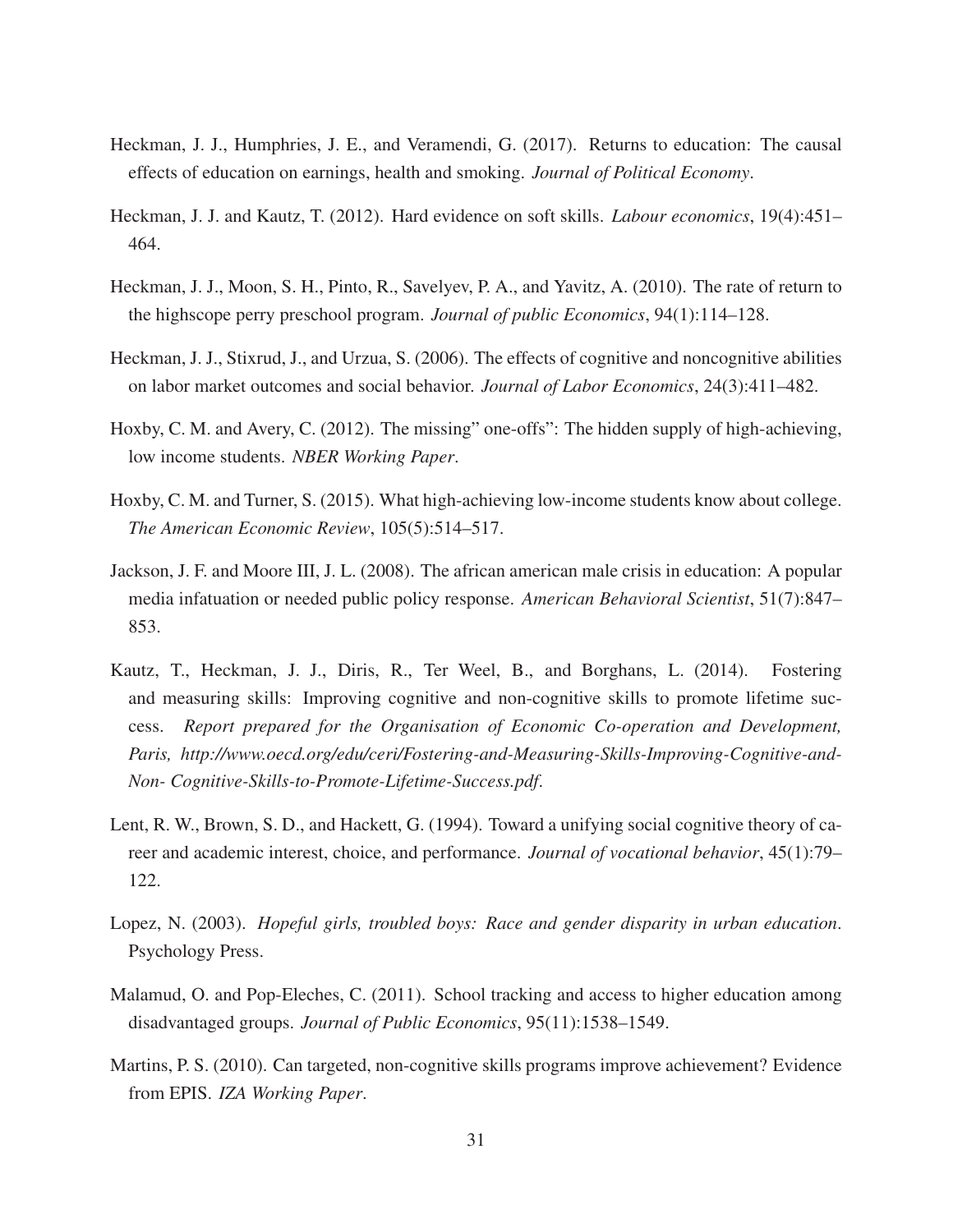Heckman, J. J., Humphries, J. E., and Veramendi, G. (2017). Returns to education: The causal effects of education on earnings, health and smoking. *Journal of Political Economy*.

Heckman, J. J. and Kautz, T. (2012). Hard evidence on soft skills. *Labour economics*, 19(4):451–464.

Heckman, J. J., Moon, S. H., Pinto, R., Savelyev, P. A., and Yavitz, A. (2010). The rate of return to the highscope perry preschool program. *Journal of public Economics*, 94(1):114–128.

Heckman, J. J., Stixrud, J., and Urzua, S. (2006). The effects of cognitive and noncognitive abilities on labor market outcomes and social behavior. *Journal of Labor Economics*, 24(3):411–482.

Hoxby, C. M. and Avery, C. (2012). The missing" one-offs": The hidden supply of high-achieving, low income students. *NBER Working Paper*.

Hoxby, C. M. and Turner, S. (2015). What high-achieving low-income students know about college. *The American Economic Review*, 105(5):514–517.

Jackson, J. F. and Moore III, J. L. (2008). The african american male crisis in education: A popular media infatuation or needed public policy response. *American Behavioral Scientist*, 51(7):847–853.

Kautz, T., Heckman, J. J., Diris, R., Ter Weel, B., and Borghans, L. (2014). Fostering and measuring skills: Improving cognitive and non-cognitive skills to promote lifetime success. *Report prepared for the Organisation of Economic Co-operation and Development, Paris, http://www.oecd.org/edu/ceri/Fostering-and-Measuring-Skills-Improving-Cognitive-and-Non- Cognitive-Skills-to-Promote-Lifetime-Success.pdf*.

Lent, R. W., Brown, S. D., and Hackett, G. (1994). Toward a unifying social cognitive theory of career and academic interest, choice, and performance. *Journal of vocational behavior*, 45(1):79–122.

Lopez, N. (2003). *Hopeful girls, troubled boys: Race and gender disparity in urban education*. Psychology Press.

Malamud, O. and Pop-Eleches, C. (2011). School tracking and access to higher education among disadvantaged groups. *Journal of Public Economics*, 95(11):1538–1549.

Martins, P. S. (2010). Can targeted, non-cognitive skills programs improve achievement? Evidence from EPIS. *IZA Working Paper*.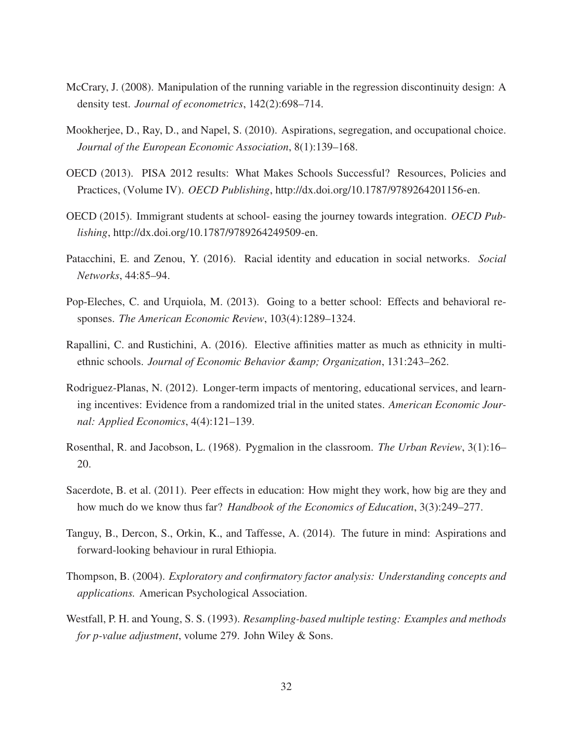McCrary, J. (2008). Manipulation of the running variable in the regression discontinuity design: A density test. *Journal of econometrics*, 142(2):698–714.

Mookherjee, D., Ray, D., and Napel, S. (2010). Aspirations, segregation, and occupational choice. *Journal of the European Economic Association*, 8(1):139–168.

OECD (2013). PISA 2012 results: What Makes Schools Successful? Resources, Policies and Practices, (Volume IV). *OECD Publishing*, http://dx.doi.org/10.1787/9789264201156-en.

OECD (2015). Immigrant students at school- easing the journey towards integration. *OECD Publishing*, http://dx.doi.org/10.1787/9789264249509-en.

Patacchini, E. and Zenou, Y. (2016). Racial identity and education in social networks. *Social Networks*, 44:85–94.

Pop-Eleches, C. and Urquiola, M. (2013). Going to a better school: Effects and behavioral responses. *The American Economic Review*, 103(4):1289–1324.

Rapallini, C. and Rustichini, A. (2016). Elective affinities matter as much as ethnicity in multiethnic schools. *Journal of Economic Behavior &amp; Organization*, 131:243–262.

Rodriguez-Planas, N. (2012). Longer-term impacts of mentoring, educational services, and learning incentives: Evidence from a randomized trial in the united states. *American Economic Journal: Applied Economics*, 4(4):121–139.

Rosenthal, R. and Jacobson, L. (1968). Pygmalion in the classroom. *The Urban Review*, 3(1):16–20.

Sacerdote, B. et al. (2011). Peer effects in education: How might they work, how big are they and how much do we know thus far? *Handbook of the Economics of Education*, 3(3):249–277.

Tanguy, B., Dercon, S., Orkin, K., and Taffesse, A. (2014). The future in mind: Aspirations and forward-looking behaviour in rural Ethiopia.

Thompson, B. (2004). *Exploratory and confirmatory factor analysis: Understanding concepts and applications.* American Psychological Association.

Westfall, P. H. and Young, S. S. (1993). *Resampling-based multiple testing: Examples and methods for p-value adjustment*, volume 279. John Wiley & Sons.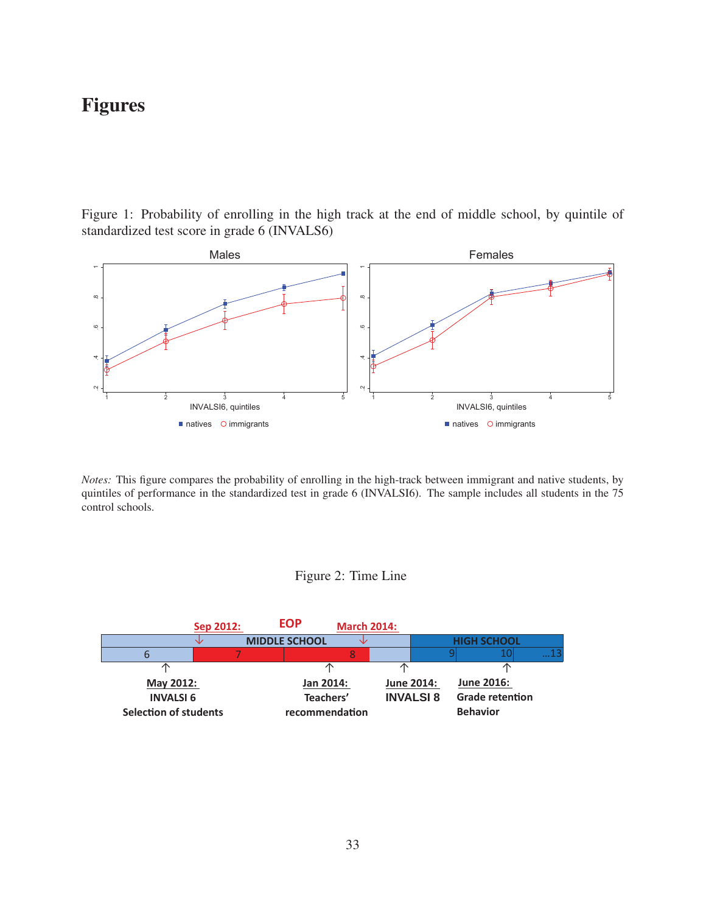# Figures

Figure 1: Probability of enrolling in the high track at the end of middle school, by quintile of standardized test score in grade 6 (INVALS6)

*Notes:* This figure compares the probability of enrolling in the high-track between immigrant and native students, by quintiles of performance in the standardized test in grade 6 (INVALSI6). The sample includes all students in the 75 control schools.

Figure 2: Time Line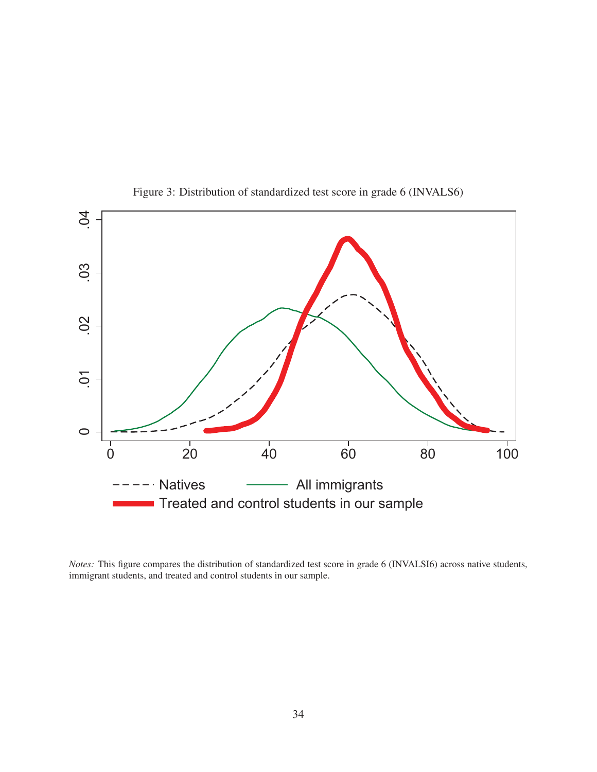Figure 3: Distribution of standardized test score in grade 6 (INVALS6)

*Notes:* This figure compares the distribution of standardized test score in grade 6 (INVALSI6) across native students, immigrant students, and treated and control students in our sample.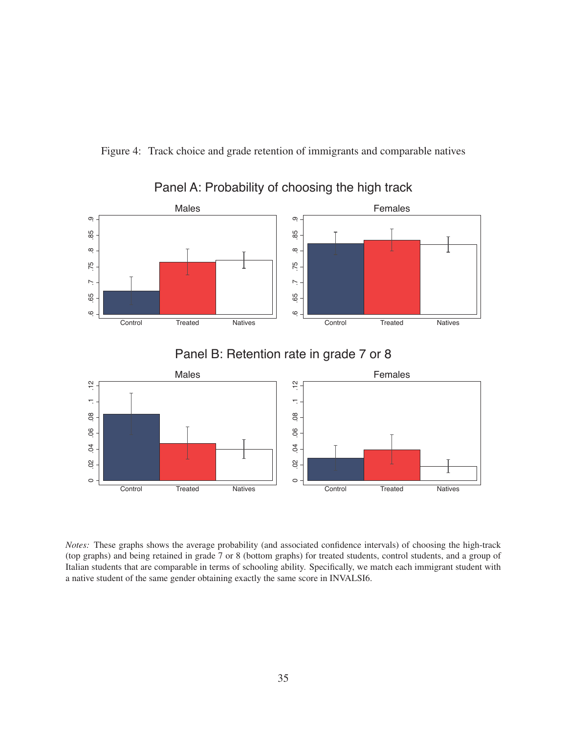Figure 4: Track choice and grade retention of immigrants and comparable natives

Panel A: Probability of choosing the high track

Males

Females

Control Treated Natives

Panel B: Retention rate in grade 7 or 8

Males

Females

Control Treated Natives

*Notes:* These graphs shows the average probability (and associated confidence intervals) of choosing the high-track (top graphs) and being retained in grade 7 or 8 (bottom graphs) for treated students, control students, and a group of Italian students that are comparable in terms of schooling ability. Specifically, we match each immigrant student with a native student of the same gender obtaining exactly the same score in INVALSI6.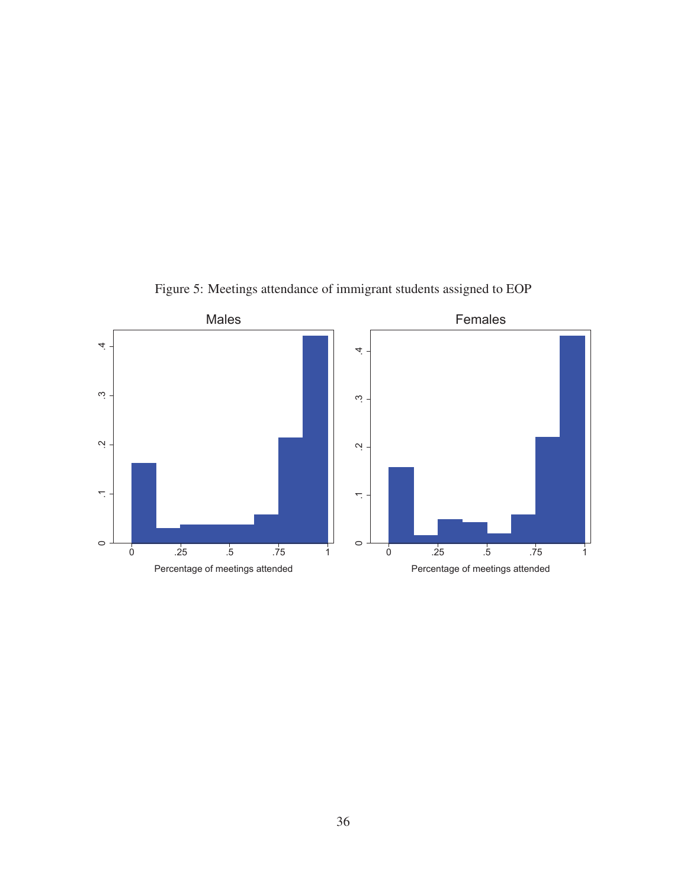Figure 5: Meetings attendance of immigrant students assigned to EOP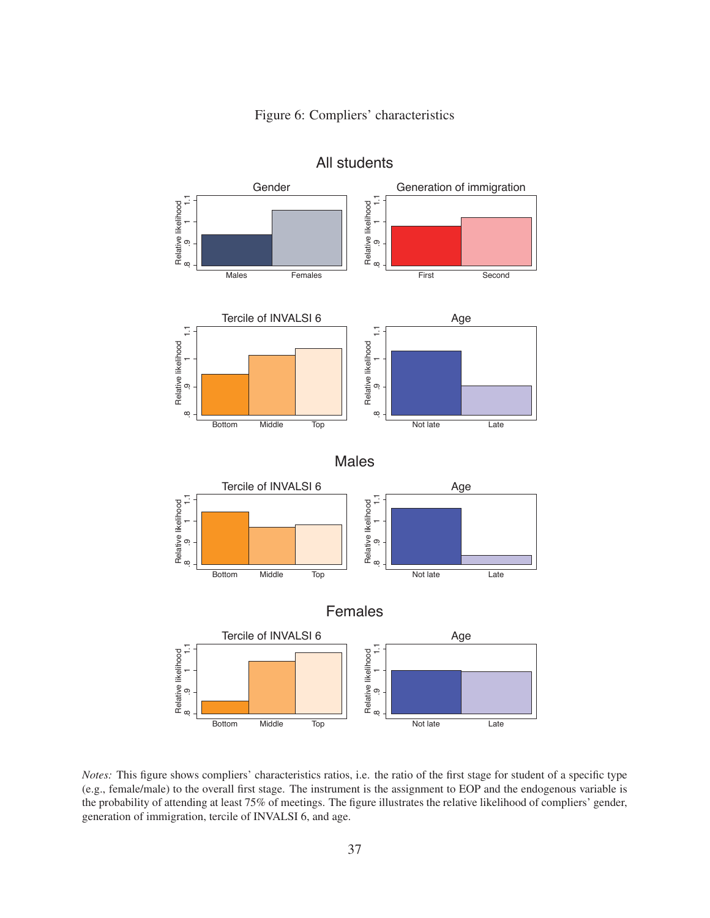Figure 6: Compliers' characteristics

*Notes:* This figure shows compliers' characteristics ratios, i.e. the ratio of the first stage for student of a specific type (e.g., female/male) to the overall first stage. The instrument is the assignment to EOP and the endogenous variable is the probability of attending at least 75% of meetings. The figure illustrates the relative likelihood of compliers' gender, generation of immigration, tercile of INVALSI 6, and age.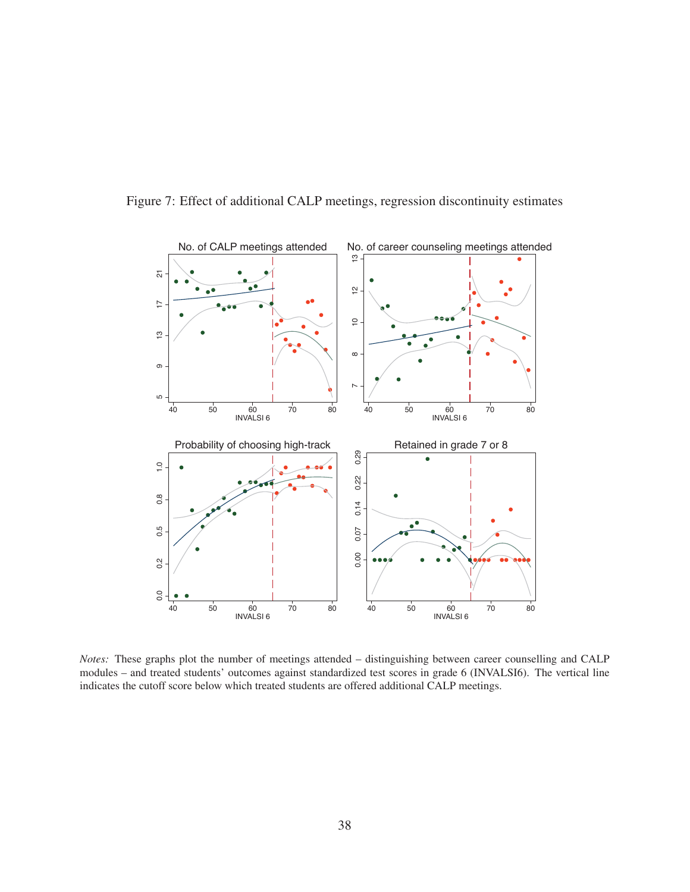Figure 7: Effect of additional CALP meetings, regression discontinuity estimates

*Notes:* These graphs plot the number of meetings attended – distinguishing between career counselling and CALP modules – and treated students' outcomes against standardized test scores in grade 6 (INVALSI6). The vertical line indicates the cutoff score below which treated students are offered additional CALP meetings.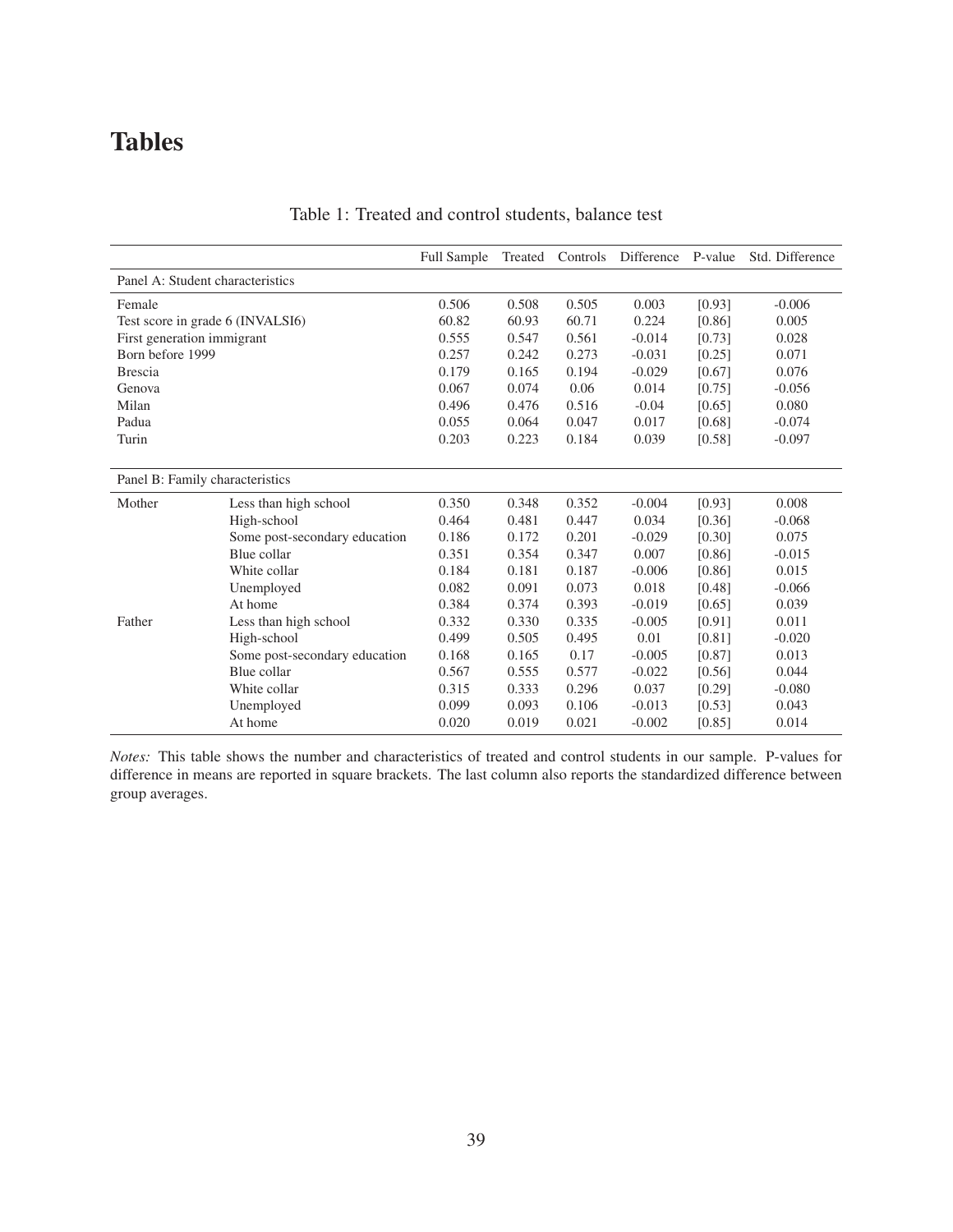# Tables

Table 1: Treated and control students, balance test

| | | Full Sample | Treated | Controls | Difference | P-value | Std. Difference |
|---|---|---|---|---|---|---|---|
| Panel A: Student characteristics | | | | | | | |
| Female | | 0.506 | 0.508 | 0.505 | 0.003 | [0.93] | -0.006 |
| Test score in grade 6 (INVALSI6) | | 60.82 | 60.93 | 60.71 | 0.224 | [0.86] | 0.005 |
| First generation immigrant | | 0.555 | 0.547 | 0.561 | -0.014 | [0.73] | 0.028 |
| Born before 1999 | | 0.257 | 0.242 | 0.273 | -0.031 | [0.25] | 0.071 |
| Brescia | | 0.179 | 0.165 | 0.194 | -0.029 | [0.67] | 0.076 |
| Genova | | 0.067 | 0.074 | 0.06 | 0.014 | [0.75] | -0.056 |
| Milan | | 0.496 | 0.476 | 0.516 | -0.04 | [0.65] | 0.080 |
| Padua | | 0.055 | 0.064 | 0.047 | 0.017 | [0.68] | -0.074 |
| Turin | | 0.203 | 0.223 | 0.184 | 0.039 | [0.58] | -0.097 |
| Panel B: Family characteristics | | | | | | | |
| Mother | Less than high school | 0.350 | 0.348 | 0.352 | -0.004 | [0.93] | 0.008 |
| | High-school | 0.464 | 0.481 | 0.447 | 0.034 | [0.36] | -0.068 |
| | Some post-secondary education | 0.186 | 0.172 | 0.201 | -0.029 | [0.30] | 0.075 |
| | Blue collar | 0.351 | 0.354 | 0.347 | 0.007 | [0.86] | -0.015 |
| | White collar | 0.184 | 0.181 | 0.187 | -0.006 | [0.86] | 0.015 |
| | Unemployed | 0.082 | 0.091 | 0.073 | 0.018 | [0.48] | -0.066 |
| | At home | 0.384 | 0.374 | 0.393 | -0.019 | [0.65] | 0.039 |
| Father | Less than high school | 0.332 | 0.330 | 0.335 | -0.005 | [0.91] | 0.011 |
| | High-school | 0.499 | 0.505 | 0.495 | 0.01 | [0.81] | -0.020 |
| | Some post-secondary education | 0.168 | 0.165 | 0.17 | -0.005 | [0.87] | 0.013 |
| | Blue collar | 0.567 | 0.555 | 0.577 | -0.022 | [0.56] | 0.044 |
| | White collar | 0.315 | 0.333 | 0.296 | 0.037 | [0.29] | -0.080 |
| | Unemployed | 0.099 | 0.093 | 0.106 | -0.013 | [0.53] | 0.043 |
| | At home | 0.020 | 0.019 | 0.021 | -0.002 | [0.85] | 0.014 |

*Notes:* This table shows the number and characteristics of treated and control students in our sample. P-values for difference in means are reported in square brackets. The last column also reports the standardized difference between group averages.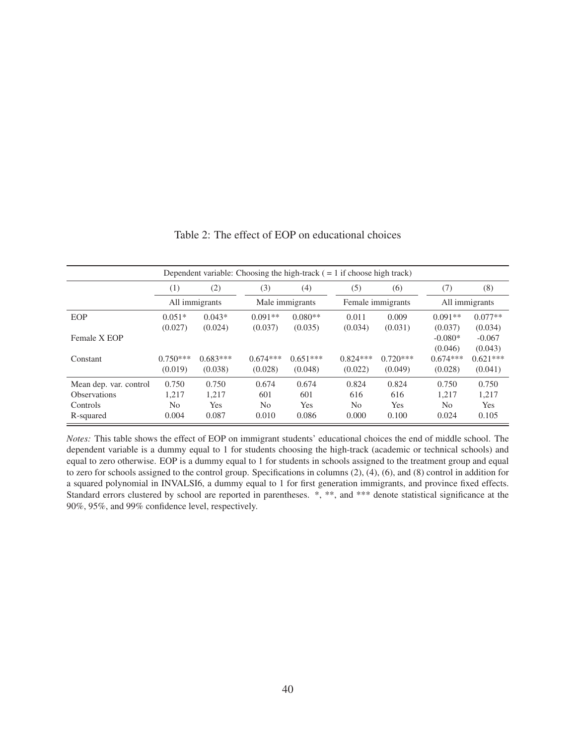Table 2: The effect of EOP on educational choices

| Dependent variable: Choosing the high-track ( = 1 if choose high track) | | | | | | | | |
|---|---|---|---|---|---|---|---|---|
| | (1) | (2) | (3) | (4) | (5) | (6) | (7) | (8) |
| | All immigrants | | Male immigrants | | Female immigrants | | All immigrants | |
| EOP | 0.051* | 0.043* | 0.091** | 0.080** | 0.011 | 0.009 | 0.091** | 0.077** |
| | (0.027) | (0.024) | (0.037) | (0.035) | (0.034) | (0.031) | (0.037) | (0.034) |
| Female X EOP | | | | | | | -0.080* | -0.067 |
| | | | | | | | (0.046) | (0.043) |
| Constant | 0.750*** | 0.683*** | 0.674*** | 0.651*** | 0.824*** | 0.720*** | 0.674*** | 0.621*** |
| | (0.019) | (0.038) | (0.028) | (0.048) | (0.022) | (0.049) | (0.028) | (0.041) |
| Mean dep. var. control | 0.750 | 0.750 | 0.674 | 0.674 | 0.824 | 0.824 | 0.750 | 0.750 |
| Observations | 1,217 | 1,217 | 601 | 601 | 616 | 616 | 1,217 | 1,217 |
| Controls | No | Yes | No | Yes | No | Yes | No | Yes |
| R-squared | 0.004 | 0.087 | 0.010 | 0.086 | 0.000 | 0.100 | 0.024 | 0.105 |

*Notes:* This table shows the effect of EOP on immigrant students' educational choices the end of middle school. The dependent variable is a dummy equal to 1 for students choosing the high-track (academic or technical schools) and equal to zero otherwise. EOP is a dummy equal to 1 for students in schools assigned to the treatment group and equal to zero for schools assigned to the control group. Specifications in columns (2), (4), (6), and (8) control in addition for a squared polynomial in INVALSI6, a dummy equal to 1 for first generation immigrants, and province fixed effects. Standard errors clustered by school are reported in parentheses. *, **, and *** denote statistical significance at the 90%, 95%, and 99% confidence level, respectively.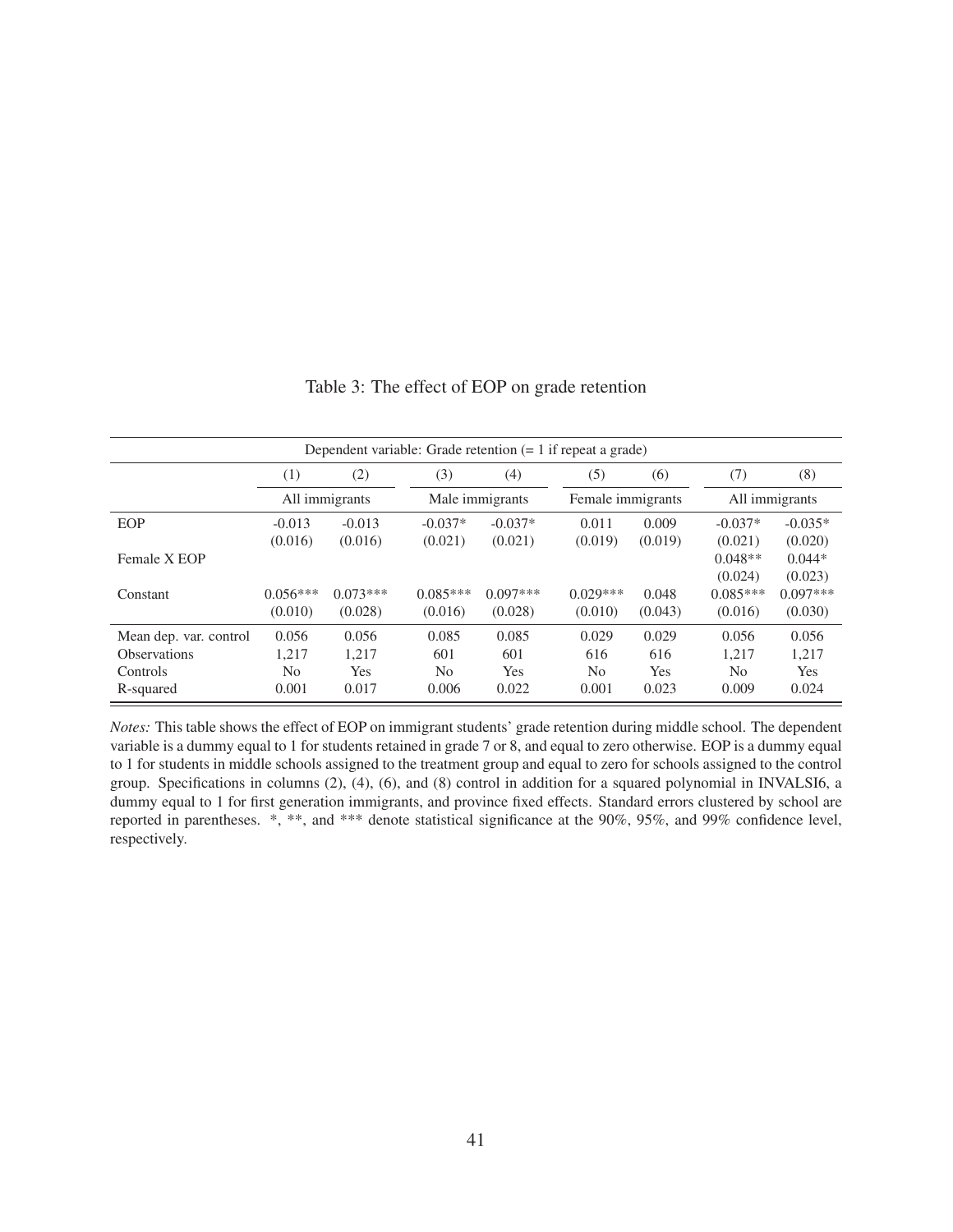Table 3: The effect of EOP on grade retention

| Dependent variable: Grade retention (= 1 if repeat a grade) | | | | | | | | |
|---|---|---|---|---|---|---|---|---|
| | (1) | (2) | (3) | (4) | (5) | (6) | (7) | (8) |
| | All immigrants | | Male immigrants | | Female immigrants | | All immigrants | |
| EOP | -0.013 | -0.013 | -0.037* | -0.037* | 0.011 | 0.009 | -0.037* | -0.035* |
| | (0.016) | (0.016) | (0.021) | (0.021) | (0.019) | (0.019) | (0.021) | (0.020) |
| Female X EOP | | | | | | | 0.048** | 0.044* |
| | | | | | | | (0.024) | (0.023) |
| Constant | 0.056*** | 0.073*** | 0.085*** | 0.097*** | 0.029*** | 0.048 | 0.085*** | 0.097*** |
| | (0.010) | (0.028) | (0.016) | (0.028) | (0.010) | (0.043) | (0.016) | (0.030) |
| Mean dep. var. control | 0.056 | 0.056 | 0.085 | 0.085 | 0.029 | 0.029 | 0.056 | 0.056 |
| Observations | 1,217 | 1,217 | 601 | 601 | 616 | 616 | 1,217 | 1,217 |
| Controls | No | Yes | No | Yes | No | Yes | No | Yes |
| R-squared | 0.001 | 0.017 | 0.006 | 0.022 | 0.001 | 0.023 | 0.009 | 0.024 |

*Notes:* This table shows the effect of EOP on immigrant students' grade retention during middle school. The dependent variable is a dummy equal to 1 for students retained in grade 7 or 8, and equal to zero otherwise. EOP is a dummy equal to 1 for students in middle schools assigned to the treatment group and equal to zero for schools assigned to the control group. Specifications in columns (2), (4), (6), and (8) control in addition for a squared polynomial in INVALSI6, a dummy equal to 1 for first generation immigrants, and province fixed effects. Standard errors clustered by school are reported in parentheses. *, **, and *** denote statistical significance at the 90%, 95%, and 99% confidence level, respectively.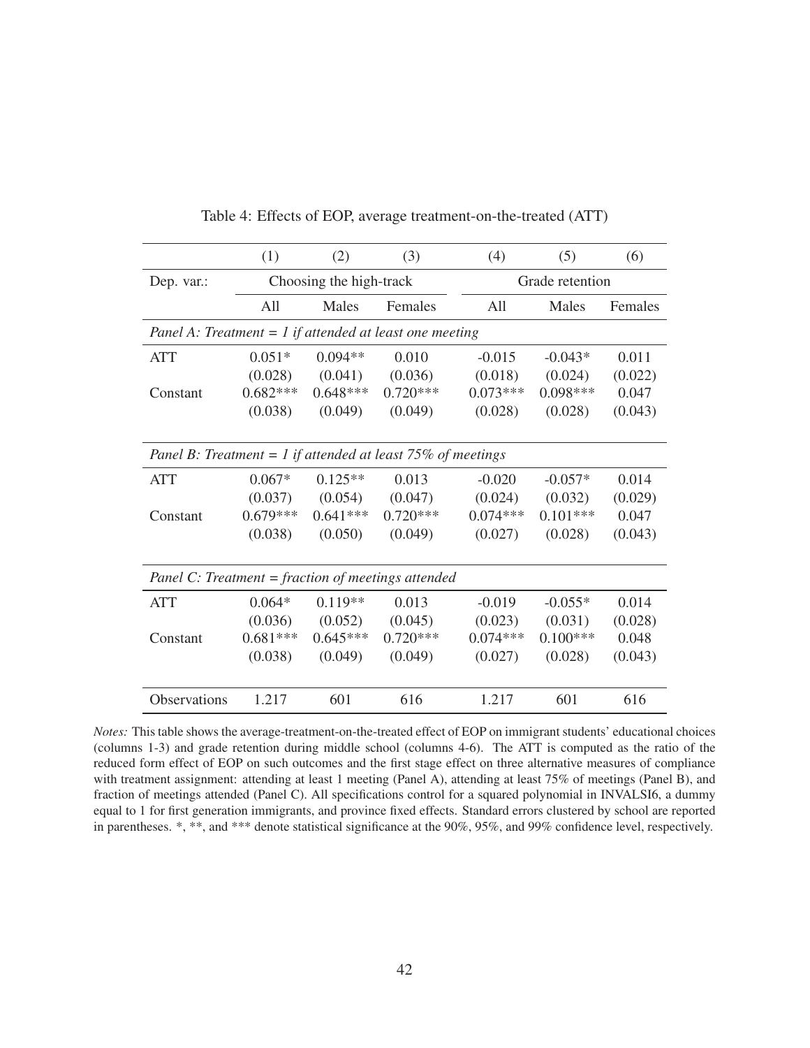Table 4: Effects of EOP, average treatment-on-the-treated (ATT)

| | (1) | (2) | (3) | (4) | (5) | (6) |
|---|---|---|---|---|---|---|
| Dep. var.: | Choosing the high-track | | | Grade retention | | |
| | All | Males | Females | All | Males | Females |
| *Panel A: Treatment = 1 if attended at least one meeting* | | | | | | |
| ATT | 0.051* | 0.094** | 0.010 | -0.015 | -0.043* | 0.011 |
| | (0.028) | (0.041) | (0.036) | (0.018) | (0.024) | (0.022) |
| Constant | 0.682*** | 0.648*** | 0.720*** | 0.073*** | 0.098*** | 0.047 |
| | (0.038) | (0.049) | (0.049) | (0.028) | (0.028) | (0.043) |
| *Panel B: Treatment = 1 if attended at least 75% of meetings* | | | | | | |
| ATT | 0.067* | 0.125** | 0.013 | -0.020 | -0.057* | 0.014 |
| | (0.037) | (0.054) | (0.047) | (0.024) | (0.032) | (0.029) |
| Constant | 0.679*** | 0.641*** | 0.720*** | 0.074*** | 0.101*** | 0.047 |
| | (0.038) | (0.050) | (0.049) | (0.027) | (0.028) | (0.043) |
| *Panel C: Treatment = fraction of meetings attended* | | | | | | |
| ATT | 0.064* | 0.119** | 0.013 | -0.019 | -0.055* | 0.014 |
| | (0.036) | (0.052) | (0.045) | (0.023) | (0.031) | (0.028) |
| Constant | 0.681*** | 0.645*** | 0.720*** | 0.074*** | 0.100*** | 0.048 |
| | (0.038) | (0.049) | (0.049) | (0.027) | (0.028) | (0.043) |
| Observations | 1.217 | 601 | 616 | 1.217 | 601 | 616 |

*Notes:* This table shows the average-treatment-on-the-treated effect of EOP on immigrant students' educational choices (columns 1-3) and grade retention during middle school (columns 4-6). The ATT is computed as the ratio of the reduced form effect of EOP on such outcomes and the first stage effect on three alternative measures of compliance with treatment assignment: attending at least 1 meeting (Panel A), attending at least 75% of meetings (Panel B), and fraction of meetings attended (Panel C). All specifications control for a squared polynomial in INVALSI6, a dummy equal to 1 for first generation immigrants, and province fixed effects. Standard errors clustered by school are reported in parentheses. *, **, and *** denote statistical significance at the 90%, 95%, and 99% confidence level, respectively.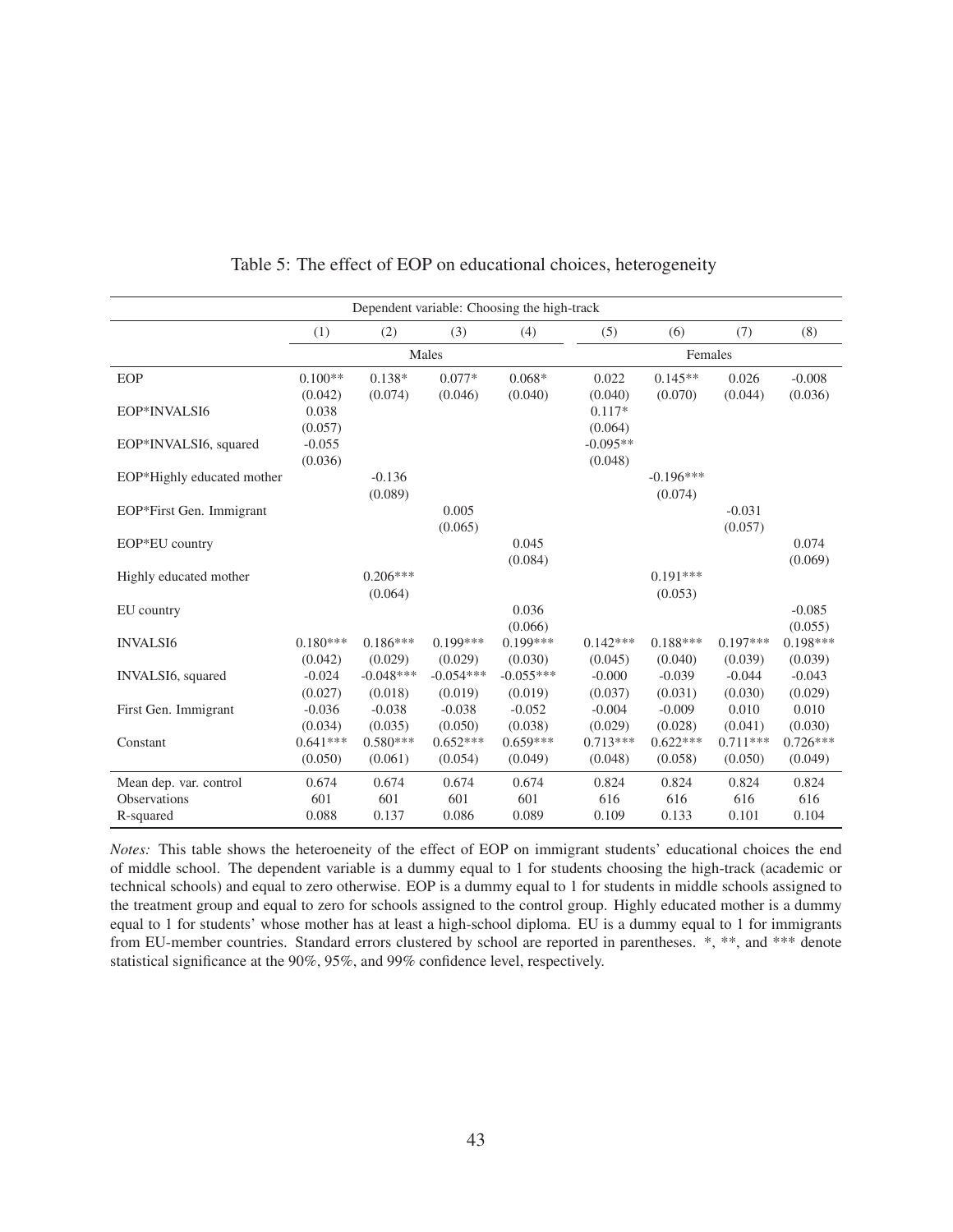Table 5: The effect of EOP on educational choices, heterogeneity

| Dependent variable: Choosing the high-track | | | | | | | | |
|---|---|---|---|---|---|---|---|---|
| | (1) | (2) | (3) | (4) | (5) | (6) | (7) | (8) |
| | Males | | | | Females | | | |
| EOP | 0.100** | 0.138* | 0.077* | 0.068* | 0.022 | 0.145** | 0.026 | -0.008 |
| | (0.042) | (0.074) | (0.046) | (0.040) | (0.040) | (0.070) | (0.044) | (0.036) |
| EOP*INVALSI6 | 0.038 | | | | 0.117* | | | |
| | (0.057) | | | | (0.064) | | | |
| EOP*INVALSI6, squared | -0.055 | | | | -0.095** | | | |
| | (0.036) | | | | (0.048) | | | |
| EOP*Highly educated mother | | -0.136 | | | | -0.196*** | | |
| | | (0.089) | | | | (0.074) | | |
| EOP*First Gen. Immigrant | | | 0.005 | | | | -0.031 | |
| | | | (0.065) | | | | (0.057) | |
| EOP*EU country | | | | 0.045 | | | | 0.074 |
| | | | | (0.084) | | | | (0.069) |
| Highly educated mother | | 0.206*** | | | | 0.191*** | | |
| | | (0.064) | | | | (0.053) | | |
| EU country | | | | 0.036 | | | | -0.085 |
| | | | | (0.066) | | | | (0.055) |
| INVALSI6 | 0.180*** | 0.186*** | 0.199*** | 0.199*** | 0.142*** | 0.188*** | 0.197*** | 0.198*** |
| | (0.042) | (0.029) | (0.029) | (0.030) | (0.045) | (0.040) | (0.039) | (0.039) |
| INVALSI6, squared | -0.024 | -0.048*** | -0.054*** | -0.055*** | -0.000 | -0.039 | -0.044 | -0.043 |
| | (0.027) | (0.018) | (0.019) | (0.019) | (0.037) | (0.031) | (0.030) | (0.029) |
| First Gen. Immigrant | -0.036 | -0.038 | -0.038 | -0.052 | -0.004 | -0.009 | 0.010 | 0.010 |
| | (0.034) | (0.035) | (0.050) | (0.038) | (0.029) | (0.028) | (0.041) | (0.030) |
| Constant | 0.641*** | 0.580*** | 0.652*** | 0.659*** | 0.713*** | 0.622*** | 0.711*** | 0.726*** |
| | (0.050) | (0.061) | (0.054) | (0.049) | (0.048) | (0.058) | (0.050) | (0.049) |
| Mean dep. var. control | 0.674 | 0.674 | 0.674 | 0.674 | 0.824 | 0.824 | 0.824 | 0.824 |
| Observations | 601 | 601 | 601 | 601 | 616 | 616 | 616 | 616 |
| R-squared | 0.088 | 0.137 | 0.086 | 0.089 | 0.109 | 0.133 | 0.101 | 0.104 |

*Notes:* This table shows the heteroeneity of the effect of EOP on immigrant students' educational choices the end of middle school. The dependent variable is a dummy equal to 1 for students choosing the high-track (academic or technical schools) and equal to zero otherwise. EOP is a dummy equal to 1 for students in middle schools assigned to the treatment group and equal to zero for schools assigned to the control group. Highly educated mother is a dummy equal to 1 for students' whose mother has at least a high-school diploma. EU is a dummy equal to 1 for immigrants from EU-member countries. Standard errors clustered by school are reported in parentheses. *, **, and *** denote statistical significance at the 90%, 95%, and 99% confidence level, respectively.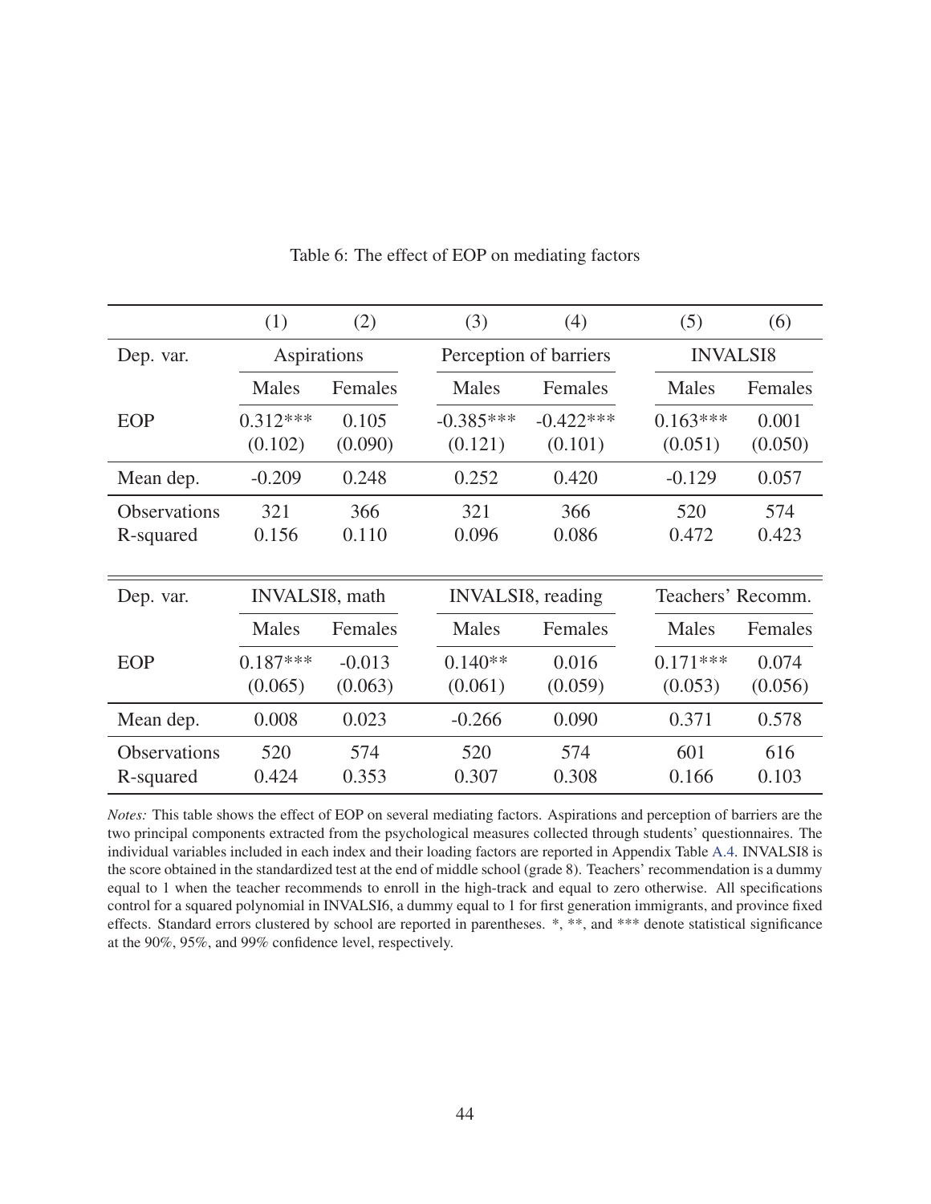Table 6: The effect of EOP on mediating factors

| | (1) | (2) | (3) | (4) | (5) | (6) |
|---|---|---|---|---|---|---|
| Dep. var. | Aspirations | | Perception of barriers | | INVALSI8 | |
| | Males | Females | Males | Females | Males | Females |
| EOP | 0.312*** | 0.105 | -0.385*** | -0.422*** | 0.163*** | 0.001 |
| | (0.102) | (0.090) | (0.121) | (0.101) | (0.051) | (0.050) |
| Mean dep. | -0.209 | 0.248 | 0.252 | 0.420 | -0.129 | 0.057 |
| Observations | 321 | 366 | 321 | 366 | 520 | 574 |
| R-squared | 0.156 | 0.110 | 0.096 | 0.086 | 0.472 | 0.423 |
| Dep. var. | INVALSI8, math | | INVALSI8, reading | | Teachers' Recomm. | |
| | Males | Females | Males | Females | Males | Females |
| EOP | 0.187*** | -0.013 | 0.140** | 0.016 | 0.171*** | 0.074 |
| | (0.065) | (0.063) | (0.061) | (0.059) | (0.053) | (0.056) |
| Mean dep. | 0.008 | 0.023 | -0.266 | 0.090 | 0.371 | 0.578 |
| Observations | 520 | 574 | 520 | 574 | 601 | 616 |
| R-squared | 0.424 | 0.353 | 0.307 | 0.308 | 0.166 | 0.103 |

*Notes:* This table shows the effect of EOP on several mediating factors. Aspirations and perception of barriers are the two principal components extracted from the psychological measures collected through students' questionnaires. The individual variables included in each index and their loading factors are reported in Appendix Table A.4. INVALSI8 is the score obtained in the standardized test at the end of middle school (grade 8). Teachers' recommendation is a dummy equal to 1 when the teacher recommends to enroll in the high-track and equal to zero otherwise. All specifications control for a squared polynomial in INVALSI6, a dummy equal to 1 for first generation immigrants, and province fixed effects. Standard errors clustered by school are reported in parentheses. *, **, and *** denote statistical significance at the 90%, 95%, and 99% confidence level, respectively.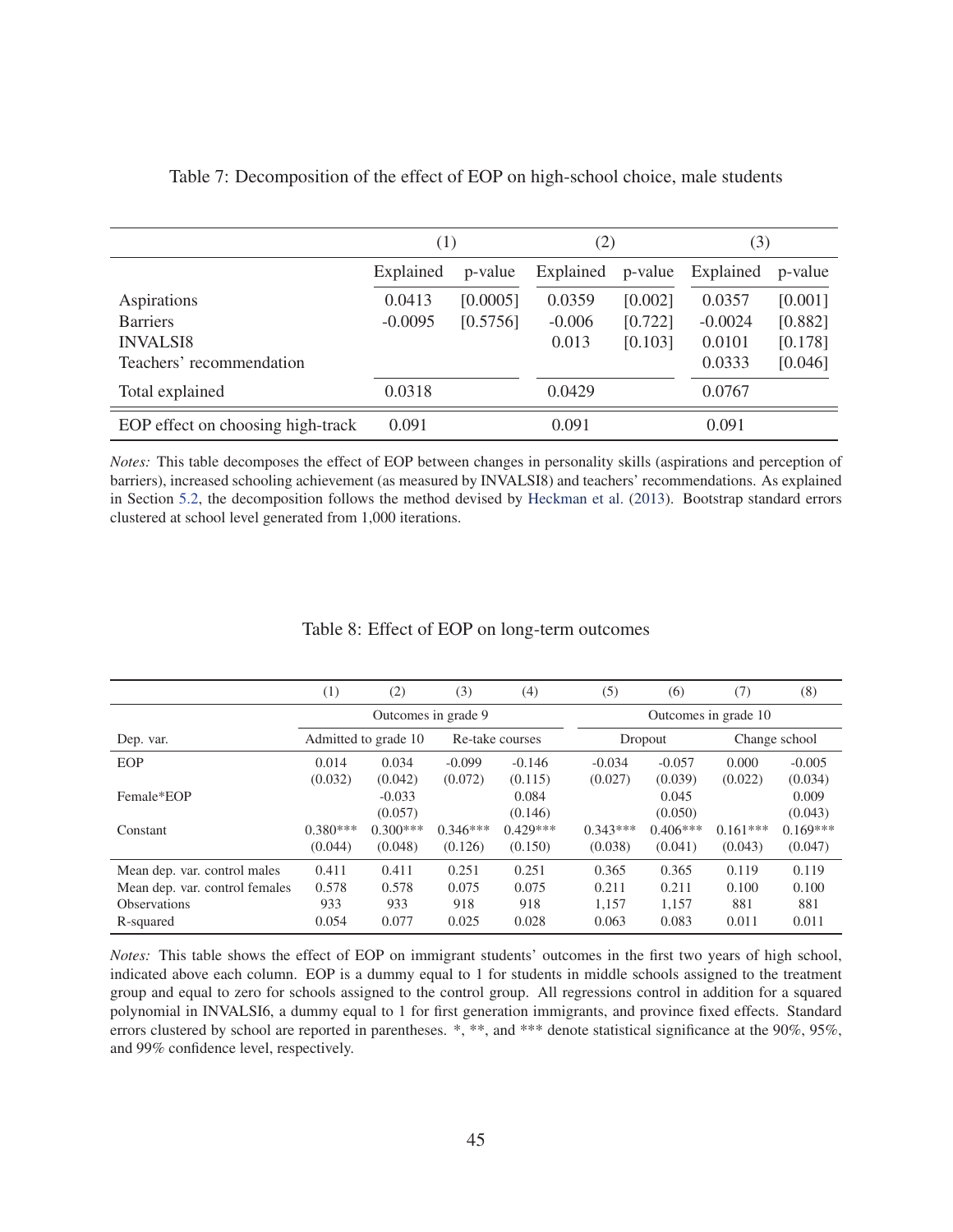Table 7: Decomposition of the effect of EOP on high-school choice, male students

| | (1) | | (2) | | (3) | |
|---|---|---|---|---|---|---|
| | Explained | p-value | Explained | p-value | Explained | p-value |
| Aspirations | 0.0413 | [0.0005] | 0.0359 | [0.002] | 0.0357 | [0.001] |
| Barriers | -0.0095 | [0.5756] | -0.006 | [0.722] | -0.0024 | [0.882] |
| INVALSI8 | | | 0.013 | [0.103] | 0.0101 | [0.178] |
| Teachers' recommendation | | | | | 0.0333 | [0.046] |
| Total explained | 0.0318 | | 0.0429 | | 0.0767 | |
| EOP effect on choosing high-track | 0.091 | | 0.091 | | 0.091 | |

*Notes:* This table decomposes the effect of EOP between changes in personality skills (aspirations and perception of barriers), increased schooling achievement (as measured by INVALSI8) and teachers' recommendations. As explained in Section 5.2, the decomposition follows the method devised by Heckman et al. (2013). Bootstrap standard errors clustered at school level generated from 1,000 iterations.

Table 8: Effect of EOP on long-term outcomes

| | (1) | (2) | (3) | (4) | (5) | (6) | (7) | (8) |
|---|---|---|---|---|---|---|---|---|
| | Outcomes in grade 9 | | | | Outcomes in grade 10 | | | |
| Dep. var. | Admitted to grade 10 | | Re-take courses | | Dropout | | Change school | |
| EOP | 0.014 | 0.034 | -0.099 | -0.146 | -0.034 | -0.057 | 0.000 | -0.005 |
| | (0.032) | (0.042) | (0.072) | (0.115) | (0.027) | (0.039) | (0.022) | (0.034) |
| Female*EOP | | -0.033 | | 0.084 | | 0.045 | | 0.009 |
| | | (0.057) | | (0.146) | | (0.050) | | (0.043) |
| Constant | 0.380*** | 0.300*** | 0.346*** | 0.429*** | 0.343*** | 0.406*** | 0.161*** | 0.169*** |
| | (0.044) | (0.048) | (0.126) | (0.150) | (0.038) | (0.041) | (0.043) | (0.047) |
| Mean dep. var. control males | 0.411 | 0.411 | 0.251 | 0.251 | 0.365 | 0.365 | 0.119 | 0.119 |
| Mean dep. var. control females | 0.578 | 0.578 | 0.075 | 0.075 | 0.211 | 0.211 | 0.100 | 0.100 |
| Observations | 933 | 933 | 918 | 918 | 1,157 | 1,157 | 881 | 881 |
| R-squared | 0.054 | 0.077 | 0.025 | 0.028 | 0.063 | 0.083 | 0.011 | 0.011 |

*Notes:* This table shows the effect of EOP on immigrant students' outcomes in the first two years of high school, indicated above each column. EOP is a dummy equal to 1 for students in middle schools assigned to the treatment group and equal to zero for schools assigned to the control group. All regressions control in addition for a squared polynomial in INVALSI6, a dummy equal to 1 for first generation immigrants, and province fixed effects. Standard errors clustered by school are reported in parentheses. *, **, and *** denote statistical significance at the 90%, 95%, and 99% confidence level, respectively.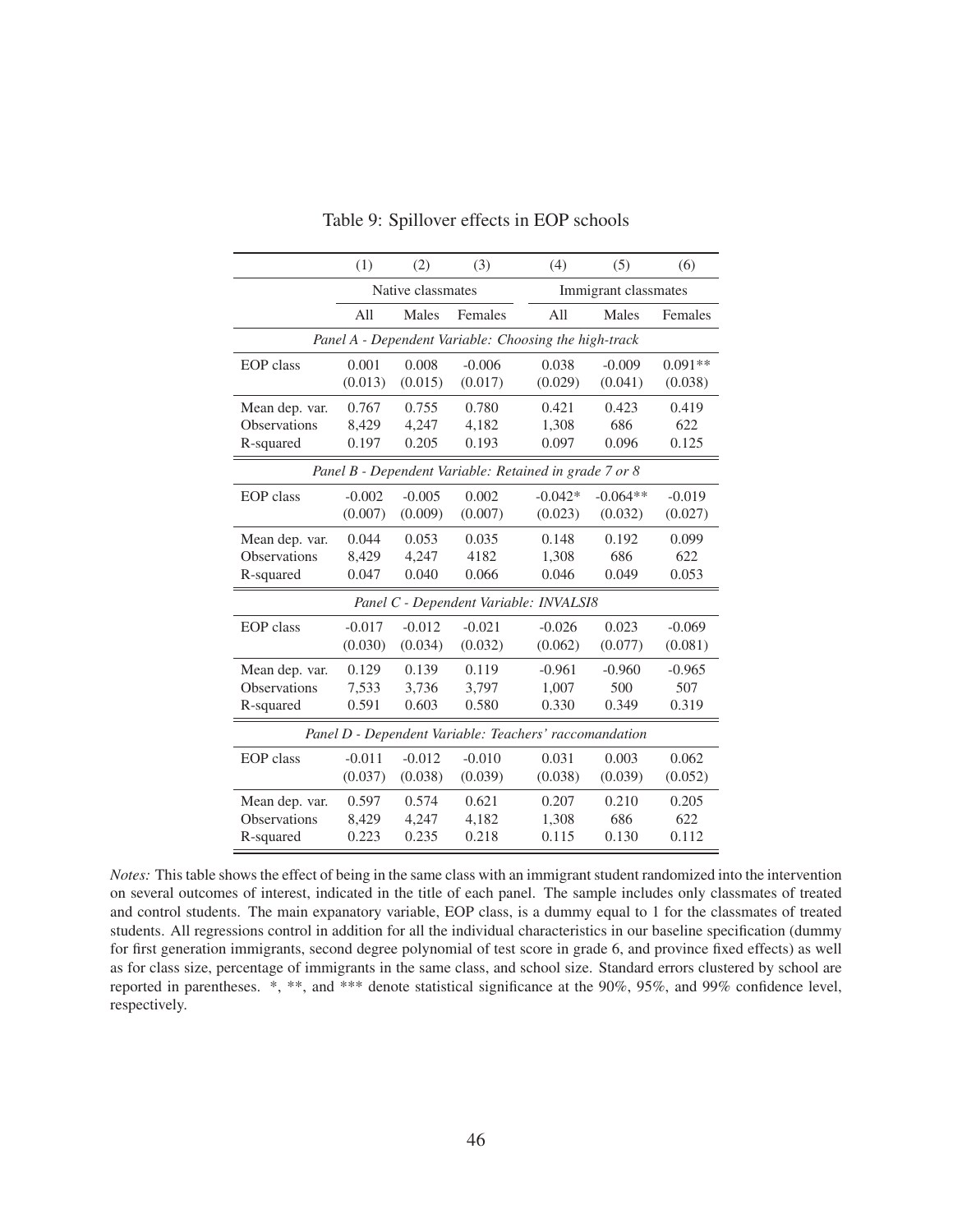Table 9: Spillover effects in EOP schools

| | (1) | (2) | (3) | (4) | (5) | (6) |
|---|---|---|---|---|---|---|
| | Native classmates | | | Immigrant classmates | | |
| | All | Males | Females | All | Males | Females |
| *Panel A - Dependent Variable: Choosing the high-track* | | | | | | |
| EOP class | 0.001 | 0.008 | -0.006 | 0.038 | -0.009 | 0.091** |
| | (0.013) | (0.015) | (0.017) | (0.029) | (0.041) | (0.038) |
| Mean dep. var. | 0.767 | 0.755 | 0.780 | 0.421 | 0.423 | 0.419 |
| Observations | 8,429 | 4,247 | 4,182 | 1,308 | 686 | 622 |
| R-squared | 0.197 | 0.205 | 0.193 | 0.097 | 0.096 | 0.125 |
| *Panel B - Dependent Variable: Retained in grade 7 or 8* | | | | | | |
| EOP class | -0.002 | -0.005 | 0.002 | -0.042* | -0.064** | -0.019 |
| | (0.007) | (0.009) | (0.007) | (0.023) | (0.032) | (0.027) |
| Mean dep. var. | 0.044 | 0.053 | 0.035 | 0.148 | 0.192 | 0.099 |
| Observations | 8,429 | 4,247 | 4182 | 1,308 | 686 | 622 |
| R-squared | 0.047 | 0.040 | 0.066 | 0.046 | 0.049 | 0.053 |
| *Panel C - Dependent Variable: INVALSI8* | | | | | | |
| EOP class | -0.017 | -0.012 | -0.021 | -0.026 | 0.023 | -0.069 |
| | (0.030) | (0.034) | (0.032) | (0.062) | (0.077) | (0.081) |
| Mean dep. var. | 0.129 | 0.139 | 0.119 | -0.961 | -0.960 | -0.965 |
| Observations | 7,533 | 3,736 | 3,797 | 1,007 | 500 | 507 |
| R-squared | 0.591 | 0.603 | 0.580 | 0.330 | 0.349 | 0.319 |
| *Panel D - Dependent Variable: Teachers' raccomandation* | | | | | | |
| EOP class | -0.011 | -0.012 | -0.010 | 0.031 | 0.003 | 0.062 |
| | (0.037) | (0.038) | (0.039) | (0.038) | (0.039) | (0.052) |
| Mean dep. var. | 0.597 | 0.574 | 0.621 | 0.207 | 0.210 | 0.205 |
| Observations | 8,429 | 4,247 | 4,182 | 1,308 | 686 | 622 |
| R-squared | 0.223 | 0.235 | 0.218 | 0.115 | 0.130 | 0.112 |

*Notes:* This table shows the effect of being in the same class with an immigrant student randomized into the intervention on several outcomes of interest, indicated in the title of each panel. The sample includes only classmates of treated and control students. The main expanatory variable, EOP class, is a dummy equal to 1 for the classmates of treated students. All regressions control in addition for all the individual characteristics in our baseline specification (dummy for first generation immigrants, second degree polynomial of test score in grade 6, and province fixed effects) as well as for class size, percentage of immigrants in the same class, and school size. Standard errors clustered by school are reported in parentheses. *, **, and *** denote statistical significance at the 90%, 95%, and 99% confidence level, respectively.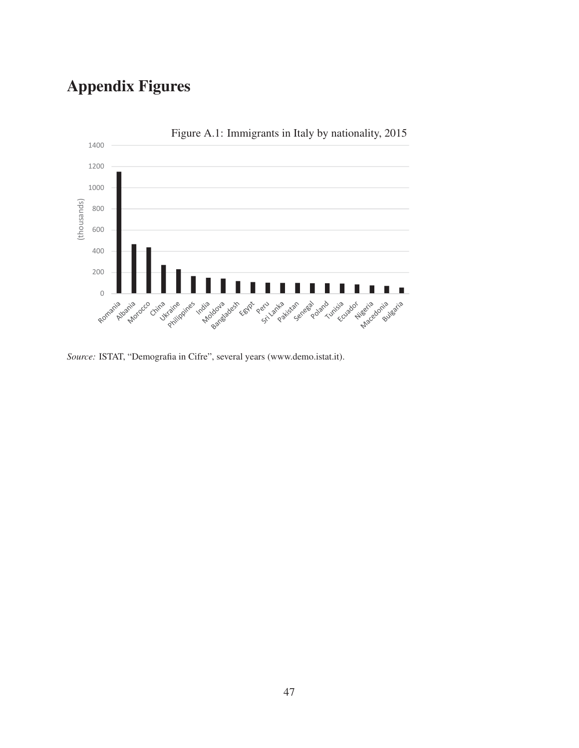# Appendix Figures

Figure A.1: Immigrants in Italy by nationality, 2015

*Source:* ISTAT, “Demografia in Cifre”, several years (www.demo.istat.it).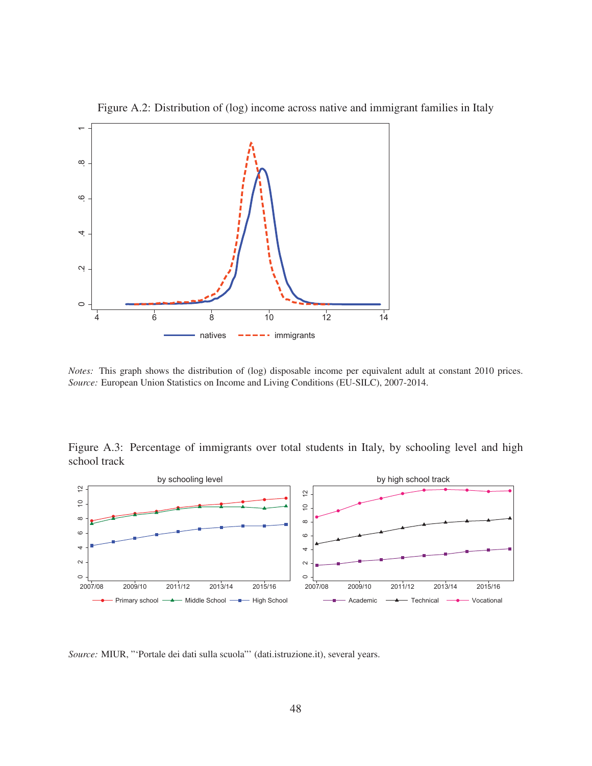Figure A.2: Distribution of (log) income across native and immigrant families in Italy

*Notes:* This graph shows the distribution of (log) disposable income per equivalent adult at constant 2010 prices. *Source:* European Union Statistics on Income and Living Conditions (EU-SILC), 2007-2014.

Figure A.3: Percentage of immigrants over total students in Italy, by schooling level and high school track

*Source:* MIUR, "'Portale dei dati sulla scuola"' (dati.istruzione.it), several years.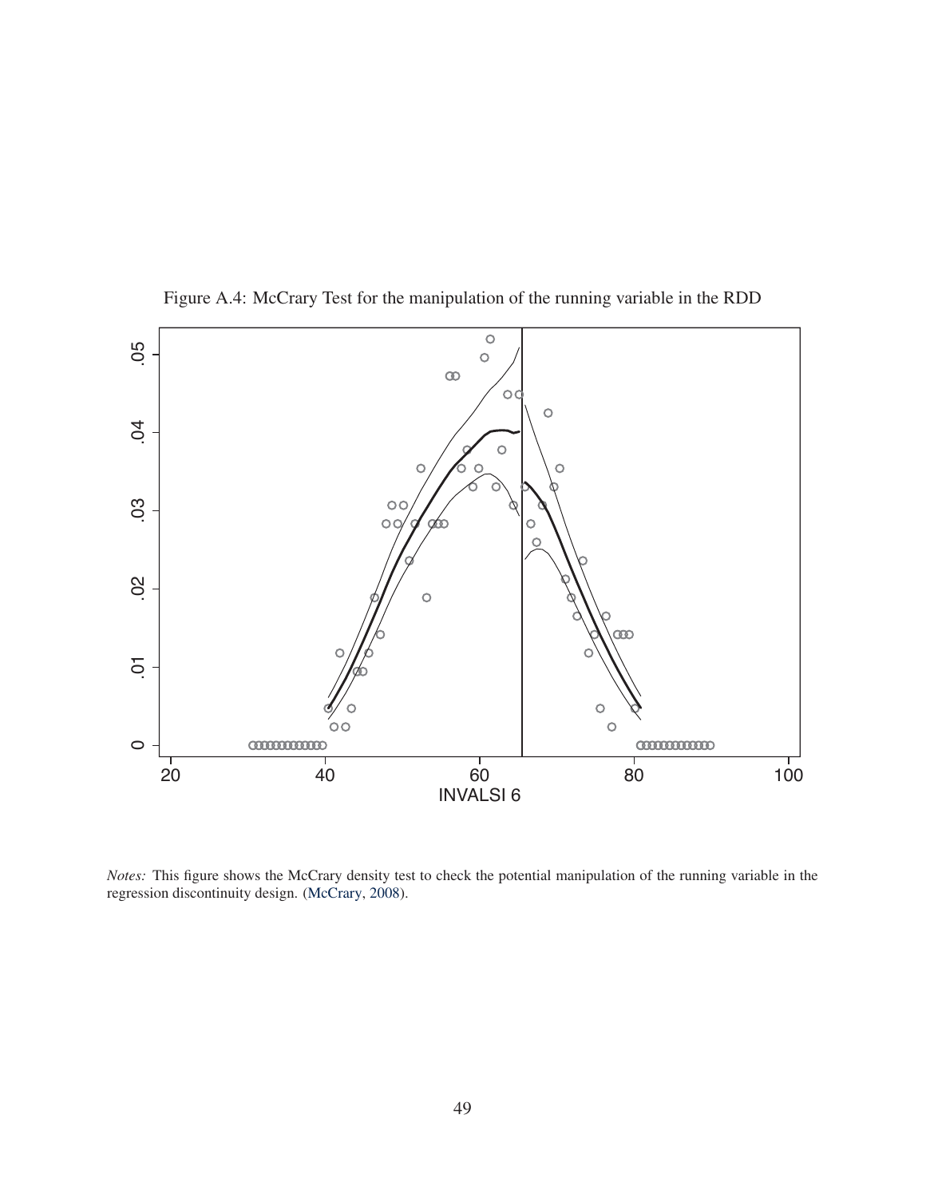Figure A.4: McCrary Test for the manipulation of the running variable in the RDD

*Notes:* This figure shows the McCrary density test to check the potential manipulation of the running variable in the regression discontinuity design. (McCrary, 2008).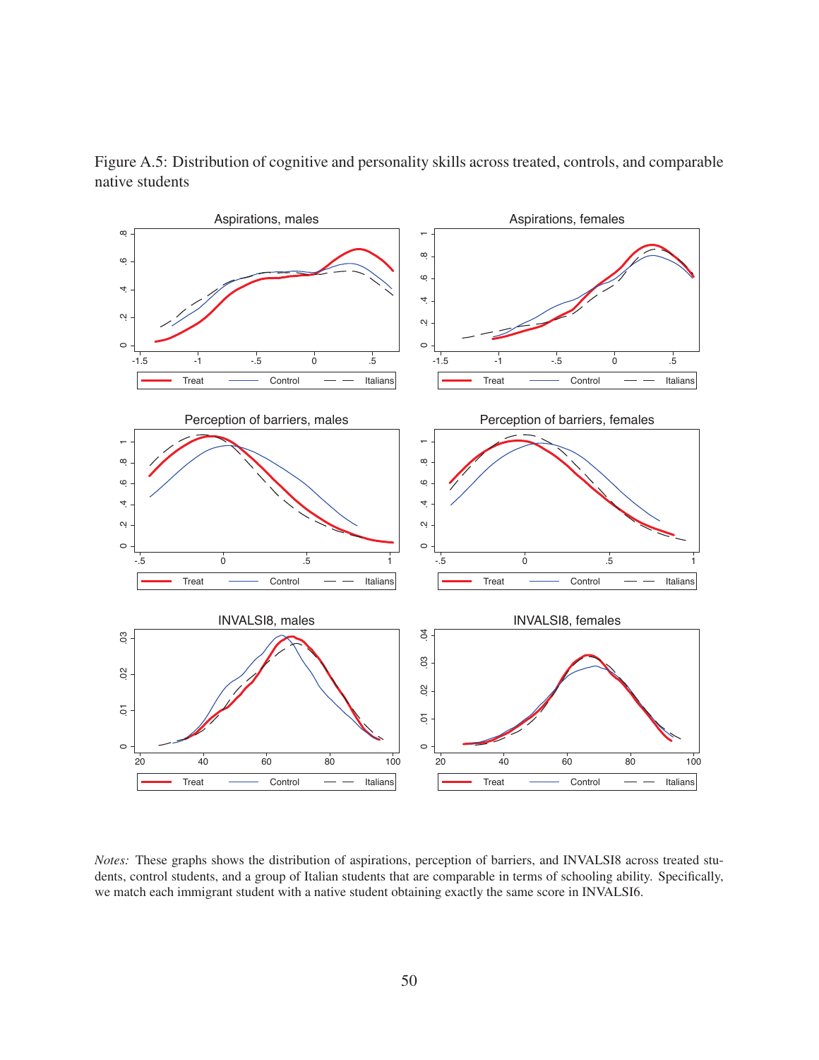Figure A.5: Distribution of cognitive and personality skills across treated, controls, and comparable native students

*Notes:* These graphs shows the distribution of aspirations, perception of barriers, and INVALSI8 across treated students, control students, and a group of Italian students that are comparable in terms of schooling ability. Specifically, we match each immigrant student with a native student obtaining exactly the same score in INVALSI6.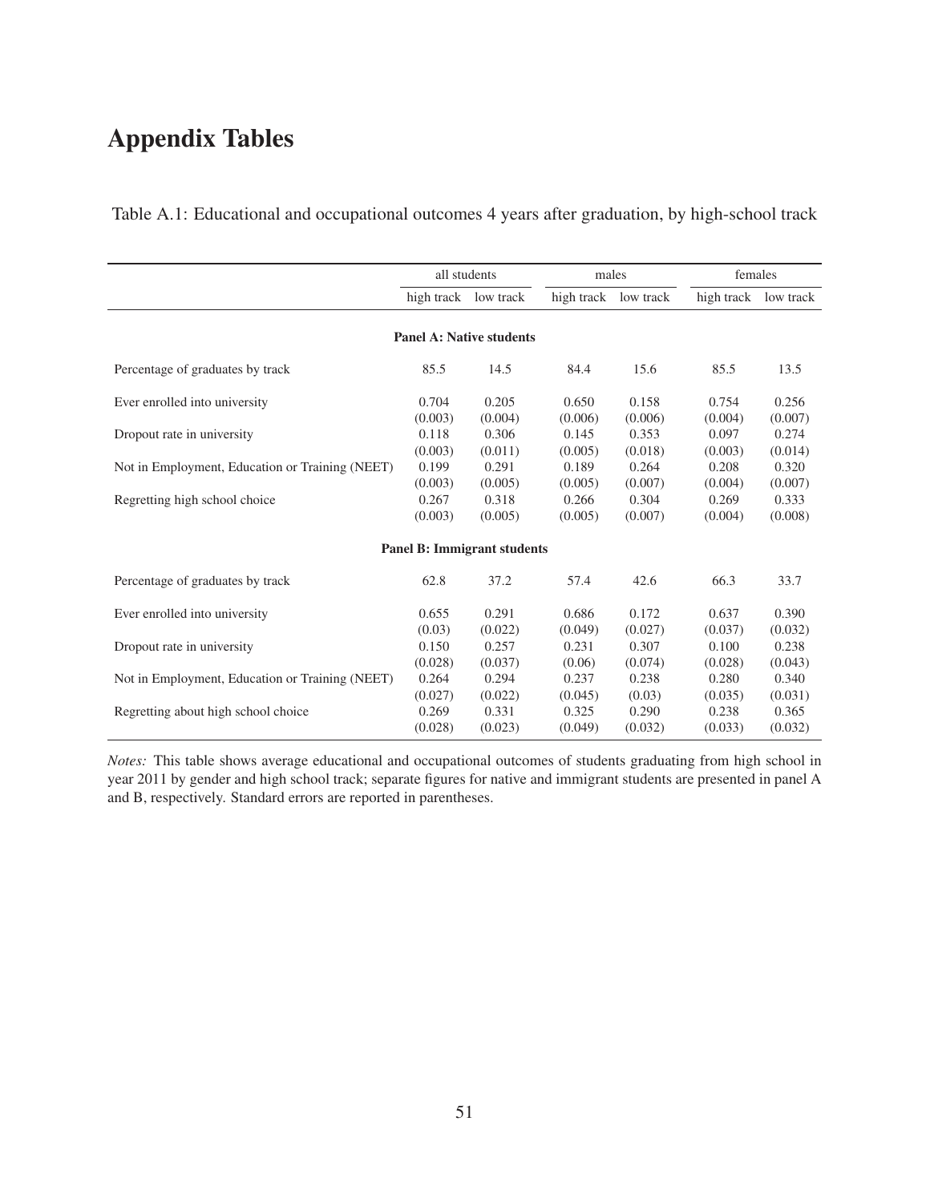# Appendix Tables

Table A.1: Educational and occupational outcomes 4 years after graduation, by high-school track

| | all students | | males | | females | |
|---|---|---|---|---|---|---|
| | high track | low track | high track | low track | high track | low track |
| **Panel A: Native students** | | | | | | |
| Percentage of graduates by track | 85.5 | 14.5 | 84.4 | 15.6 | 85.5 | 13.5 |
| Ever enrolled into university | 0.704 | 0.205 | 0.650 | 0.158 | 0.754 | 0.256 |
| | (0.003) | (0.004) | (0.006) | (0.006) | (0.004) | (0.007) |
| Dropout rate in university | 0.118 | 0.306 | 0.145 | 0.353 | 0.097 | 0.274 |
| | (0.003) | (0.011) | (0.005) | (0.018) | (0.003) | (0.014) |
| Not in Employment, Education or Training (NEET) | 0.199 | 0.291 | 0.189 | 0.264 | 0.208 | 0.320 |
| | (0.003) | (0.005) | (0.005) | (0.007) | (0.004) | (0.007) |
| Regretting high school choice | 0.267 | 0.318 | 0.266 | 0.304 | 0.269 | 0.333 |
| | (0.003) | (0.005) | (0.005) | (0.007) | (0.004) | (0.008) |
| **Panel B: Immigrant students** | | | | | | |
| Percentage of graduates by track | 62.8 | 37.2 | 57.4 | 42.6 | 66.3 | 33.7 |
| Ever enrolled into university | 0.655 | 0.291 | 0.686 | 0.172 | 0.637 | 0.390 |
| | (0.03) | (0.022) | (0.049) | (0.027) | (0.037) | (0.032) |
| Dropout rate in university | 0.150 | 0.257 | 0.231 | 0.307 | 0.100 | 0.238 |
| | (0.028) | (0.037) | (0.06) | (0.074) | (0.028) | (0.043) |
| Not in Employment, Education or Training (NEET) | 0.264 | 0.294 | 0.237 | 0.238 | 0.280 | 0.340 |
| | (0.027) | (0.022) | (0.045) | (0.03) | (0.035) | (0.031) |
| Regretting about high school choice | 0.269 | 0.331 | 0.325 | 0.290 | 0.238 | 0.365 |
| | (0.028) | (0.023) | (0.049) | (0.032) | (0.033) | (0.032) |

*Notes:* This table shows average educational and occupational outcomes of students graduating from high school in year 2011 by gender and high school track; separate figures for native and immigrant students are presented in panel A and B, respectively. Standard errors are reported in parentheses.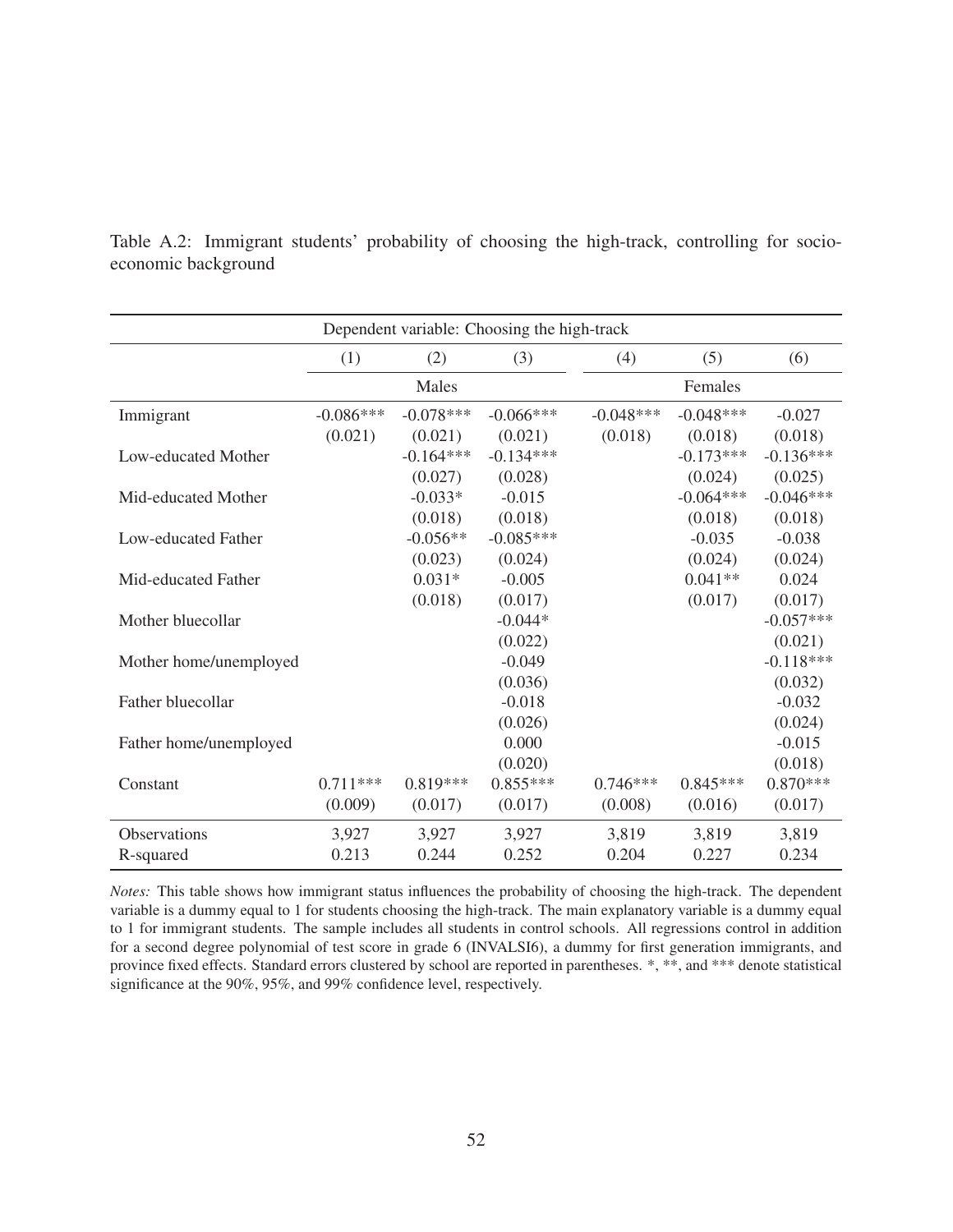Table A.2: Immigrant students' probability of choosing the high-track, controlling for socio-economic background

| Dependent variable: Choosing the high-track | | | | | | |
|---|---|---|---|---|---|---|
| | (1) | (2) | (3) | (4) | (5) | (6) |
| | Males | | | Females | | |
| Immigrant | -0.086*** | -0.078*** | -0.066*** | -0.048*** | -0.048*** | -0.027 |
| | (0.021) | (0.021) | (0.021) | (0.018) | (0.018) | (0.018) |
| Low-educated Mother | | -0.164*** | -0.134*** | | -0.173*** | -0.136*** |
| | | (0.027) | (0.028) | | (0.024) | (0.025) |
| Mid-educated Mother | | -0.033* | -0.015 | | -0.064*** | -0.046*** |
| | | (0.018) | (0.018) | | (0.018) | (0.018) |
| Low-educated Father | | -0.056** | -0.085*** | | -0.035 | -0.038 |
| | | (0.023) | (0.024) | | (0.024) | (0.024) |
| Mid-educated Father | | 0.031* | -0.005 | | 0.041** | 0.024 |
| | | (0.018) | (0.017) | | (0.017) | (0.017) |
| Mother bluecollar | | | -0.044* | | | -0.057*** |
| | | | (0.022) | | | (0.021) |
| Mother home/unemployed | | | -0.049 | | | -0.118*** |
| | | | (0.036) | | | (0.032) |
| Father bluecollar | | | -0.018 | | | -0.032 |
| | | | (0.026) | | | (0.024) |
| Father home/unemployed | | | 0.000 | | | -0.015 |
| | | | (0.020) | | | (0.018) |
| Constant | 0.711*** | 0.819*** | 0.855*** | 0.746*** | 0.845*** | 0.870*** |
| | (0.009) | (0.017) | (0.017) | (0.008) | (0.016) | (0.017) |
| Observations | 3,927 | 3,927 | 3,927 | 3,819 | 3,819 | 3,819 |
| R-squared | 0.213 | 0.244 | 0.252 | 0.204 | 0.227 | 0.234 |

*Notes:* This table shows how immigrant status influences the probability of choosing the high-track. The dependent variable is a dummy equal to 1 for students choosing the high-track. The main explanatory variable is a dummy equal to 1 for immigrant students. The sample includes all students in control schools. All regressions control in addition for a second degree polynomial of test score in grade 6 (INVALSI6), a dummy for first generation immigrants, and province fixed effects. Standard errors clustered by school are reported in parentheses. *, **, and *** denote statistical significance at the 90%, 95%, and 99% confidence level, respectively.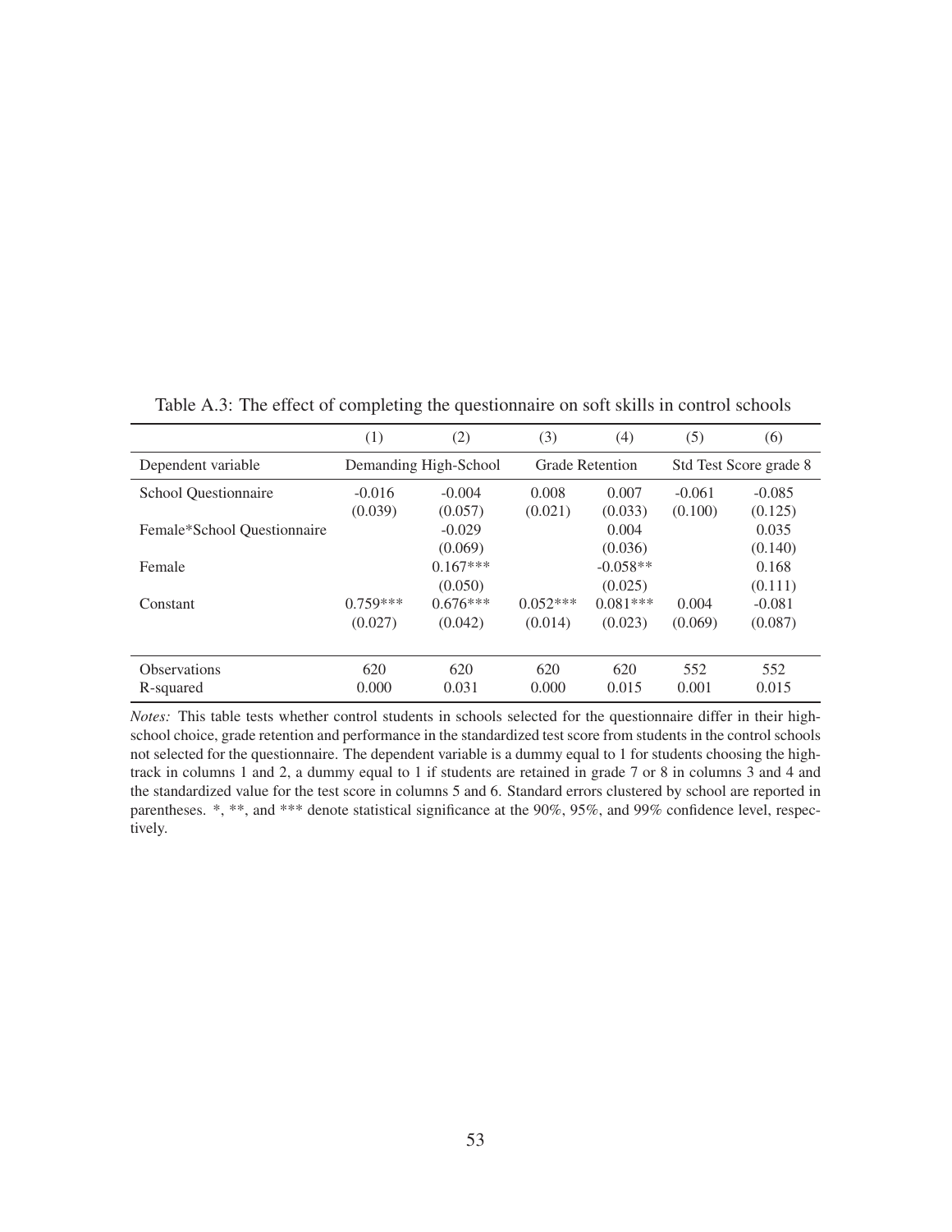Table A.3: The effect of completing the questionnaire on soft skills in control schools

| | (1) | (2) | (3) | (4) | (5) | (6) |
|---|---|---|---|---|---|---|
| Dependent variable | Demanding High-School | | Grade Retention | | Std Test Score grade 8 | |
| School Questionnaire | -0.016 | -0.004 | 0.008 | 0.007 | -0.061 | -0.085 |
| | (0.039) | (0.057) | (0.021) | (0.033) | (0.100) | (0.125) |
| Female*School Questionnaire | | -0.029 | | 0.004 | | 0.035 |
| | | (0.069) | | (0.036) | | (0.140) |
| Female | | 0.167*** | | -0.058** | | 0.168 |
| | | (0.050) | | (0.025) | | (0.111) |
| Constant | 0.759*** | 0.676*** | 0.052*** | 0.081*** | 0.004 | -0.081 |
| | (0.027) | (0.042) | (0.014) | (0.023) | (0.069) | (0.087) |
| Observations | 620 | 620 | 620 | 620 | 552 | 552 |
| R-squared | 0.000 | 0.031 | 0.000 | 0.015 | 0.001 | 0.015 |

*Notes:* This table tests whether control students in schools selected for the questionnaire differ in their high-school choice, grade retention and performance in the standardized test score from students in the control schools not selected for the questionnaire. The dependent variable is a dummy equal to 1 for students choosing the high-track in columns 1 and 2, a dummy equal to 1 if students are retained in grade 7 or 8 in columns 3 and 4 and the standardized value for the test score in columns 5 and 6. Standard errors clustered by school are reported in parentheses. *, **, and *** denote statistical significance at the 90%, 95%, and 99% confidence level, respectively.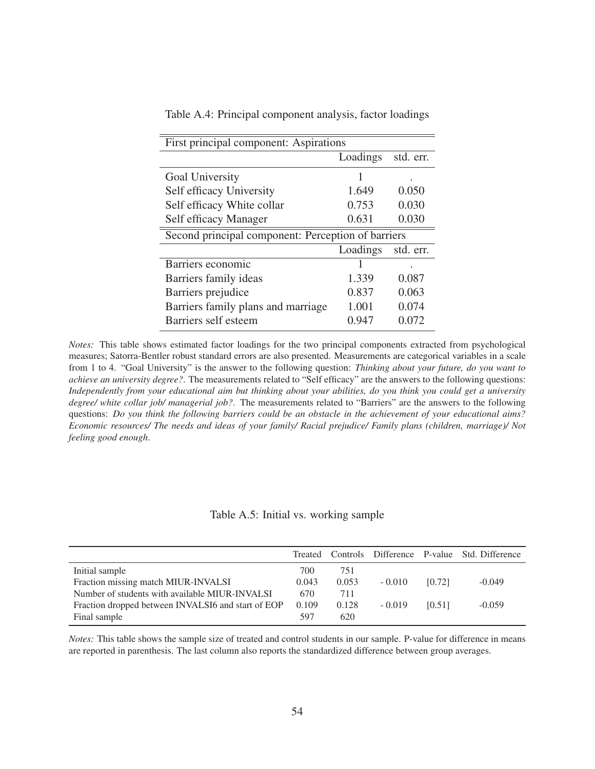Table A.4: Principal component analysis, factor loadings

| First principal component: Aspirations | | |
|---|---|---|
| | Loadings | std. err. |
| Goal University | 1 | . |
| Self efficacy University | 1.649 | 0.050 |
| Self efficacy White collar | 0.753 | 0.030 |
| Self efficacy Manager | 0.631 | 0.030 |
| **Second principal component: Perception of barriers** | | |
| | Loadings | std. err. |
| Barriers economic | 1 | . |
| Barriers family ideas | 1.339 | 0.087 |
| Barriers prejudice | 0.837 | 0.063 |
| Barriers family plans and marriage | 1.001 | 0.074 |
| Barriers self esteem | 0.947 | 0.072 |

*Notes:* This table shows estimated factor loadings for the two principal components extracted from psychological measures; Satorra-Bentler robust standard errors are also presented. Measurements are categorical variables in a scale from 1 to 4. "Goal University" is the answer to the following question: *Thinking about your future, do you want to achieve an university degree?*. The measurements related to "Self efficacy" are the answers to the following questions: *Independently from your educational aim but thinking about your abilities, do you think you could get a university degree/ white collar job/ managerial job?*. The measurements related to "Barriers" are the answers to the following questions: *Do you think the following barriers could be an obstacle in the achievement of your educational aims? Economic resources/ The needs and ideas of your family/ Racial prejudice/ Family plans (children, marriage)/ Not feeling good enough*.

Table A.5: Initial vs. working sample

| | Treated | Controls | Difference | P-value | Std. Difference |
|---|---|---|---|---|---|
| Initial sample | 700 | 751 | | | |
| Fraction missing match MIUR-INVALSI | 0.043 | 0.053 | - 0.010 | [0.72] | -0.049 |
| Number of students with available MIUR-INVALSI | 670 | 711 | | | |
| Fraction dropped between INVALSI6 and start of EOP | 0.109 | 0.128 | - 0.019 | [0.51] | -0.059 |
| Final sample | 597 | 620 | | | |

*Notes:* This table shows the sample size of treated and control students in our sample. P-value for difference in means are reported in parenthesis. The last column also reports the standardized difference between group averages.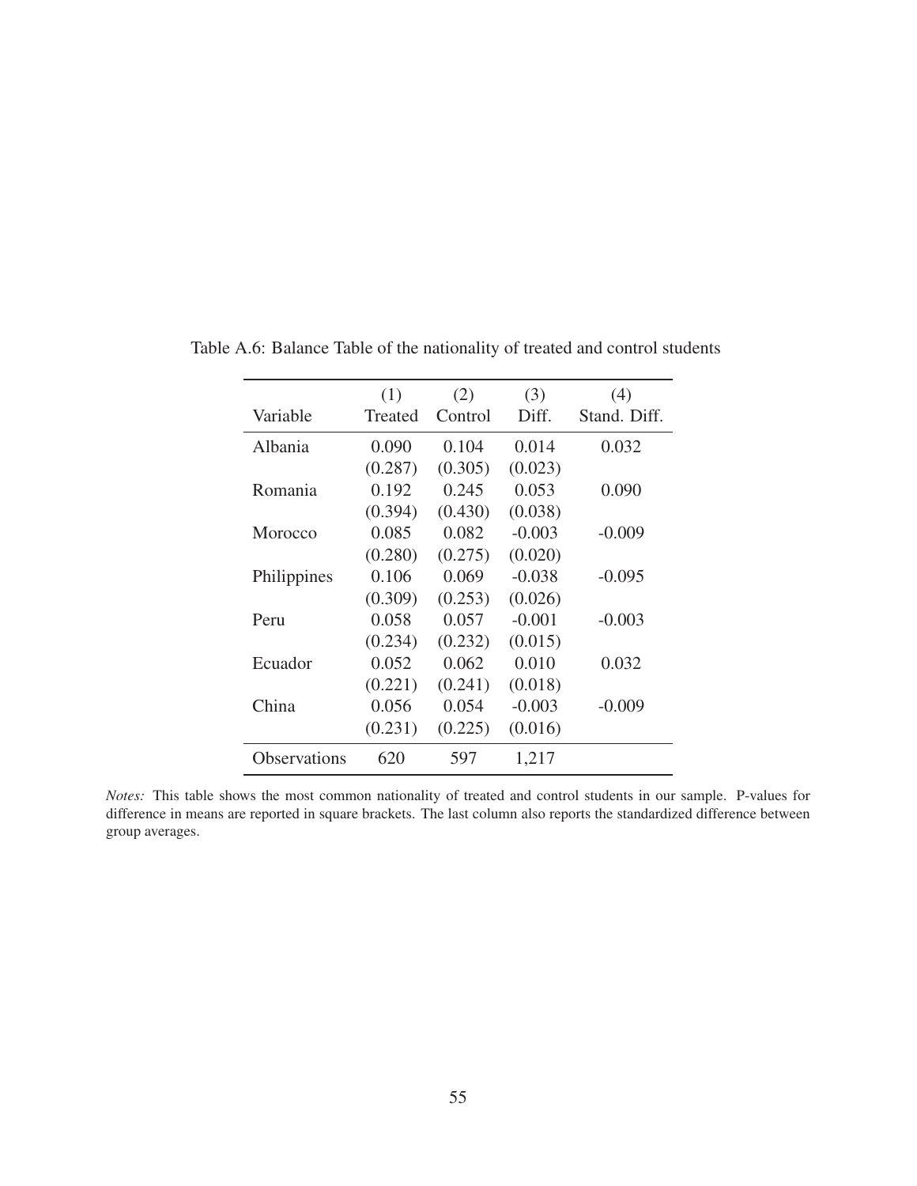Table A.6: Balance Table of the nationality of treated and control students

| Variable | (1) Treated | (2) Control | (3) Diff. | (4) Stand. Diff. |
|---|---|---|---|---|
| Albania | 0.090 | 0.104 | 0.014 | 0.032 |
| | (0.287) | (0.305) | (0.023) | |
| Romania | 0.192 | 0.245 | 0.053 | 0.090 |
| | (0.394) | (0.430) | (0.038) | |
| Morocco | 0.085 | 0.082 | -0.003 | -0.009 |
| | (0.280) | (0.275) | (0.020) | |
| Philippines | 0.106 | 0.069 | -0.038 | -0.095 |
| | (0.309) | (0.253) | (0.026) | |
| Peru | 0.058 | 0.057 | -0.001 | -0.003 |
| | (0.234) | (0.232) | (0.015) | |
| Ecuador | 0.052 | 0.062 | 0.010 | 0.032 |
| | (0.221) | (0.241) | (0.018) | |
| China | 0.056 | 0.054 | -0.003 | -0.009 |
| | (0.231) | (0.225) | (0.016) | |
| Observations | 620 | 597 | 1,217 | |

*Notes:* This table shows the most common nationality of treated and control students in our sample. P-values for difference in means are reported in square brackets. The last column also reports the standardized difference between group averages.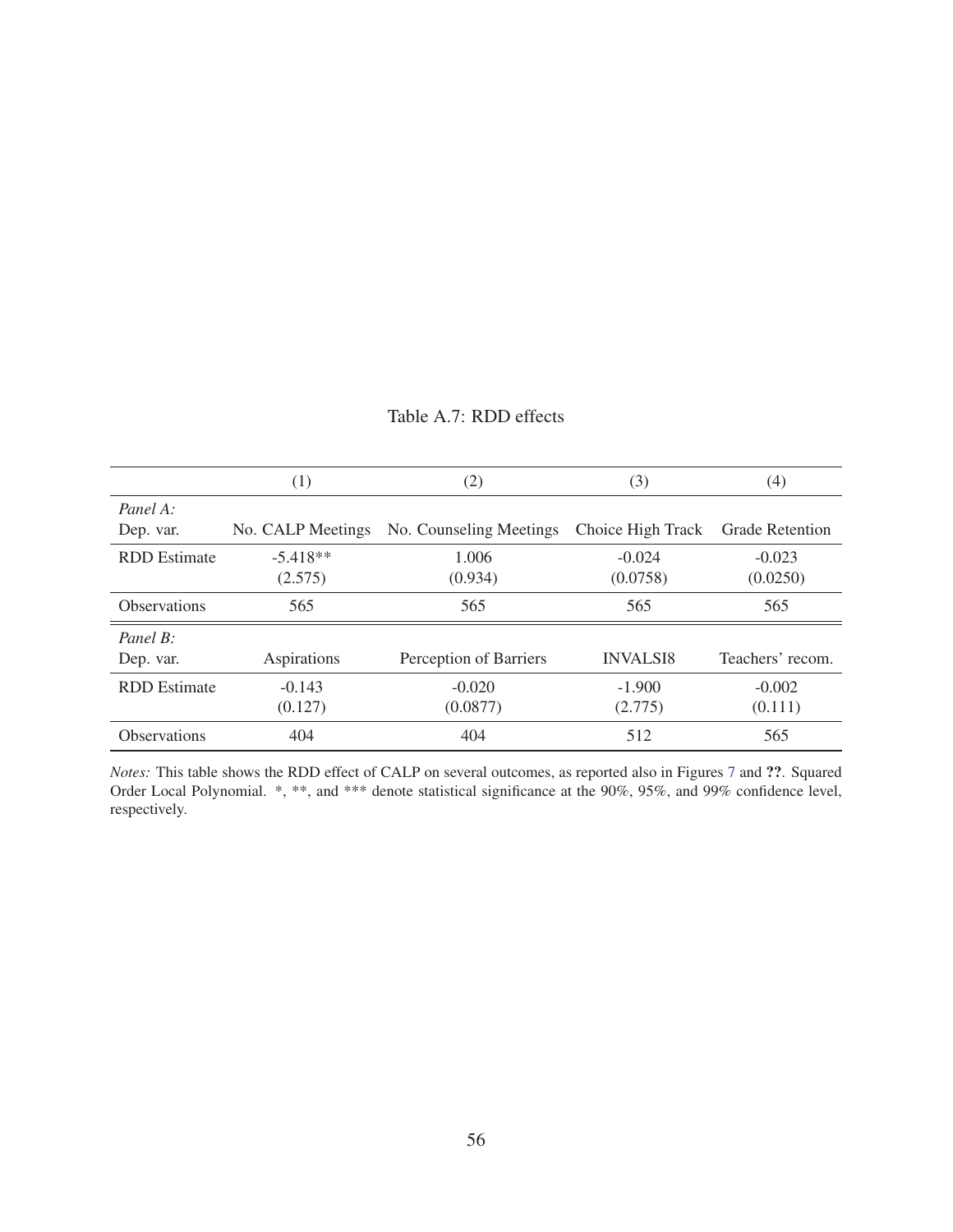Table A.7: RDD effects

| | (1) | (2) | (3) | (4) |
|---|---|---|---|---|
| *Panel A:* | | | | |
| Dep. var. | No. CALP Meetings | No. Counseling Meetings | Choice High Track | Grade Retention |
| RDD Estimate | -5.418** | 1.006 | -0.024 | -0.023 |
| | (2.575) | (0.934) | (0.0758) | (0.0250) |
| Observations | 565 | 565 | 565 | 565 |
| *Panel B:* | | | | |
| Dep. var. | Aspirations | Perception of Barriers | INVALSI8 | Teachers' recom. |
| RDD Estimate | -0.143 | -0.020 | -1.900 | -0.002 |
| | (0.127) | (0.0877) | (2.775) | (0.111) |
| Observations | 404 | 404 | 512 | 565 |

*Notes:* This table shows the RDD effect of CALP on several outcomes, as reported also in Figures 7 and **??**. Squared Order Local Polynomial. *, **, and *** denote statistical significance at the 90%, 95%, and 99% confidence level, respectively.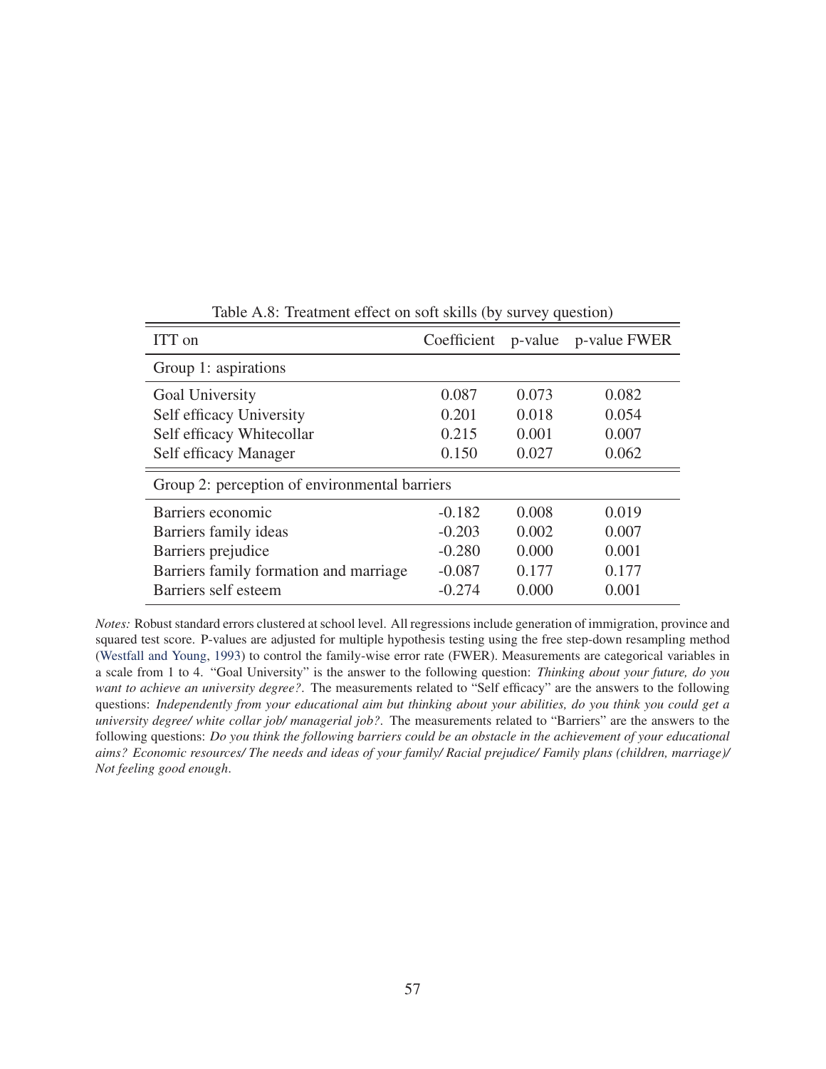Table A.8: Treatment effect on soft skills (by survey question)

| ITT on | Coefficient | p-value | p-value FWER |
|---|---|---|---|
| Group 1: aspirations | | | |
| Goal University | 0.087 | 0.073 | 0.082 |
| Self efficacy University | 0.201 | 0.018 | 0.054 |
| Self efficacy Whitecollar | 0.215 | 0.001 | 0.007 |
| Self efficacy Manager | 0.150 | 0.027 | 0.062 |
| Group 2: perception of environmental barriers | | | |
| Barriers economic | -0.182 | 0.008 | 0.019 |
| Barriers family ideas | -0.203 | 0.002 | 0.007 |
| Barriers prejudice | -0.280 | 0.000 | 0.001 |
| Barriers family formation and marriage | -0.087 | 0.177 | 0.177 |
| Barriers self esteem | -0.274 | 0.000 | 0.001 |

*Notes:* Robust standard errors clustered at school level. All regressions include generation of immigration, province and squared test score. P-values are adjusted for multiple hypothesis testing using the free step-down resampling method (Westfall and Young, 1993) to control the family-wise error rate (FWER). Measurements are categorical variables in a scale from 1 to 4. "Goal University" is the answer to the following question: *Thinking about your future, do you want to achieve an university degree?*. The measurements related to "Self efficacy" are the answers to the following questions: *Independently from your educational aim but thinking about your abilities, do you think you could get a university degree/ white collar job/ managerial job?*. The measurements related to "Barriers" are the answers to the following questions: *Do you think the following barriers could be an obstacle in the achievement of your educational aims? Economic resources/ The needs and ideas of your family/ Racial prejudice/ Family plans (children, marriage)/ Not feeling good enough*.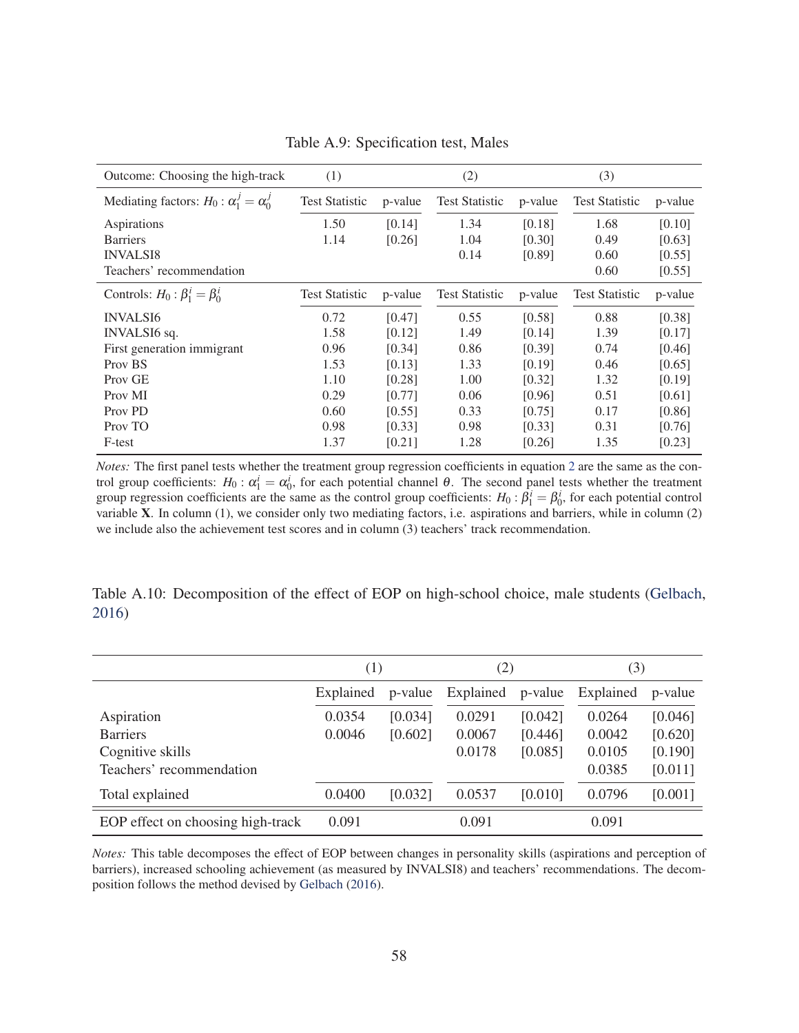Table A.9: Specification test, Males

| Outcome: Choosing the high-track | (1) | | (2) | | (3) | |
|---|---|---|---|---|---|---|
| Mediating factors: $H_0 : \alpha_1^j = \alpha_0^j$ | Test Statistic | p-value | Test Statistic | p-value | Test Statistic | p-value |
| Aspirations | 1.50 | [0.14] | 1.34 | [0.18] | 1.68 | [0.10] |
| Barriers | 1.14 | [0.26] | 1.04 | [0.30] | 0.49 | [0.63] |
| INVALSI8 | | | 0.14 | [0.89] | 0.60 | [0.55] |
| Teachers' recommendation | | | | | 0.60 | [0.55] |
| Controls: $H_0 : \beta_1^i = \beta_0^i$ | Test Statistic | p-value | Test Statistic | p-value | Test Statistic | p-value |
| INVALSI6 | 0.72 | [0.47] | 0.55 | [0.58] | 0.88 | [0.38] |
| INVALSI6 sq. | 1.58 | [0.12] | 1.49 | [0.14] | 1.39 | [0.17] |
| First generation immigrant | 0.96 | [0.34] | 0.86 | [0.39] | 0.74 | [0.46] |
| Prov BS | 1.53 | [0.13] | 1.33 | [0.19] | 0.46 | [0.65] |
| Prov GE | 1.10 | [0.28] | 1.00 | [0.32] | 1.32 | [0.19] |
| Prov MI | 0.29 | [0.77] | 0.06 | [0.96] | 0.51 | [0.61] |
| Prov PD | 0.60 | [0.55] | 0.33 | [0.75] | 0.17 | [0.86] |
| Prov TO | 0.98 | [0.33] | 0.98 | [0.33] | 0.31 | [0.76] |
| F-test | 1.37 | [0.21] | 1.28 | [0.26] | 1.35 | [0.23] |

*Notes:* The first panel tests whether the treatment group regression coefficients in equation 2 are the same as the control group coefficients: $H_0 : \alpha_1^i = \alpha_0^i$, for each potential channel $\theta$. The second panel tests whether the treatment group regression coefficients are the same as the control group coefficients: $H_0 : \beta_1^i = \beta_0^i$, for each potential control variable $\mathbf{X}$. In column (1), we consider only two mediating factors, i.e. aspirations and barriers, while in column (2) we include also the achievement test scores and in column (3) teachers' track recommendation.

Table A.10: Decomposition of the effect of EOP on high-school choice, male students (Gelbach, 2016)

| | (1) | | (2) | | (3) | |
|---|---|---|---|---|---|---|
| | Explained | p-value | Explained | p-value | Explained | p-value |
| Aspiration | 0.0354 | [0.034] | 0.0291 | [0.042] | 0.0264 | [0.046] |
| Barriers | 0.0046 | [0.602] | 0.0067 | [0.446] | 0.0042 | [0.620] |
| Cognitive skills | | | 0.0178 | [0.085] | 0.0105 | [0.190] |
| Teachers' recommendation | | | | | 0.0385 | [0.011] |
| Total explained | 0.0400 | [0.032] | 0.0537 | [0.010] | 0.0796 | [0.001] |
| EOP effect on choosing high-track | 0.091 | | 0.091 | | 0.091 | |

*Notes:* This table decomposes the effect of EOP between changes in personality skills (aspirations and perception of barriers), increased schooling achievement (as measured by INVALSI8) and teachers' recommendations. The decomposition follows the method devised by Gelbach (2016).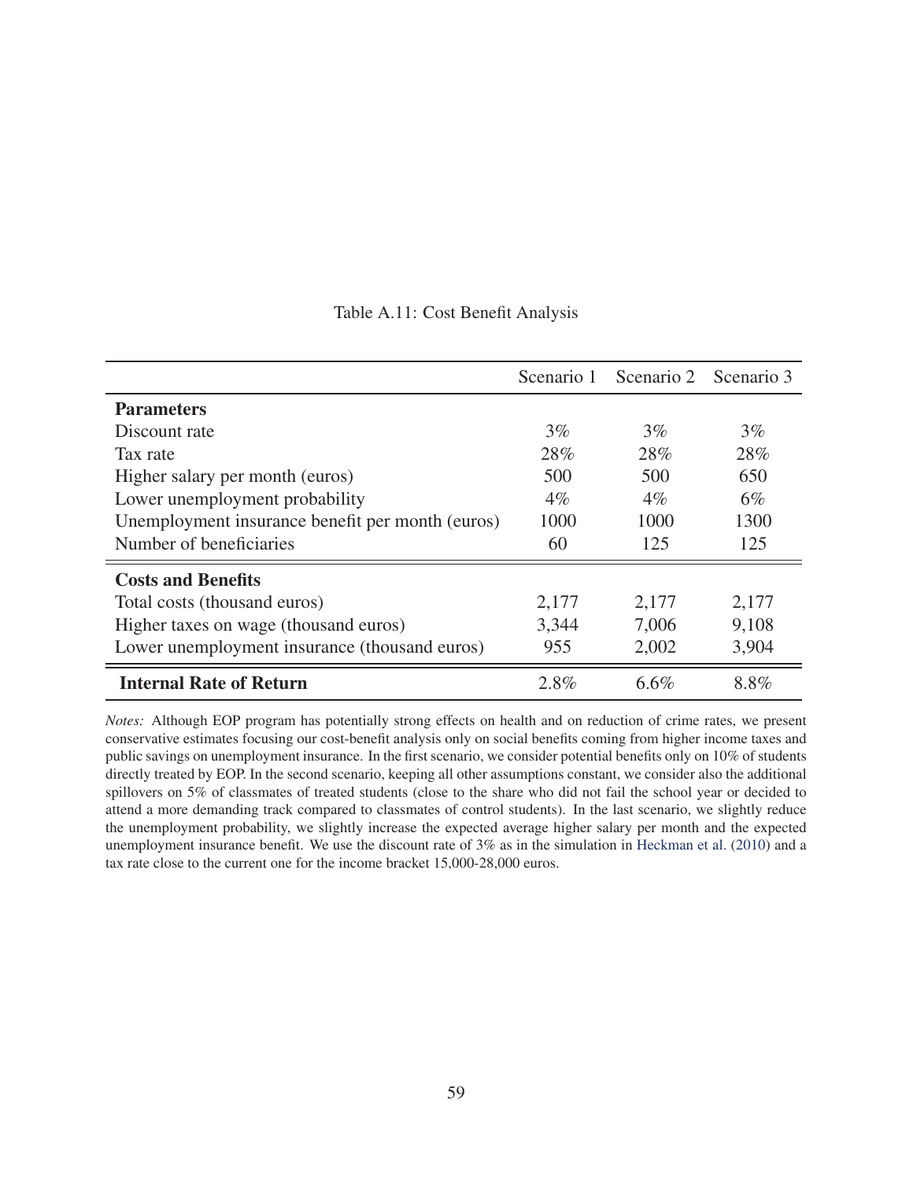Table A.11: Cost Benefit Analysis

| | Scenario 1 | Scenario 2 | Scenario 3 |
|---|---|---|---|
| **Parameters** | | | |
| Discount rate | 3% | 3% | 3% |
| Tax rate | 28% | 28% | 28% |
| Higher salary per month (euros) | 500 | 500 | 650 |
| Lower unemployment probability | 4% | 4% | 6% |
| Unemployment insurance benefit per month (euros) | 1000 | 1000 | 1300 |
| Number of beneficiaries | 60 | 125 | 125 |
| **Costs and Benefits** | | | |
| Total costs (thousand euros) | 2,177 | 2,177 | 2,177 |
| Higher taxes on wage (thousand euros) | 3,344 | 7,006 | 9,108 |
| Lower unemployment insurance (thousand euros) | 955 | 2,002 | 3,904 |
| **Internal Rate of Return** | 2.8% | 6.6% | 8.8% |

*Notes:* Although EOP program has potentially strong effects on health and on reduction of crime rates, we present conservative estimates focusing our cost-benefit analysis only on social benefits coming from higher income taxes and public savings on unemployment insurance. In the first scenario, we consider potential benefits only on 10% of students directly treated by EOP. In the second scenario, keeping all other assumptions constant, we consider also the additional spillovers on 5% of classmates of treated students (close to the share who did not fail the school year or decided to attend a more demanding track compared to classmates of control students). In the last scenario, we slightly reduce the unemployment probability, we slightly increase the expected average higher salary per month and the expected unemployment insurance benefit. We use the discount rate of 3% as in the simulation in Heckman et al. (2010) and a tax rate close to the current one for the income bracket 15,000-28,000 euros.